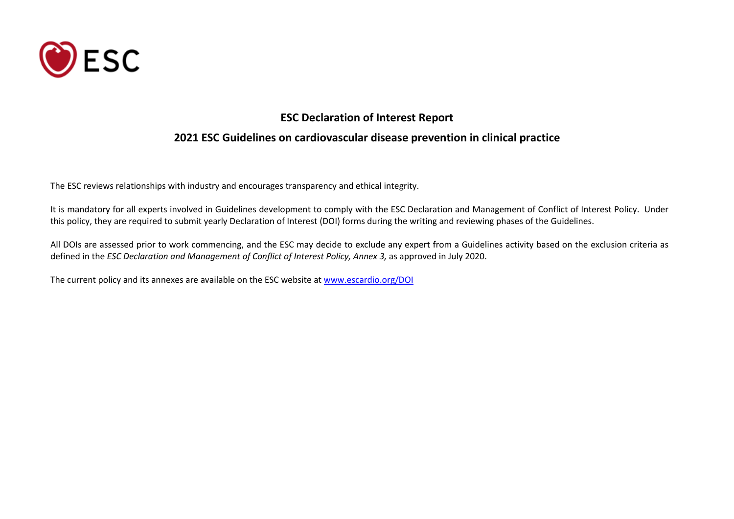# ESC Declaration of Interest Report

## 2021 ESC Guidelines on cardiovascular disease prevention in clinical practice

The ESC reviews relationships with industry and encourages transparency and ethical integrity.

It is mandatory for all experts involved in Guidelines development to comply with the ESC Declaration and Management of Conflict of Interest Policy. Under this policy, they are required to submit yearly Declaration of Interest (DOI) forms during the writing and reviewing phases of the Guidelines.

All DOIs are assessed prior to work commencing, and the ESC may decide to exclude any expert from a Guidelines activity based on the exclusion criteria as defined in the *ESC Declaration and Management of Conflict of Interest Policy, Annex 3,* as approved in July 2020.

The current policy and its annexes are available on the ESC website at [www.escardio.org/DOI](http://www.escardio.org/DOI)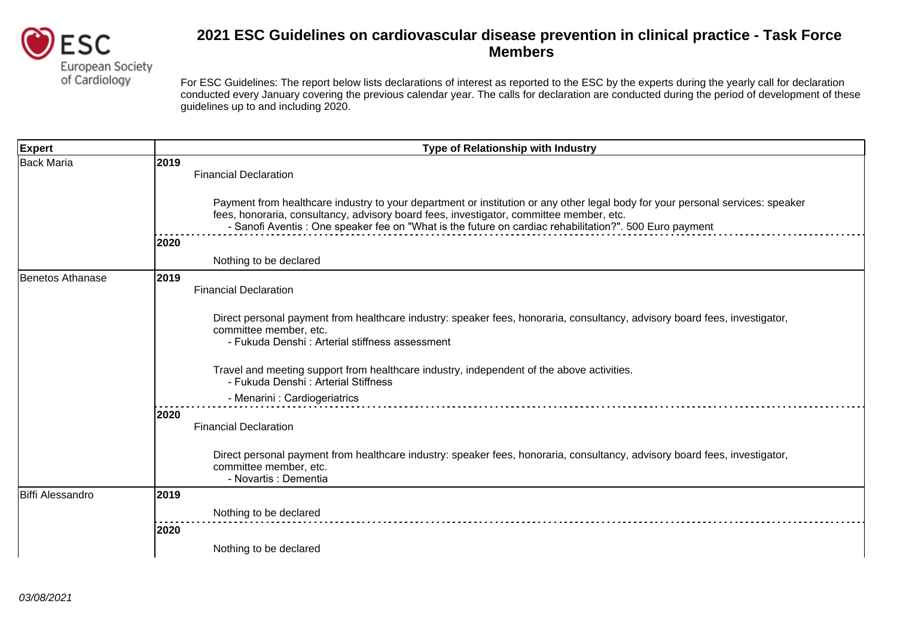# 2021 ESC Guidelines on cardiovascular disease prevention in clinical practice - Task Force Members

For ESC Guidelines: The report below lists declarations of interest as reported to the ESC by the experts during the yearly call for declaration conducted every January covering the previous calendar year. The calls for declaration are conducted during the period of development of these guidelines up to and including 2020.

| Expert | Type of Relationship with Industry |
|---|---|
| Back Maria | **2019**<br>Financial Declaration<br><br>Payment from healthcare industry to your department or institution or any other legal body for your personal services: speaker fees, honoraria, consultancy, advisory board fees, investigator, committee member, etc.<br>- Sanofi Aventis : One speaker fee on "What is the future on cardiac rehabilitation?". 500 Euro payment |
| | **2020**<br>Nothing to be declared |
| Benetos Athanase | **2019**<br>Financial Declaration<br><br>Direct personal payment from healthcare industry: speaker fees, honoraria, consultancy, advisory board fees, investigator, committee member, etc.<br>- Fukuda Denshi : Arterial stiffness assessment<br><br>Travel and meeting support from healthcare industry, independent of the above activities.<br>- Fukuda Denshi : Arterial Stiffness<br>- Menarini : Cardiogeriatrics |
| | **2020**<br>Financial Declaration<br><br>Direct personal payment from healthcare industry: speaker fees, honoraria, consultancy, advisory board fees, investigator, committee member, etc.<br>- Novartis : Dementia |
| Biffi Alessandro | **2019**<br>Nothing to be declared |
| | **2020**<br>Nothing to be declared |

*03/08/2021*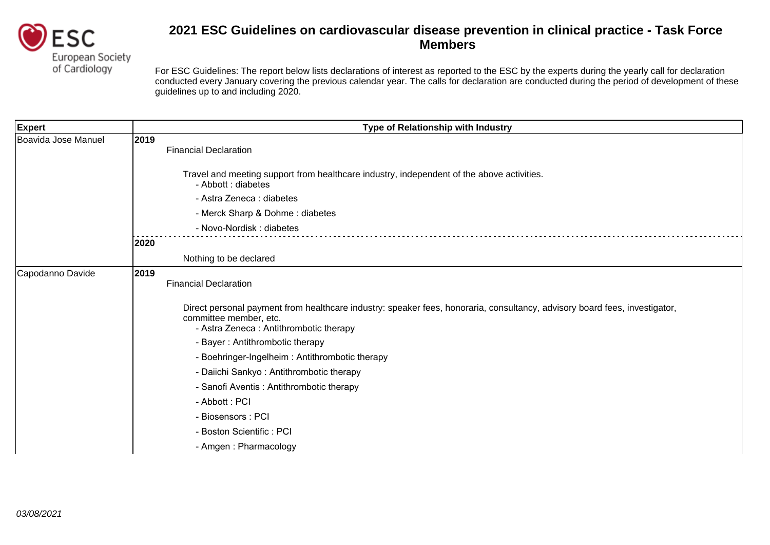# 2021 ESC Guidelines on cardiovascular disease prevention in clinical practice - Task Force Members

For ESC Guidelines: The report below lists declarations of interest as reported to the ESC by the experts during the yearly call for declaration conducted every January covering the previous calendar year. The calls for declaration are conducted during the period of development of these guidelines up to and including 2020.

| Expert | Type of Relationship with Industry |
|---|---|
| Boavida Jose Manuel | **2019**<br>Financial Declaration<br><br>Travel and meeting support from healthcare industry, independent of the above activities.<br>- Abbott : diabetes<br>- Astra Zeneca : diabetes<br>- Merck Sharp & Dohme : diabetes<br>- Novo-Nordisk : diabetes |
| | **2020**<br>Nothing to be declared |
| Capodanno Davide | **2019**<br>Financial Declaration<br><br>Direct personal payment from healthcare industry: speaker fees, honoraria, consultancy, advisory board fees, investigator, committee member, etc.<br>- Astra Zeneca : Antithrombotic therapy<br>- Bayer : Antithrombotic therapy<br>- Boehringer-Ingelheim : Antithrombotic therapy<br>- Daiichi Sankyo : Antithrombotic therapy<br>- Sanofi Aventis : Antithrombotic therapy<br>- Abbott : PCI<br>- Biosensors : PCI<br>- Boston Scientific : PCI<br>- Amgen : Pharmacology |

*03/08/2021*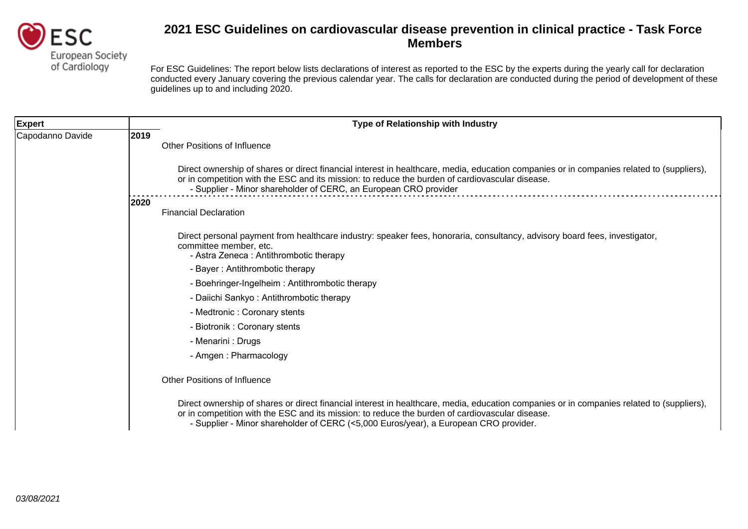# 2021 ESC Guidelines on cardiovascular disease prevention in clinical practice - Task Force Members

For ESC Guidelines: The report below lists declarations of interest as reported to the ESC by the experts during the yearly call for declaration conducted every January covering the previous calendar year. The calls for declaration are conducted during the period of development of these guidelines up to and including 2020.

| Expert | Type of Relationship with Industry |
|---|---|
| Capodanno Davide | **2019**<br><br>Other Positions of Influence<br><br>Direct ownership of shares or direct financial interest in healthcare, media, education companies or in companies related to (suppliers), or in competition with the ESC and its mission: to reduce the burden of cardiovascular disease.<br>- Supplier - Minor shareholder of CERC, an European CRO provider |
| | **2020**<br><br>Financial Declaration<br><br>Direct personal payment from healthcare industry: speaker fees, honoraria, consultancy, advisory board fees, investigator, committee member, etc.<br>- Astra Zeneca : Antithrombotic therapy<br>- Bayer : Antithrombotic therapy<br>- Boehringer-Ingelheim : Antithrombotic therapy<br>- Daiichi Sankyo : Antithrombotic therapy<br>- Medtronic : Coronary stents<br>- Biotronik : Coronary stents<br>- Menarini : Drugs<br>- Amgen : Pharmacology<br><br>Other Positions of Influence<br><br>Direct ownership of shares or direct financial interest in healthcare, media, education companies or in companies related to (suppliers), or in competition with the ESC and its mission: to reduce the burden of cardiovascular disease.<br>- Supplier - Minor shareholder of CERC (<5,000 Euros/year), a European CRO provider. |

*03/08/2021*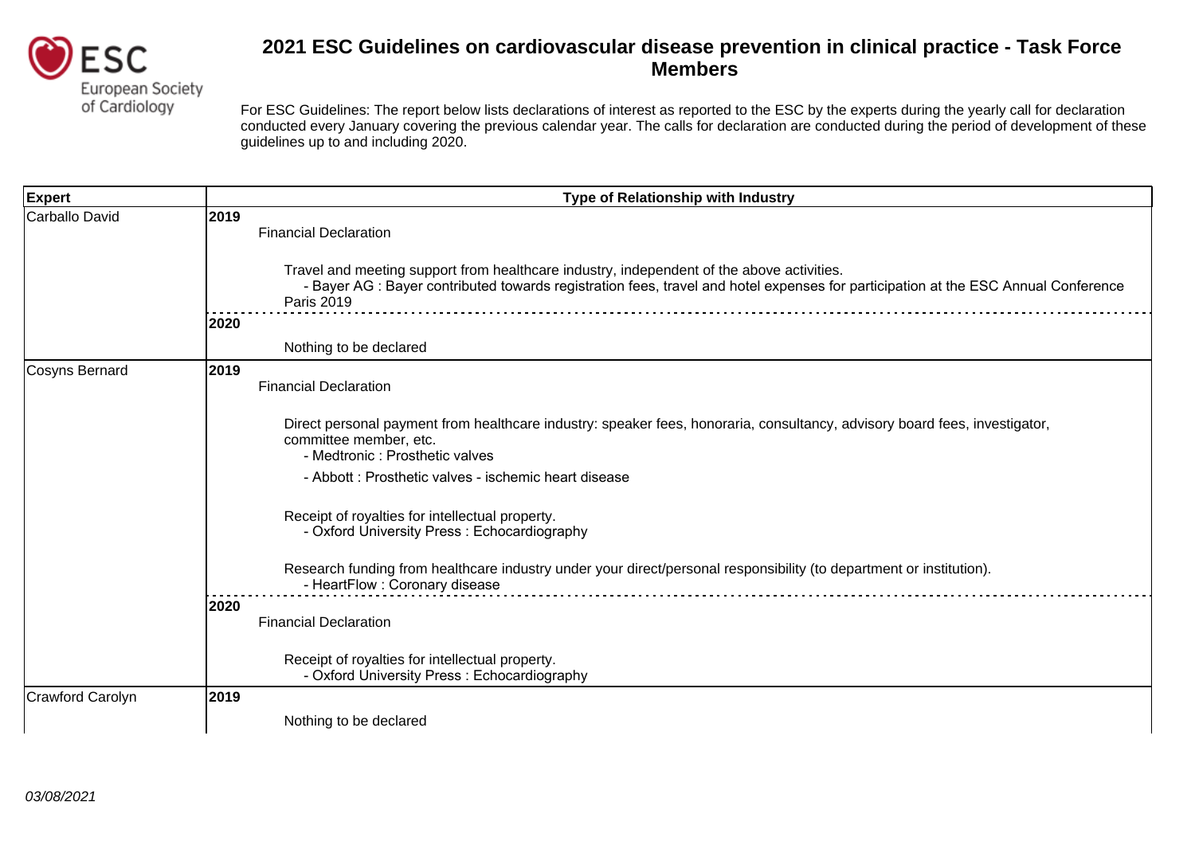# 2021 ESC Guidelines on cardiovascular disease prevention in clinical practice - Task Force Members

For ESC Guidelines: The report below lists declarations of interest as reported to the ESC by the experts during the yearly call for declaration conducted every January covering the previous calendar year. The calls for declaration are conducted during the period of development of these guidelines up to and including 2020.

| Expert | Type of Relationship with Industry |
|---|---|
| Carballo David | **2019**<br>Financial Declaration<br><br>Travel and meeting support from healthcare industry, independent of the above activities.<br>- Bayer AG : Bayer contributed towards registration fees, travel and hotel expenses for participation at the ESC Annual Conference Paris 2019 |
| | **2020**<br>Nothing to be declared |
| Cosyns Bernard | **2019**<br>Financial Declaration<br><br>Direct personal payment from healthcare industry: speaker fees, honoraria, consultancy, advisory board fees, investigator, committee member, etc.<br>- Medtronic : Prosthetic valves<br>- Abbott : Prosthetic valves - ischemic heart disease<br><br>Receipt of royalties for intellectual property.<br>- Oxford University Press : Echocardiography<br><br>Research funding from healthcare industry under your direct/personal responsibility (to department or institution).<br>- HeartFlow : Coronary disease |
| | **2020**<br>Financial Declaration<br><br>Receipt of royalties for intellectual property.<br>- Oxford University Press : Echocardiography |
| Crawford Carolyn | **2019**<br>Nothing to be declared |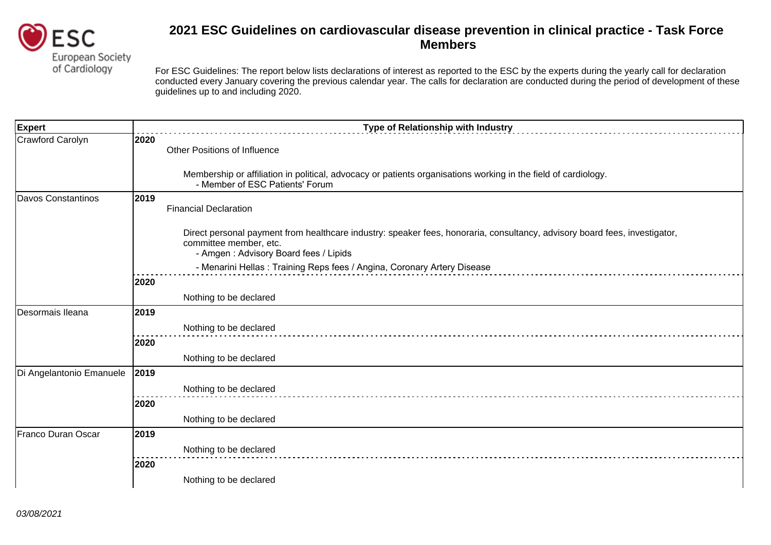# 2021 ESC Guidelines on cardiovascular disease prevention in clinical practice - Task Force Members

For ESC Guidelines: The report below lists declarations of interest as reported to the ESC by the experts during the yearly call for declaration conducted every January covering the previous calendar year. The calls for declaration are conducted during the period of development of these guidelines up to and including 2020.

| Expert | Type of Relationship with Industry |
|---|---|
| Crawford Carolyn | **2020**<br>Other Positions of Influence<br><br>Membership or affiliation in political, advocacy or patients organisations working in the field of cardiology.<br>- Member of ESC Patients' Forum |
| Davos Constantinos | **2019**<br>Financial Declaration<br><br>Direct personal payment from healthcare industry: speaker fees, honoraria, consultancy, advisory board fees, investigator, committee member, etc.<br>- Amgen : Advisory Board fees / Lipids<br>- Menarini Hellas : Training Reps fees / Angina, Coronary Artery Disease |
| | **2020**<br>Nothing to be declared |
| Desormais Ileana | **2019**<br>Nothing to be declared |
| | **2020**<br>Nothing to be declared |
| Di Angelantonio Emanuele | **2019**<br>Nothing to be declared |
| | **2020**<br>Nothing to be declared |
| Franco Duran Oscar | **2019**<br>Nothing to be declared |
| | **2020**<br>Nothing to be declared |

03/08/2021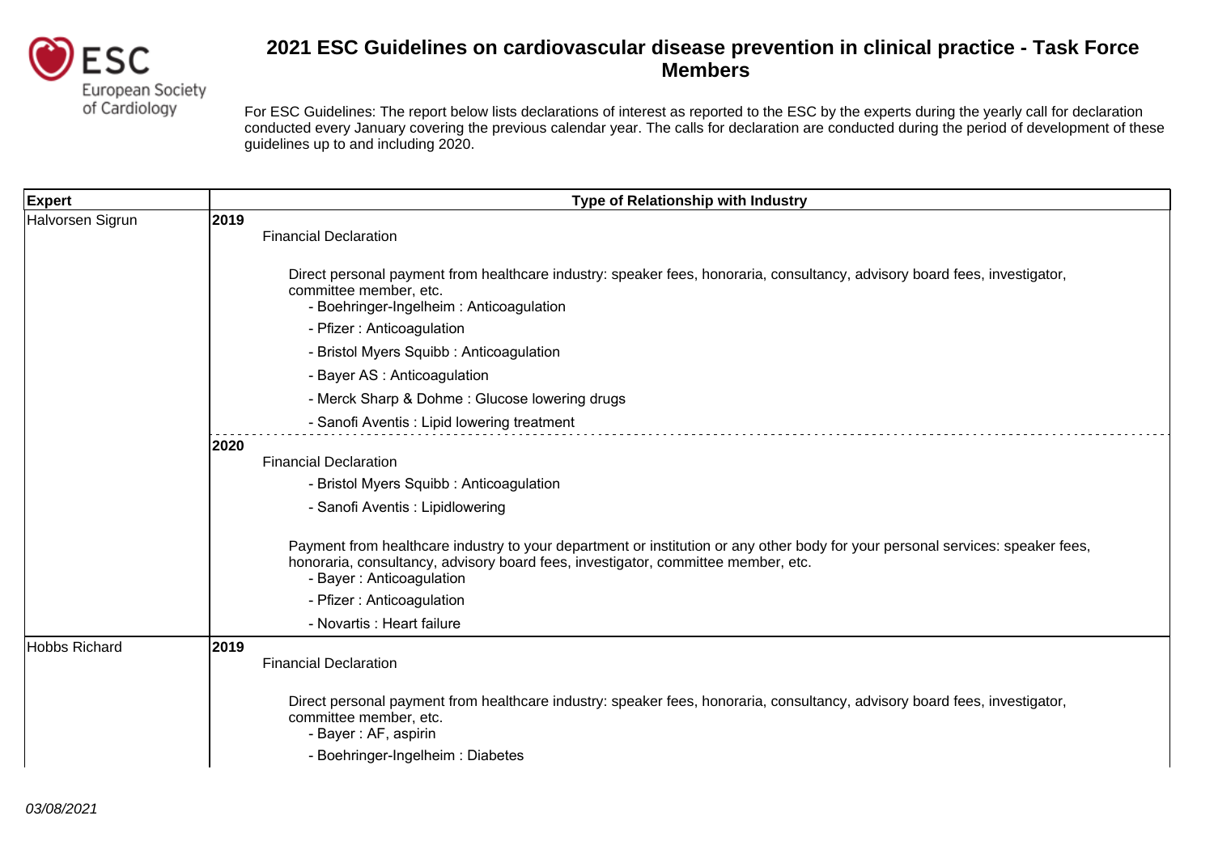# 2021 ESC Guidelines on cardiovascular disease prevention in clinical practice - Task Force Members

For ESC Guidelines: The report below lists declarations of interest as reported to the ESC by the experts during the yearly call for declaration conducted every January covering the previous calendar year. The calls for declaration are conducted during the period of development of these guidelines up to and including 2020.

| Expert | Type of Relationship with Industry |
| --- | --- |
| Halvorsen Sigrun | **2019**<br>Financial Declaration<br><br>Direct personal payment from healthcare industry: speaker fees, honoraria, consultancy, advisory board fees, investigator, committee member, etc.<br>- Boehringer-Ingelheim : Anticoagulation<br>- Pfizer : Anticoagulation<br>- Bristol Myers Squibb : Anticoagulation<br>- Bayer AS : Anticoagulation<br>- Merck Sharp & Dohme : Glucose lowering drugs<br>- Sanofi Aventis : Lipid lowering treatment<br><br>**2020**<br>Financial Declaration<br>- Bristol Myers Squibb : Anticoagulation<br>- Sanofi Aventis : Lipidlowering<br><br>Payment from healthcare industry to your department or institution or any other body for your personal services: speaker fees, honoraria, consultancy, advisory board fees, investigator, committee member, etc.<br>- Bayer : Anticoagulation<br>- Pfizer : Anticoagulation<br>- Novartis : Heart failure |
| Hobbs Richard | **2019**<br>Financial Declaration<br><br>Direct personal payment from healthcare industry: speaker fees, honoraria, consultancy, advisory board fees, investigator, committee member, etc.<br>- Bayer : AF, aspirin<br>- Boehringer-Ingelheim : Diabetes |

*03/08/2021*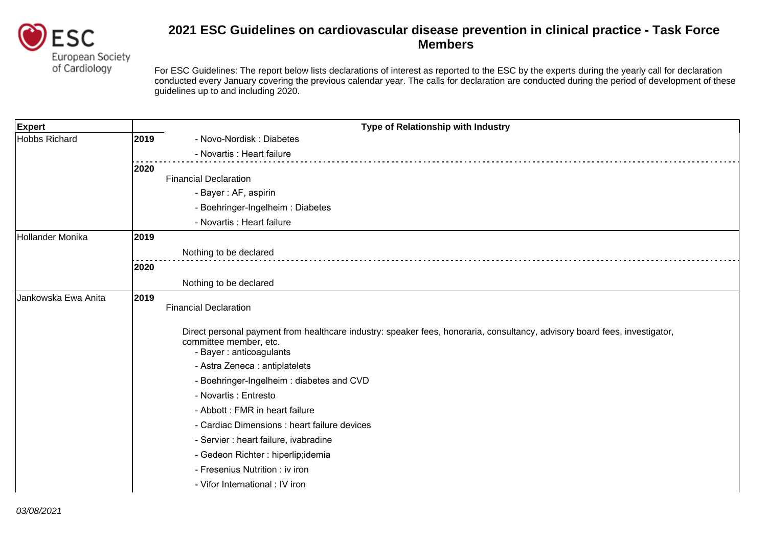# 2021 ESC Guidelines on cardiovascular disease prevention in clinical practice - Task Force Members

For ESC Guidelines: The report below lists declarations of interest as reported to the ESC by the experts during the yearly call for declaration conducted every January covering the previous calendar year. The calls for declaration are conducted during the period of development of these guidelines up to and including 2020.

| Expert | Type of Relationship with Industry |
| --- | --- |
| Hobbs Richard | **2019**<br>- Novo-Nordisk : Diabetes<br>- Novartis : Heart failure<br><br>**2020**<br>Financial Declaration<br>- Bayer : AF, aspirin<br>- Boehringer-Ingelheim : Diabetes<br>- Novartis : Heart failure |
| Hollander Monika | **2019**<br>Nothing to be declared<br><br>**2020**<br>Nothing to be declared |
| Jankowska Ewa Anita | **2019**<br>Financial Declaration<br><br>Direct personal payment from healthcare industry: speaker fees, honoraria, consultancy, advisory board fees, investigator, committee member, etc.<br>- Bayer : anticoagulants<br>- Astra Zeneca : antiplatelets<br>- Boehringer-Ingelheim : diabetes and CVD<br>- Novartis : Entresto<br>- Abbott : FMR in heart failure<br>- Cardiac Dimensions : heart failure devices<br>- Servier : heart failure, ivabradine<br>- Gedeon Richter : hiperlip;idemia<br>- Fresenius Nutrition : iv iron<br>- Vifor International : IV iron |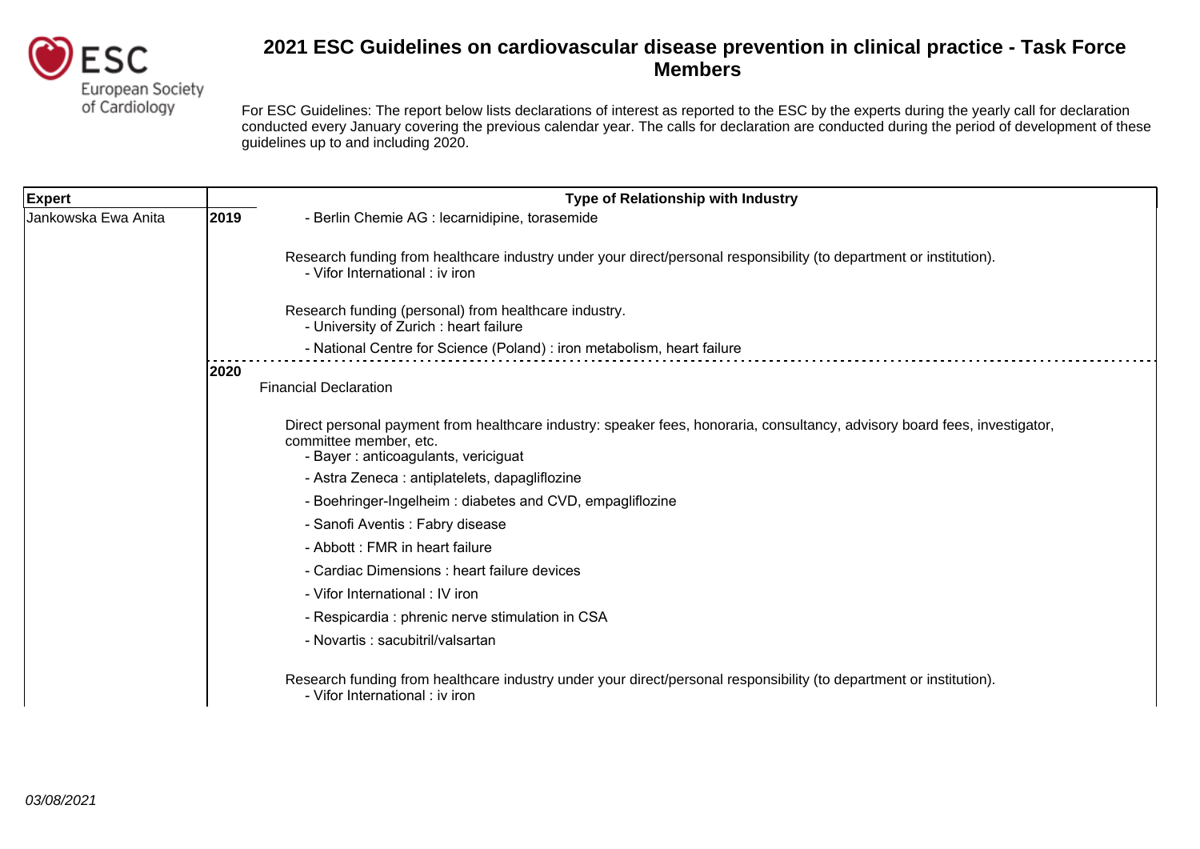# 2021 ESC Guidelines on cardiovascular disease prevention in clinical practice - Task Force Members

For ESC Guidelines: The report below lists declarations of interest as reported to the ESC by the experts during the yearly call for declaration conducted every January covering the previous calendar year. The calls for declaration are conducted during the period of development of these guidelines up to and including 2020.

| Expert | | Type of Relationship with Industry |
| --- | --- | --- |
| Jankowska Ewa Anita | 2019 | - Berlin Chemie AG : lecarnidipine, torasemide<br><br>Research funding from healthcare industry under your direct/personal responsibility (to department or institution).<br>- Vifor International : iv iron<br><br>Research funding (personal) from healthcare industry.<br>- University of Zurich : heart failure<br>- National Centre for Science (Poland) : iron metabolism, heart failure |
| | 2020 | Financial Declaration<br><br>Direct personal payment from healthcare industry: speaker fees, honoraria, consultancy, advisory board fees, investigator, committee member, etc.<br>- Bayer : anticoagulants, vericiguat<br>- Astra Zeneca : antiplatelets, dapagliflozine<br>- Boehringer-Ingelheim : diabetes and CVD, empagliflozine<br>- Sanofi Aventis : Fabry disease<br>- Abbott : FMR in heart failure<br>- Cardiac Dimensions : heart failure devices<br>- Vifor International : IV iron<br>- Respicardia : phrenic nerve stimulation in CSA<br>- Novartis : sacubitril/valsartan<br><br>Research funding from healthcare industry under your direct/personal responsibility (to department or institution).<br>- Vifor International : iv iron |

*03/08/2021*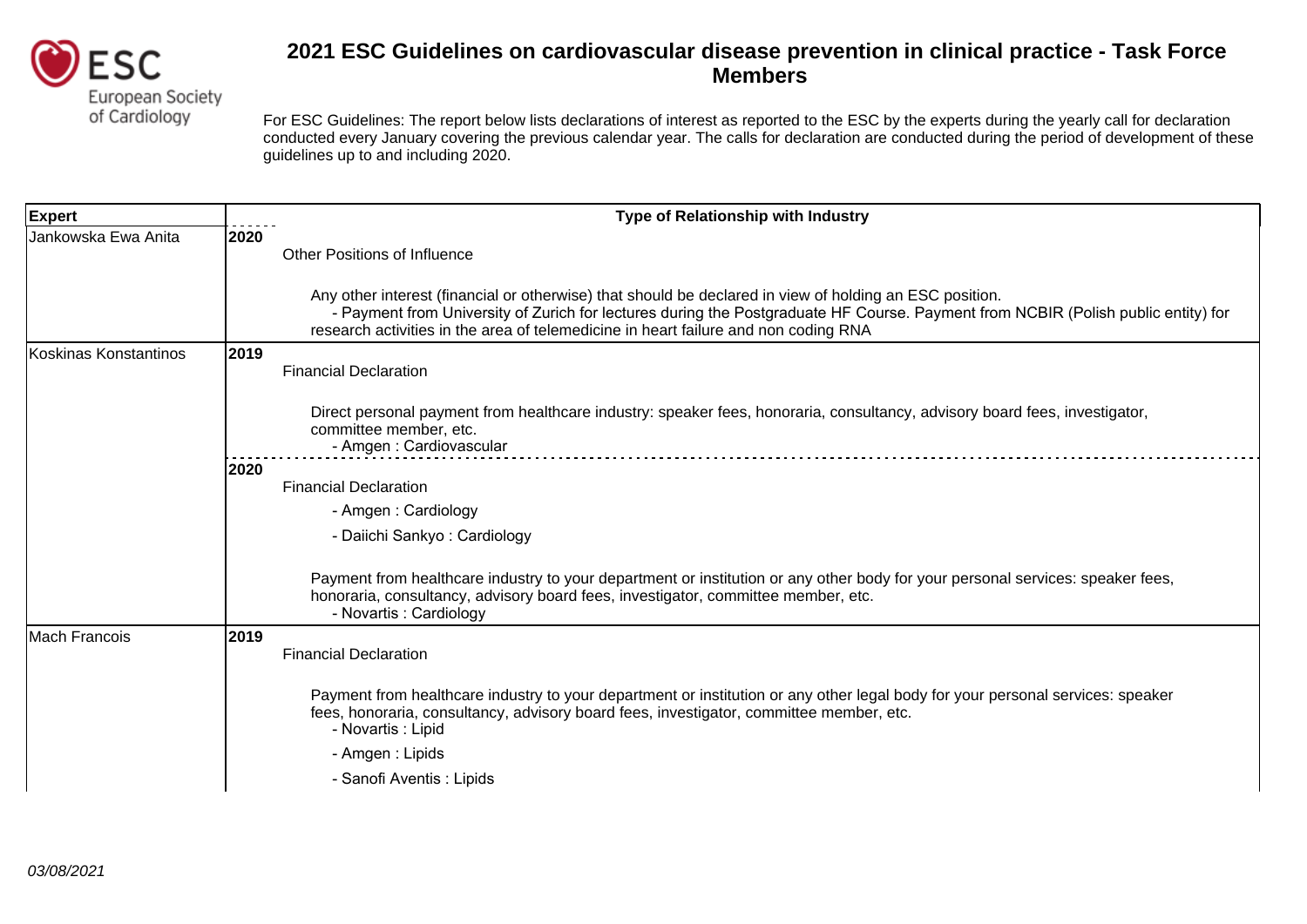# 2021 ESC Guidelines on cardiovascular disease prevention in clinical practice - Task Force Members

For ESC Guidelines: The report below lists declarations of interest as reported to the ESC by the experts during the yearly call for declaration conducted every January covering the previous calendar year. The calls for declaration are conducted during the period of development of these guidelines up to and including 2020.

| Expert | Type of Relationship with Industry |
| --- | --- |
| Jankowska Ewa Anita | **2020**<br>Other Positions of Influence<br><br>Any other interest (financial or otherwise) that should be declared in view of holding an ESC position.<br>- Payment from University of Zurich for lectures during the Postgraduate HF Course. Payment from NCBIR (Polish public entity) for research activities in the area of telemedicine in heart failure and non coding RNA |
| Koskinas Konstantinos | **2019**<br>Financial Declaration<br><br>Direct personal payment from healthcare industry: speaker fees, honoraria, consultancy, advisory board fees, investigator, committee member, etc.<br>- Amgen : Cardiovascular |
| | **2020**<br>Financial Declaration<br>- Amgen : Cardiology<br>- Daiichi Sankyo : Cardiology<br><br>Payment from healthcare industry to your department or institution or any other body for your personal services: speaker fees, honoraria, consultancy, advisory board fees, investigator, committee member, etc.<br>- Novartis : Cardiology |
| Mach Francois | **2019**<br>Financial Declaration<br><br>Payment from healthcare industry to your department or institution or any other legal body for your personal services: speaker fees, honoraria, consultancy, advisory board fees, investigator, committee member, etc.<br>- Novartis : Lipid<br>- Amgen : Lipids<br>- Sanofi Aventis : Lipids |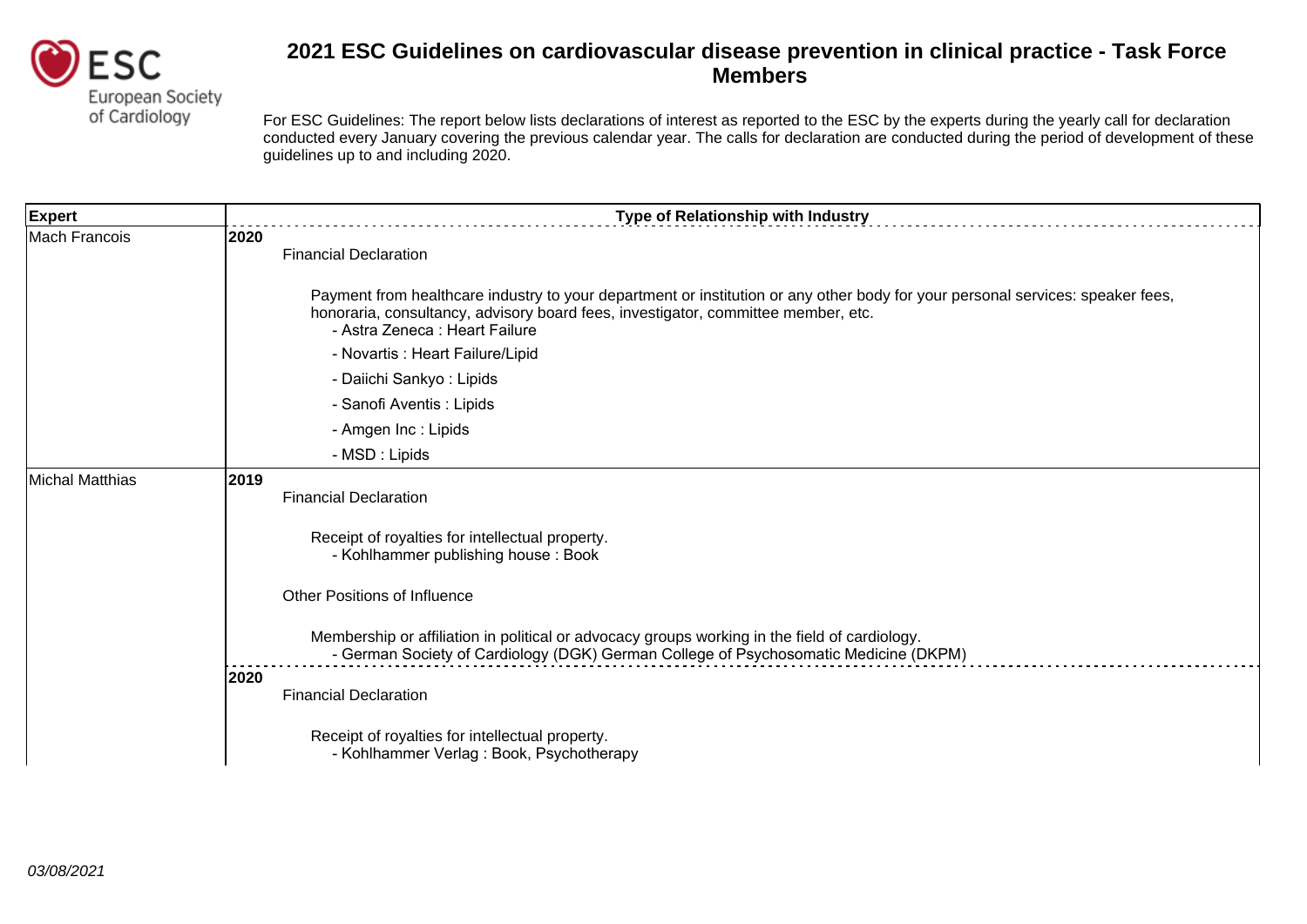# 2021 ESC Guidelines on cardiovascular disease prevention in clinical practice - Task Force Members

For ESC Guidelines: The report below lists declarations of interest as reported to the ESC by the experts during the yearly call for declaration conducted every January covering the previous calendar year. The calls for declaration are conducted during the period of development of these guidelines up to and including 2020.

| Expert | Type of Relationship with Industry |
| --- | --- |
| Mach Francois | **2020**<br>Financial Declaration<br><br>Payment from healthcare industry to your department or institution or any other body for your personal services: speaker fees, honoraria, consultancy, advisory board fees, investigator, committee member, etc.<br>- Astra Zeneca : Heart Failure<br>- Novartis : Heart Failure/Lipid<br>- Daiichi Sankyo : Lipids<br>- Sanofi Aventis : Lipids<br>- Amgen Inc : Lipids<br>- MSD : Lipids |
| Michal Matthias | **2019**<br>Financial Declaration<br><br>Receipt of royalties for intellectual property.<br>- Kohlhammer publishing house : Book<br><br>Other Positions of Influence<br><br>Membership or affiliation in political or advocacy groups working in the field of cardiology.<br>- German Society of Cardiology (DGK) German College of Psychosomatic Medicine (DKPM)<br><br>**2020**<br>Financial Declaration<br><br>Receipt of royalties for intellectual property.<br>- Kohlhammer Verlag : Book, Psychotherapy |

*03/08/2021*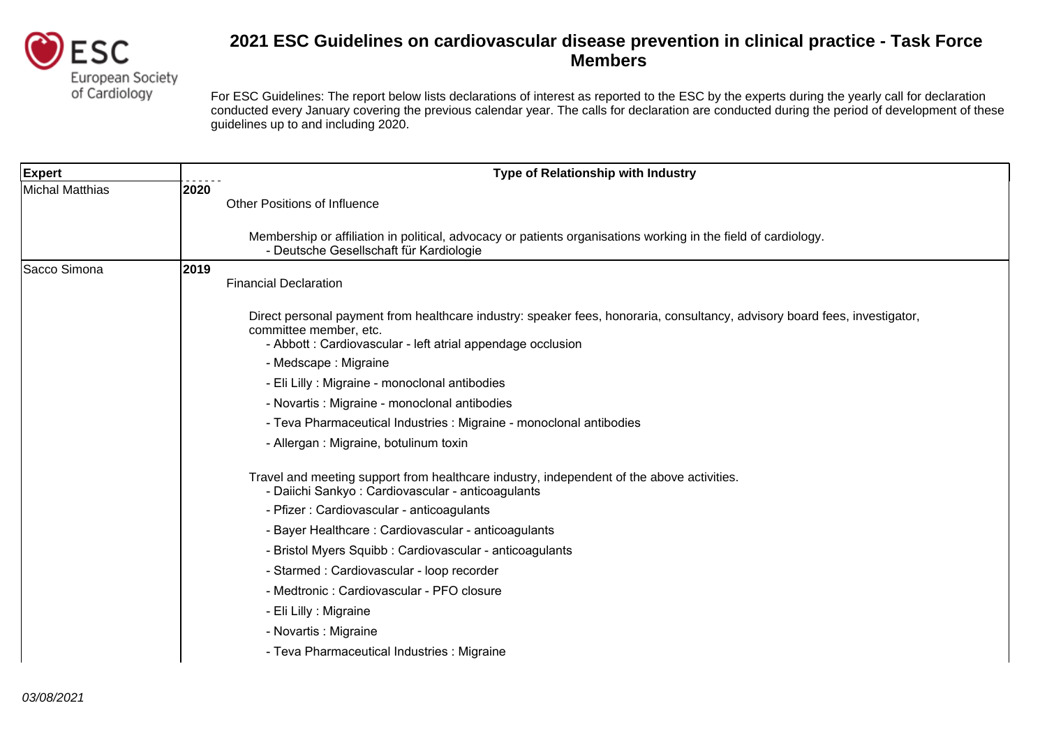# 2021 ESC Guidelines on cardiovascular disease prevention in clinical practice - Task Force Members

For ESC Guidelines: The report below lists declarations of interest as reported to the ESC by the experts during the yearly call for declaration conducted every January covering the previous calendar year. The calls for declaration are conducted during the period of development of these guidelines up to and including 2020.

| Expert | Type of Relationship with Industry |
|---|---|
| Michal Matthias | **2020**<br>Other Positions of Influence<br><br>Membership or affiliation in political, advocacy or patients organisations working in the field of cardiology.<br>- Deutsche Gesellschaft für Kardiologie |
| Sacco Simona | **2019**<br>Financial Declaration<br><br>Direct personal payment from healthcare industry: speaker fees, honoraria, consultancy, advisory board fees, investigator, committee member, etc.<br>- Abbott : Cardiovascular - left atrial appendage occlusion<br>- Medscape : Migraine<br>- Eli Lilly : Migraine - monoclonal antibodies<br>- Novartis : Migraine - monoclonal antibodies<br>- Teva Pharmaceutical Industries : Migraine - monoclonal antibodies<br>- Allergan : Migraine, botulinum toxin<br><br>Travel and meeting support from healthcare industry, independent of the above activities.<br>- Daiichi Sankyo : Cardiovascular - anticoagulants<br>- Pfizer : Cardiovascular - anticoagulants<br>- Bayer Healthcare : Cardiovascular - anticoagulants<br>- Bristol Myers Squibb : Cardiovascular - anticoagulants<br>- Starmed : Cardiovascular - loop recorder<br>- Medtronic : Cardiovascular - PFO closure<br>- Eli Lilly : Migraine<br>- Novartis : Migraine<br>- Teva Pharmaceutical Industries : Migraine |

*03/08/2021*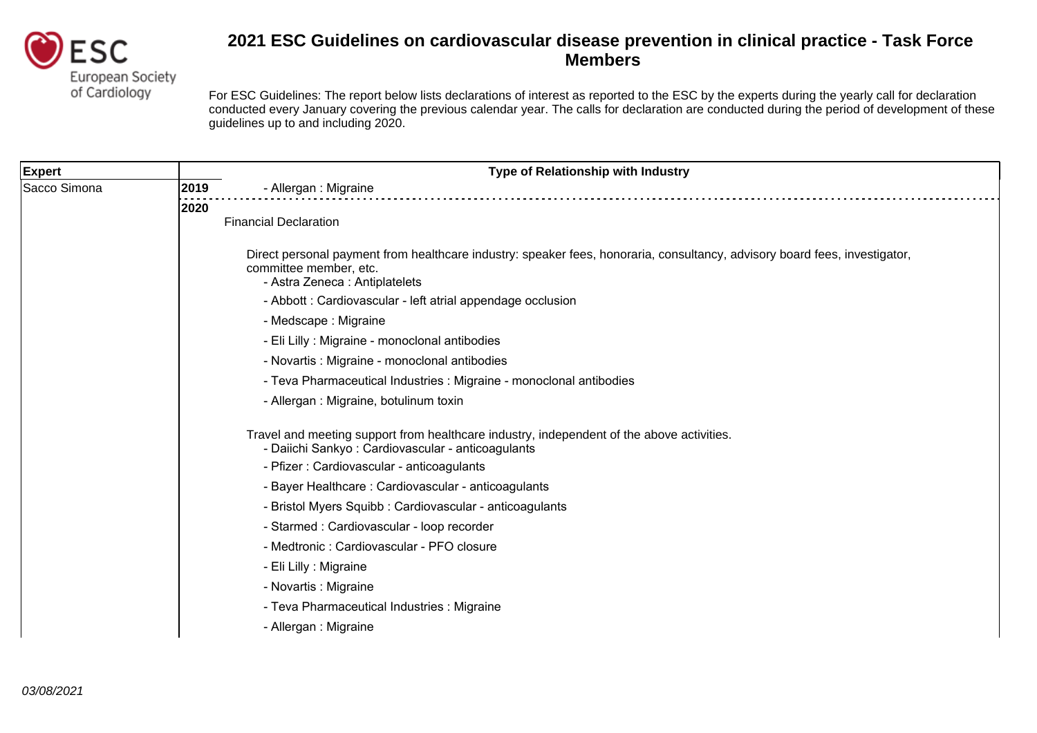# 2021 ESC Guidelines on cardiovascular disease prevention in clinical practice - Task Force Members

For ESC Guidelines: The report below lists declarations of interest as reported to the ESC by the experts during the yearly call for declaration conducted every January covering the previous calendar year. The calls for declaration are conducted during the period of development of these guidelines up to and including 2020.

| Expert | Type of Relationship with Industry |
|---|---|
| Sacco Simona | **2019** - Allergan : Migraine |
| | **2020** Financial Declaration<br><br>Direct personal payment from healthcare industry: speaker fees, honoraria, consultancy, advisory board fees, investigator, committee member, etc.<br>- Astra Zeneca : Antiplatelets<br>- Abbott : Cardiovascular - left atrial appendage occlusion<br>- Medscape : Migraine<br>- Eli Lilly : Migraine - monoclonal antibodies<br>- Novartis : Migraine - monoclonal antibodies<br>- Teva Pharmaceutical Industries : Migraine - monoclonal antibodies<br>- Allergan : Migraine, botulinum toxin<br><br>Travel and meeting support from healthcare industry, independent of the above activities.<br>- Daiichi Sankyo : Cardiovascular - anticoagulants<br>- Pfizer : Cardiovascular - anticoagulants<br>- Bayer Healthcare : Cardiovascular - anticoagulants<br>- Bristol Myers Squibb : Cardiovascular - anticoagulants<br>- Starmed : Cardiovascular - loop recorder<br>- Medtronic : Cardiovascular - PFO closure<br>- Eli Lilly : Migraine<br>- Novartis : Migraine<br>- Teva Pharmaceutical Industries : Migraine<br>- Allergan : Migraine |

*03/08/2021*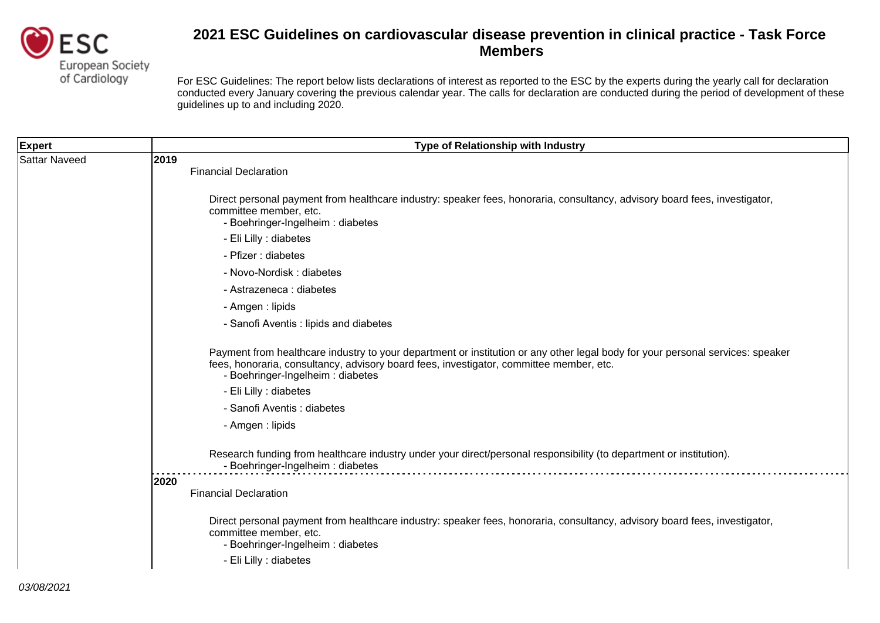# 2021 ESC Guidelines on cardiovascular disease prevention in clinical practice - Task Force Members

For ESC Guidelines: The report below lists declarations of interest as reported to the ESC by the experts during the yearly call for declaration conducted every January covering the previous calendar year. The calls for declaration are conducted during the period of development of these guidelines up to and including 2020.

| Expert | Type of Relationship with Industry |
|---|---|
| Sattar Naveed | **2019**<br>Financial Declaration<br><br>Direct personal payment from healthcare industry: speaker fees, honoraria, consultancy, advisory board fees, investigator, committee member, etc.<br>- Boehringer-Ingelheim : diabetes<br>- Eli Lilly : diabetes<br>- Pfizer : diabetes<br>- Novo-Nordisk : diabetes<br>- Astrazeneca : diabetes<br>- Amgen : lipids<br>- Sanofi Aventis : lipids and diabetes<br><br>Payment from healthcare industry to your department or institution or any other legal body for your personal services: speaker fees, honoraria, consultancy, advisory board fees, investigator, committee member, etc.<br>- Boehringer-Ingelheim : diabetes<br>- Eli Lilly : diabetes<br>- Sanofi Aventis : diabetes<br>- Amgen : lipids<br><br>Research funding from healthcare industry under your direct/personal responsibility (to department or institution).<br>- Boehringer-Ingelheim : diabetes |
| | **2020**<br>Financial Declaration<br><br>Direct personal payment from healthcare industry: speaker fees, honoraria, consultancy, advisory board fees, investigator, committee member, etc.<br>- Boehringer-Ingelheim : diabetes<br>- Eli Lilly : diabetes |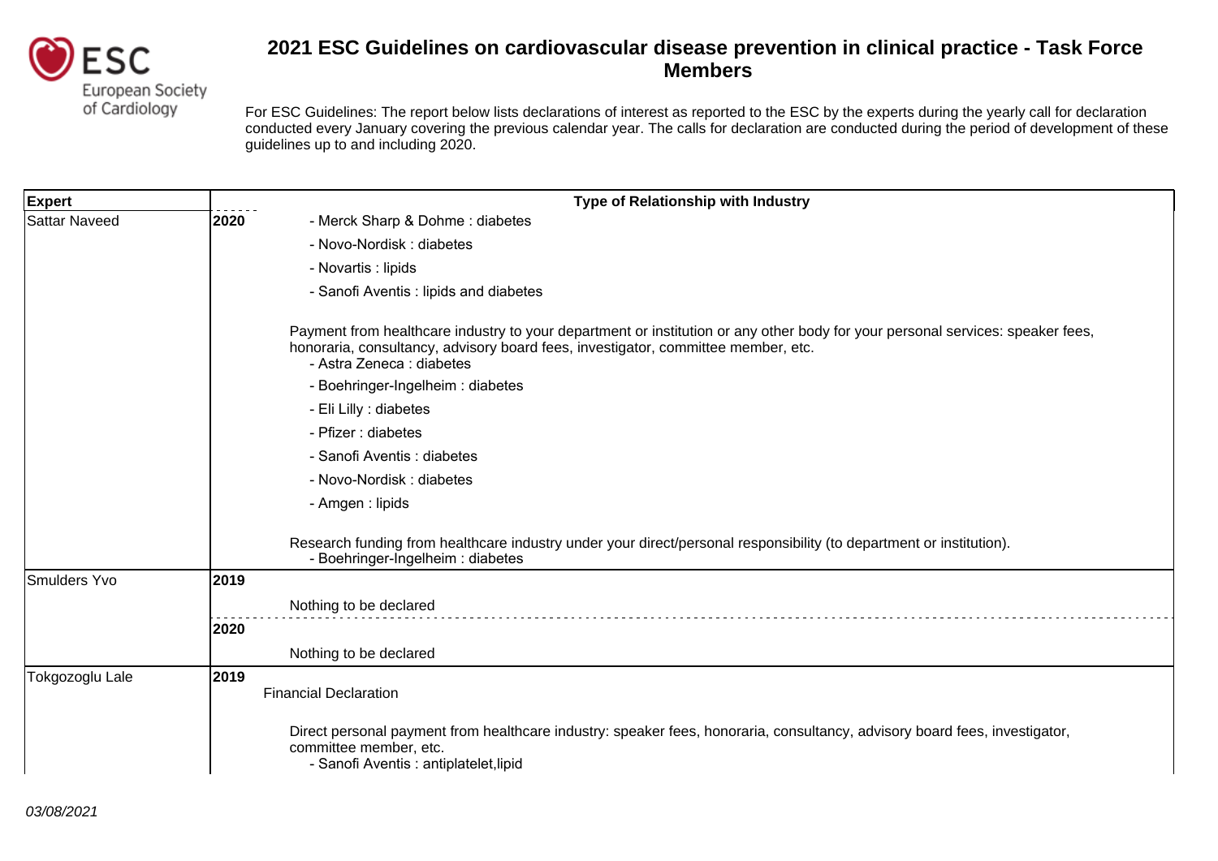# 2021 ESC Guidelines on cardiovascular disease prevention in clinical practice - Task Force Members

For ESC Guidelines: The report below lists declarations of interest as reported to the ESC by the experts during the yearly call for declaration conducted every January covering the previous calendar year. The calls for declaration are conducted during the period of development of these guidelines up to and including 2020.

| Expert | | Type of Relationship with Industry |
|---|---|---|
| Sattar Naveed | 2020 | - Merck Sharp & Dohme : diabetes<br>- Novo-Nordisk : diabetes<br>- Novartis : lipids<br>- Sanofi Aventis : lipids and diabetes<br><br>Payment from healthcare industry to your department or institution or any other body for your personal services: speaker fees, honoraria, consultancy, advisory board fees, investigator, committee member, etc.<br>- Astra Zeneca : diabetes<br>- Boehringer-Ingelheim : diabetes<br>- Eli Lilly : diabetes<br>- Pfizer : diabetes<br>- Sanofi Aventis : diabetes<br>- Novo-Nordisk : diabetes<br>- Amgen : lipids<br><br>Research funding from healthcare industry under your direct/personal responsibility (to department or institution).<br>- Boehringer-Ingelheim : diabetes |
| Smulders Yvo | 2019 | Nothing to be declared |
| | 2020 | Nothing to be declared |
| Tokgozoglu Lale | 2019 | Financial Declaration<br><br>Direct personal payment from healthcare industry: speaker fees, honoraria, consultancy, advisory board fees, investigator, committee member, etc.<br>- Sanofi Aventis : antiplatelet,lipid |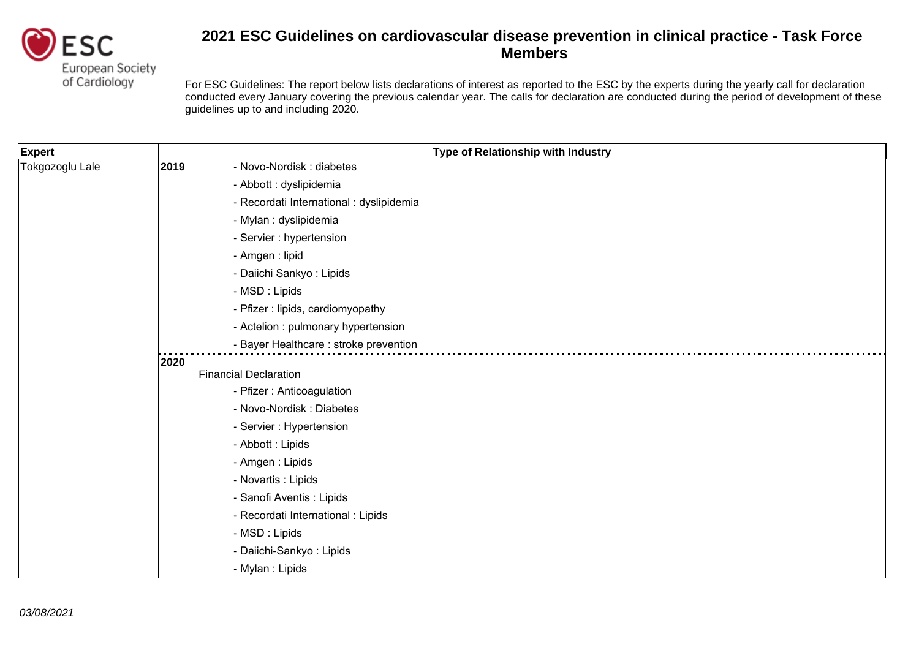# 2021 ESC Guidelines on cardiovascular disease prevention in clinical practice - Task Force Members

For ESC Guidelines: The report below lists declarations of interest as reported to the ESC by the experts during the yearly call for declaration conducted every January covering the previous calendar year. The calls for declaration are conducted during the period of development of these guidelines up to and including 2020.

| Expert | Type of Relationship with Industry | |
|---|---|---|
| Tokgozoglu Lale | **2019** | - Novo-Nordisk : diabetes<br>- Abbott : dyslipidemia<br>- Recordati International : dyslipidemia<br>- Mylan : dyslipidemia<br>- Servier : hypertension<br>- Amgen : lipid<br>- Daiichi Sankyo : Lipids<br>- MSD : Lipids<br>- Pfizer : lipids, cardiomyopathy<br>- Actelion : pulmonary hypertension<br>- Bayer Healthcare : stroke prevention |
| | **2020** | Financial Declaration<br>- Pfizer : Anticoagulation<br>- Novo-Nordisk : Diabetes<br>- Servier : Hypertension<br>- Abbott : Lipids<br>- Amgen : Lipids<br>- Novartis : Lipids<br>- Sanofi Aventis : Lipids<br>- Recordati International : Lipids<br>- MSD : Lipids<br>- Daiichi-Sankyo : Lipids<br>- Mylan : Lipids |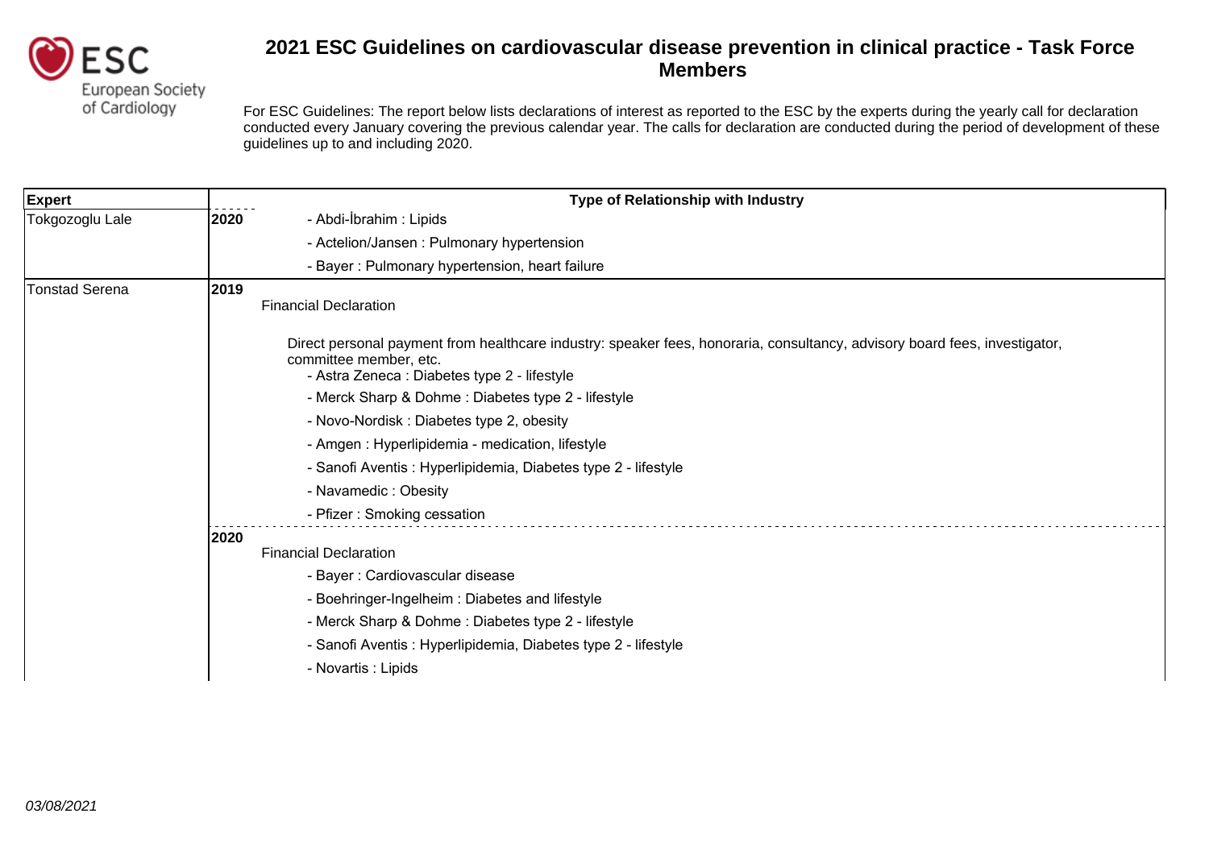# 2021 ESC Guidelines on cardiovascular disease prevention in clinical practice - Task Force Members

For ESC Guidelines: The report below lists declarations of interest as reported to the ESC by the experts during the yearly call for declaration conducted every January covering the previous calendar year. The calls for declaration are conducted during the period of development of these guidelines up to and including 2020.

| Expert | Type of Relationship with Industry |
|---|---|
| Tokgozoglu Lale | **2020**<br>- Abdi-İbrahim : Lipids<br>- Actelion/Jansen : Pulmonary hypertension<br>- Bayer : Pulmonary hypertension, heart failure |
| Tonstad Serena | **2019**<br>Financial Declaration<br><br>Direct personal payment from healthcare industry: speaker fees, honoraria, consultancy, advisory board fees, investigator, committee member, etc.<br>- Astra Zeneca : Diabetes type 2 - lifestyle<br>- Merck Sharp & Dohme : Diabetes type 2 - lifestyle<br>- Novo-Nordisk : Diabetes type 2, obesity<br>- Amgen : Hyperlipidemia - medication, lifestyle<br>- Sanofi Aventis : Hyperlipidemia, Diabetes type 2 - lifestyle<br>- Navamedic : Obesity<br>- Pfizer : Smoking cessation<br><br>**2020**<br>Financial Declaration<br>- Bayer : Cardiovascular disease<br>- Boehringer-Ingelheim : Diabetes and lifestyle<br>- Merck Sharp & Dohme : Diabetes type 2 - lifestyle<br>- Sanofi Aventis : Hyperlipidemia, Diabetes type 2 - lifestyle<br>- Novartis : Lipids |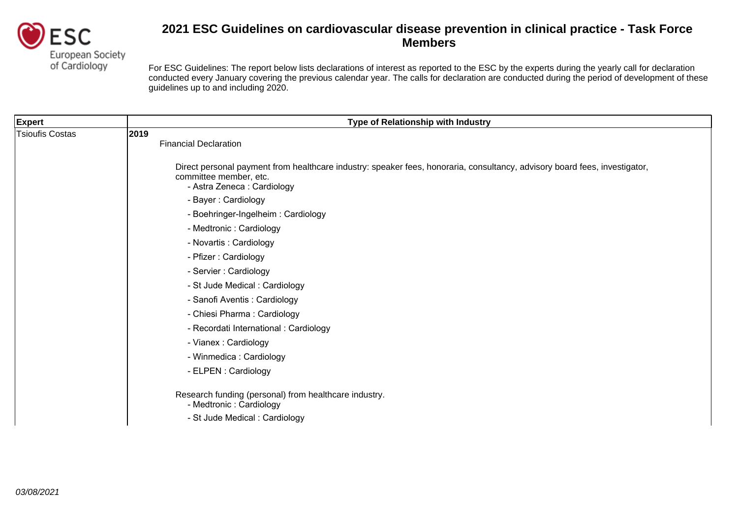# 2021 ESC Guidelines on cardiovascular disease prevention in clinical practice - Task Force Members

For ESC Guidelines: The report below lists declarations of interest as reported to the ESC by the experts during the yearly call for declaration conducted every January covering the previous calendar year. The calls for declaration are conducted during the period of development of these guidelines up to and including 2020.

| Expert | Type of Relationship with Industry |
| --- | --- |
| Tsioufis Costas | **2019**<br>Financial Declaration<br><br>Direct personal payment from healthcare industry: speaker fees, honoraria, consultancy, advisory board fees, investigator, committee member, etc.<br>- Astra Zeneca : Cardiology<br>- Bayer : Cardiology<br>- Boehringer-Ingelheim : Cardiology<br>- Medtronic : Cardiology<br>- Novartis : Cardiology<br>- Pfizer : Cardiology<br>- Servier : Cardiology<br>- St Jude Medical : Cardiology<br>- Sanofi Aventis : Cardiology<br>- Chiesi Pharma : Cardiology<br>- Recordati International : Cardiology<br>- Vianex : Cardiology<br>- Winmedica : Cardiology<br>- ELPEN : Cardiology<br><br>Research funding (personal) from healthcare industry.<br>- Medtronic : Cardiology<br>- St Jude Medical : Cardiology |

*03/08/2021*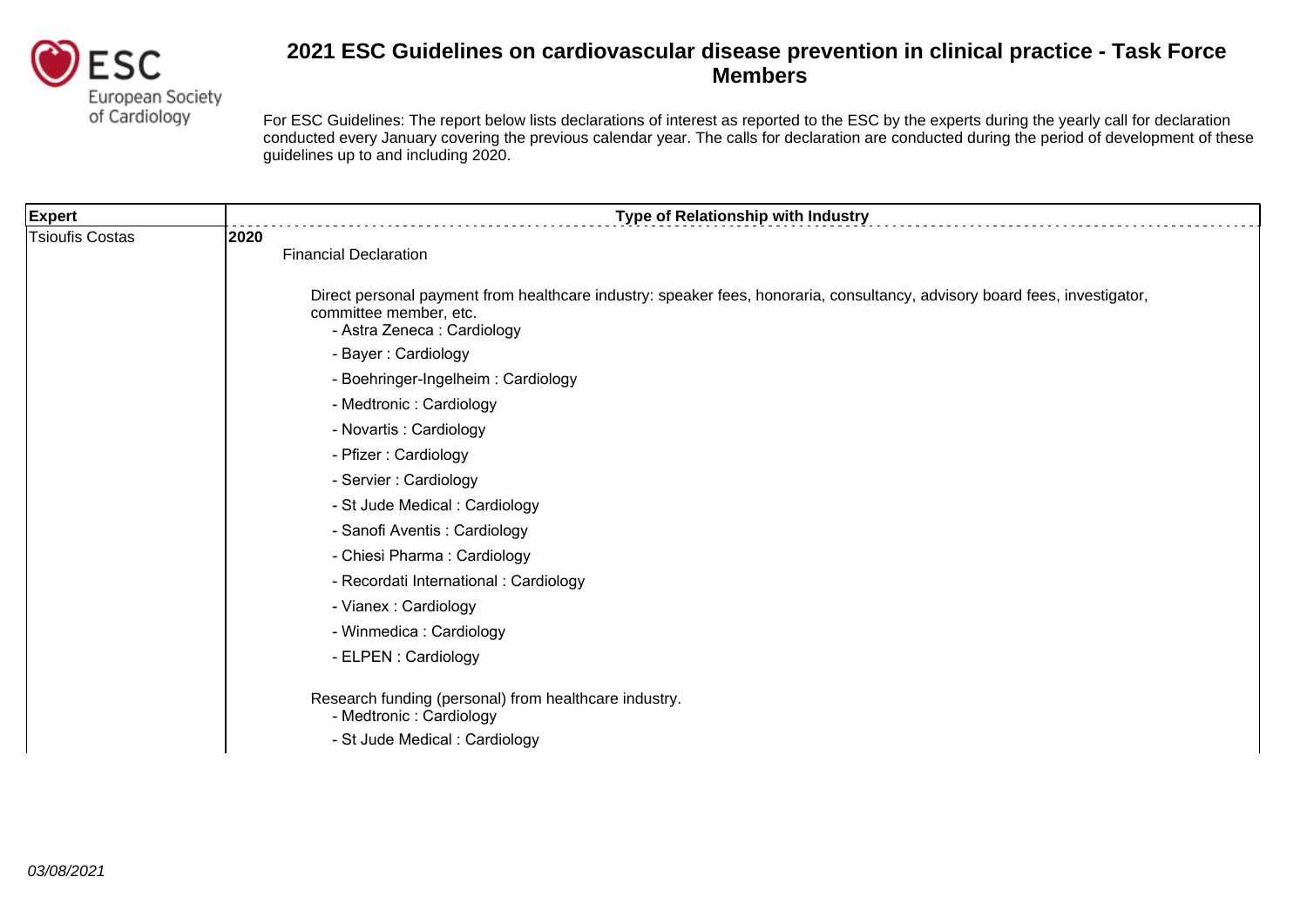# 2021 ESC Guidelines on cardiovascular disease prevention in clinical practice - Task Force Members

For ESC Guidelines: The report below lists declarations of interest as reported to the ESC by the experts during the yearly call for declaration conducted every January covering the previous calendar year. The calls for declaration are conducted during the period of development of these guidelines up to and including 2020.

| Expert | Type of Relationship with Industry |
| --- | --- |
| Tsioufis Costas | **2020**<br>Financial Declaration<br><br>Direct personal payment from healthcare industry: speaker fees, honoraria, consultancy, advisory board fees, investigator, committee member, etc.<br>- Astra Zeneca : Cardiology<br>- Bayer : Cardiology<br>- Boehringer-Ingelheim : Cardiology<br>- Medtronic : Cardiology<br>- Novartis : Cardiology<br>- Pfizer : Cardiology<br>- Servier : Cardiology<br>- St Jude Medical : Cardiology<br>- Sanofi Aventis : Cardiology<br>- Chiesi Pharma : Cardiology<br>- Recordati International : Cardiology<br>- Vianex : Cardiology<br>- Winmedica : Cardiology<br>- ELPEN : Cardiology<br><br>Research funding (personal) from healthcare industry.<br>- Medtronic : Cardiology<br>- St Jude Medical : Cardiology |

*03/08/2021*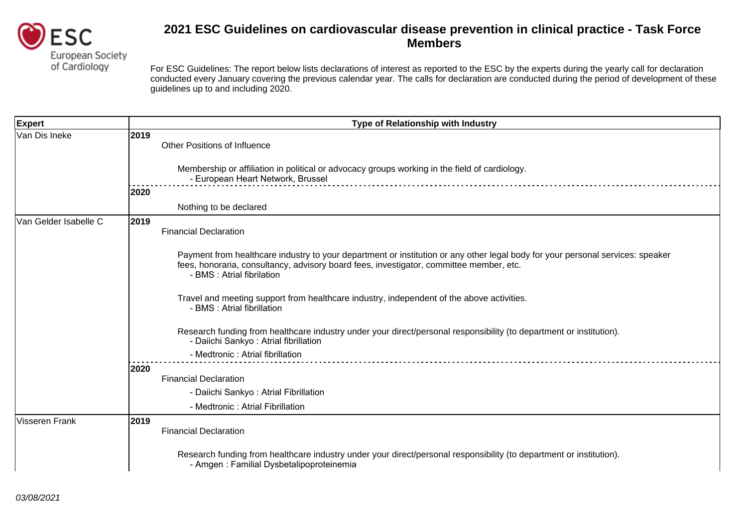# 2021 ESC Guidelines on cardiovascular disease prevention in clinical practice - Task Force Members

For ESC Guidelines: The report below lists declarations of interest as reported to the ESC by the experts during the yearly call for declaration conducted every January covering the previous calendar year. The calls for declaration are conducted during the period of development of these guidelines up to and including 2020.

| Expert | Type of Relationship with Industry |
|---|---|
| Van Dis Ineke | **2019**<br>Other Positions of Influence<br><br>Membership or affiliation in political or advocacy groups working in the field of cardiology.<br>- European Heart Network, Brussel |
| | **2020**<br>Nothing to be declared |
| Van Gelder Isabelle C | **2019**<br>Financial Declaration<br><br>Payment from healthcare industry to your department or institution or any other legal body for your personal services: speaker fees, honoraria, consultancy, advisory board fees, investigator, committee member, etc.<br>- BMS : Atrial fibrilation<br><br>Travel and meeting support from healthcare industry, independent of the above activities.<br>- BMS : Atrial fibrilation<br><br>Research funding from healthcare industry under your direct/personal responsibility (to department or institution).<br>- Daiichi Sankyo : Atrial fibrillation<br>- Medtronic : Atrial fibrillation |
| | **2020**<br>Financial Declaration<br>- Daiichi Sankyo : Atrial Fibrillation<br>- Medtronic : Atrial Fibrillation |
| Visseren Frank | **2019**<br>Financial Declaration<br><br>Research funding from healthcare industry under your direct/personal responsibility (to department or institution).<br>- Amgen : Familial Dysbetalipoproteinemia |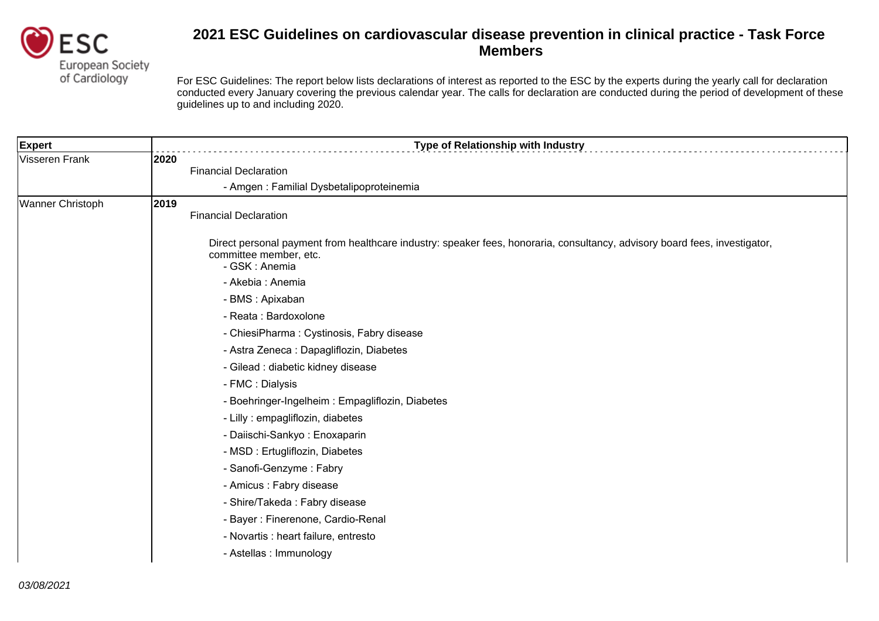# 2021 ESC Guidelines on cardiovascular disease prevention in clinical practice - Task Force Members

For ESC Guidelines: The report below lists declarations of interest as reported to the ESC by the experts during the yearly call for declaration conducted every January covering the previous calendar year. The calls for declaration are conducted during the period of development of these guidelines up to and including 2020.

| Expert | Type of Relationship with Industry |
| --- | --- |
| Visseren Frank | **2020**<br>Financial Declaration<br>- Amgen : Familial Dysbetalipoproteinemia |
| Wanner Christoph | **2019**<br>Financial Declaration<br>Direct personal payment from healthcare industry: speaker fees, honoraria, consultancy, advisory board fees, investigator, committee member, etc.<br>- GSK : Anemia<br>- Akebia : Anemia<br>- BMS : Apixaban<br>- Reata : Bardoxolone<br>- ChiesiPharma : Cystinosis, Fabry disease<br>- Astra Zeneca : Dapagliflozin, Diabetes<br>- Gilead : diabetic kidney disease<br>- FMC : Dialysis<br>- Boehringer-Ingelheim : Empagliflozin, Diabetes<br>- Lilly : empagliflozin, diabetes<br>- Daiischi-Sankyo : Enoxaparin<br>- MSD : Ertugliflozin, Diabetes<br>- Sanofi-Genzyme : Fabry<br>- Amicus : Fabry disease<br>- Shire/Takeda : Fabry disease<br>- Bayer : Finerenone, Cardio-Renal<br>- Novartis : heart failure, entresto<br>- Astellas : Immunology |

03/08/2021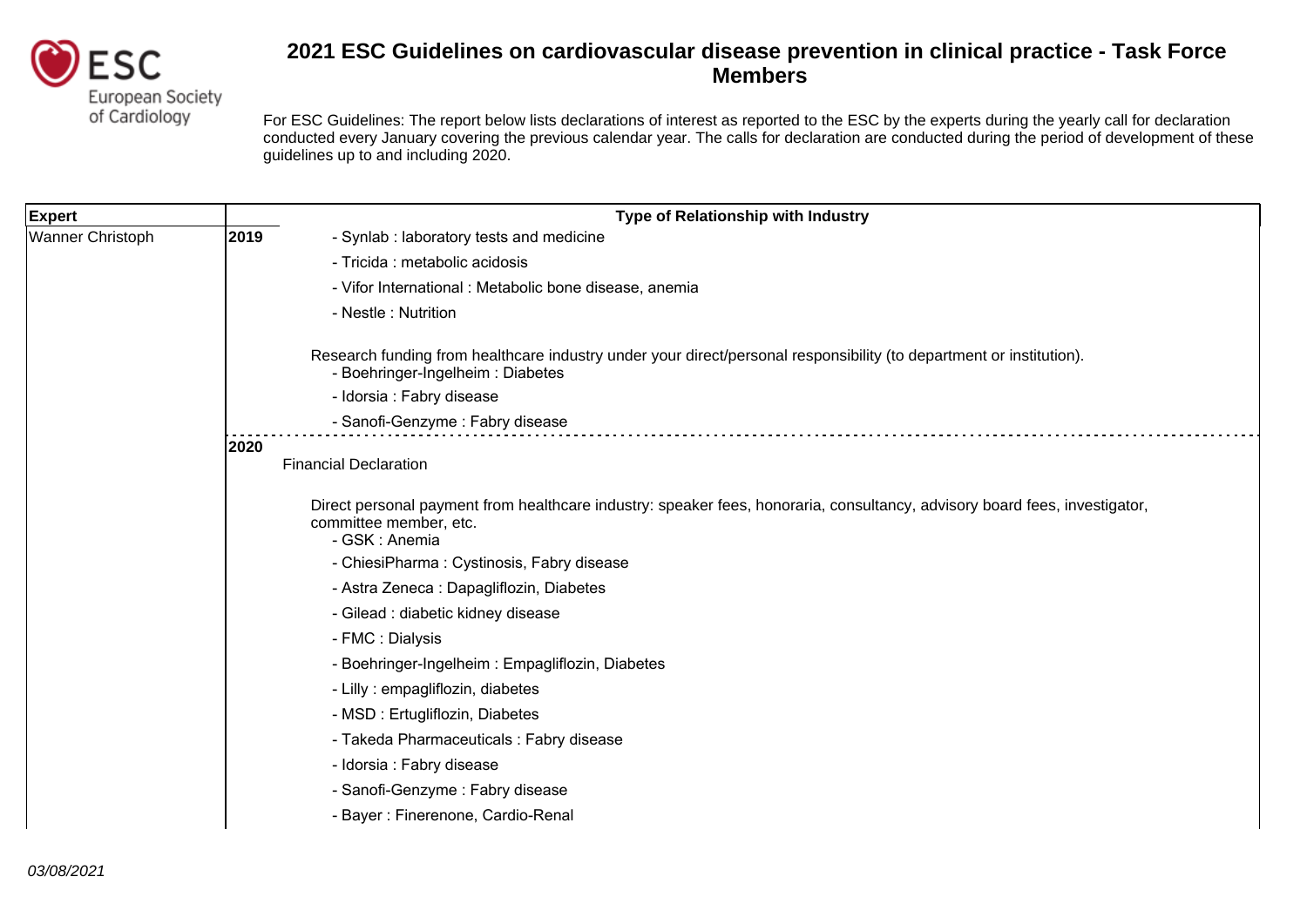# 2021 ESC Guidelines on cardiovascular disease prevention in clinical practice - Task Force Members

For ESC Guidelines: The report below lists declarations of interest as reported to the ESC by the experts during the yearly call for declaration conducted every January covering the previous calendar year. The calls for declaration are conducted during the period of development of these guidelines up to and including 2020.

| Expert | | Type of Relationship with Industry |
|---|---|---|
| Wanner Christoph | 2019 | - Synlab : laboratory tests and medicine<br>- Tricida : metabolic acidosis<br>- Vifor International : Metabolic bone disease, anemia<br>- Nestle : Nutrition<br><br>Research funding from healthcare industry under your direct/personal responsibility (to department or institution).<br>- Boehringer-Ingelheim : Diabetes<br>- Idorsia : Fabry disease<br>- Sanofi-Genzyme : Fabry disease |
| | 2020 | Financial Declaration<br><br>Direct personal payment from healthcare industry: speaker fees, honoraria, consultancy, advisory board fees, investigator, committee member, etc.<br>- GSK : Anemia<br>- ChiesiPharma : Cystinosis, Fabry disease<br>- Astra Zeneca : Dapagliflozin, Diabetes<br>- Gilead : diabetic kidney disease<br>- FMC : Dialysis<br>- Boehringer-Ingelheim : Empagliflozin, Diabetes<br>- Lilly : empagliflozin, diabetes<br>- MSD : Ertugliflozin, Diabetes<br>- Takeda Pharmaceuticals : Fabry disease<br>- Idorsia : Fabry disease<br>- Sanofi-Genzyme : Fabry disease<br>- Bayer : Finerenone, Cardio-Renal |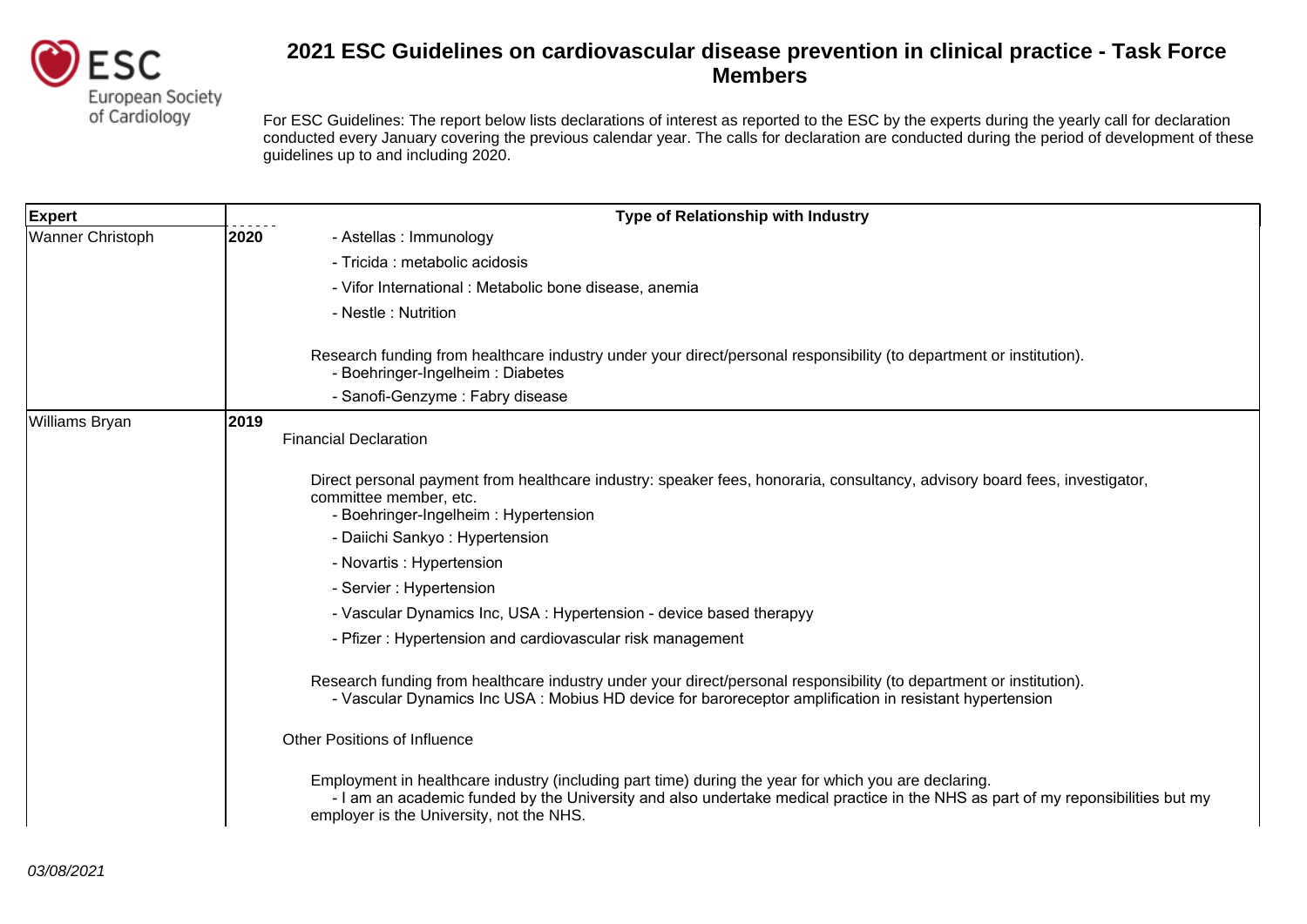# 2021 ESC Guidelines on cardiovascular disease prevention in clinical practice - Task Force Members

For ESC Guidelines: The report below lists declarations of interest as reported to the ESC by the experts during the yearly call for declaration conducted every January covering the previous calendar year. The calls for declaration are conducted during the period of development of these guidelines up to and including 2020.

| Expert | Type of Relationship with Industry |
| --- | --- |
| Wanner Christoph | **2020**<br>- Astellas : Immunology<br>- Tricida : metabolic acidosis<br>- Vifor International : Metabolic bone disease, anemia<br>- Nestle : Nutrition<br><br>Research funding from healthcare industry under your direct/personal responsibility (to department or institution).<br>- Boehringer-Ingelheim : Diabetes<br>- Sanofi-Genzyme : Fabry disease |
| Williams Bryan | **2019**<br>Financial Declaration<br><br>Direct personal payment from healthcare industry: speaker fees, honoraria, consultancy, advisory board fees, investigator, committee member, etc.<br>- Boehringer-Ingelheim : Hypertension<br>- Daiichi Sankyo : Hypertension<br>- Novartis : Hypertension<br>- Servier : Hypertension<br>- Vascular Dynamics Inc, USA : Hypertension - device based therapyy<br>- Pfizer : Hypertension and cardiovascular risk management<br><br>Research funding from healthcare industry under your direct/personal responsibility (to department or institution).<br>- Vascular Dynamics Inc USA : Mobius HD device for baroreceptor amplification in resistant hypertension<br><br>Other Positions of Influence<br><br>Employment in healthcare industry (including part time) during the year for which you are declaring.<br>- I am an academic funded by the University and also undertake medical practice in the NHS as part of my reponisibilities but my employer is the University, not the NHS. |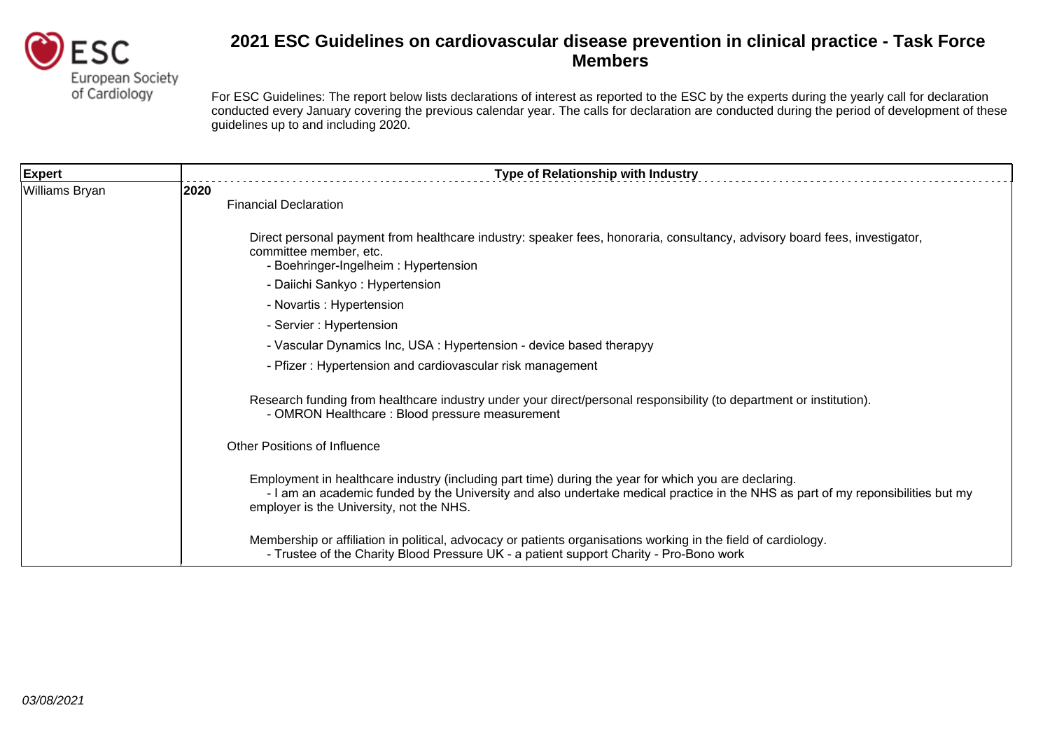# 2021 ESC Guidelines on cardiovascular disease prevention in clinical practice - Task Force Members

For ESC Guidelines: The report below lists declarations of interest as reported to the ESC by the experts during the yearly call for declaration conducted every January covering the previous calendar year. The calls for declaration are conducted during the period of development of these guidelines up to and including 2020.

| Expert | Type of Relationship with Industry |
|---|---|
| Williams Bryan | **2020**<br>Financial Declaration<br><br>Direct personal payment from healthcare industry: speaker fees, honoraria, consultancy, advisory board fees, investigator, committee member, etc.<br>- Boehringer-Ingelheim : Hypertension<br>- Daiichi Sankyo : Hypertension<br>- Novartis : Hypertension<br>- Servier : Hypertension<br>- Vascular Dynamics Inc, USA : Hypertension - device based therapyy<br>- Pfizer : Hypertension and cardiovascular risk management<br><br>Research funding from healthcare industry under your direct/personal responsibility (to department or institution).<br>- OMRON Healthcare : Blood pressure measurement<br><br>Other Positions of Influence<br><br>Employment in healthcare industry (including part time) during the year for which you are declaring.<br>- I am an academic funded by the University and also undertake medical practice in the NHS as part of my reponsibilities but my employer is the University, not the NHS.<br><br>Membership or affiliation in political, advocacy or patients organisations working in the field of cardiology.<br>- Trustee of the Charity Blood Pressure UK - a patient support Charity - Pro-Bono work |

*03/08/2021*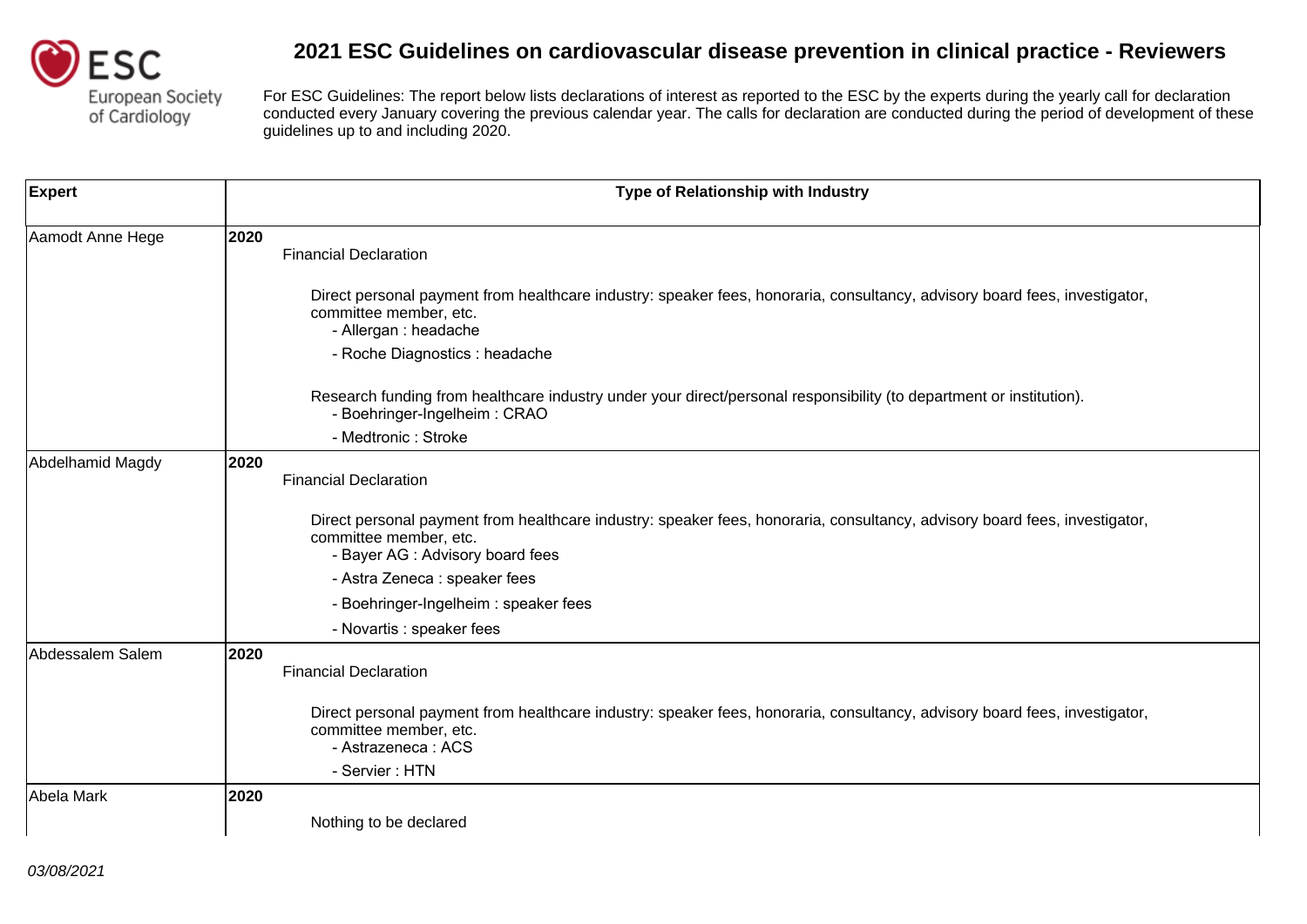# 2021 ESC Guidelines on cardiovascular disease prevention in clinical practice - Reviewers

For ESC Guidelines: The report below lists declarations of interest as reported to the ESC by the experts during the yearly call for declaration conducted every January covering the previous calendar year. The calls for declaration are conducted during the period of development of these guidelines up to and including 2020.

| Expert | Type of Relationship with Industry |
|---|---|
| Aamodt Anne Hege | **2020**<br>Financial Declaration<br><br>Direct personal payment from healthcare industry: speaker fees, honoraria, consultancy, advisory board fees, investigator, committee member, etc.<br>- Allergan : headache<br>- Roche Diagnostics : headache<br><br>Research funding from healthcare industry under your direct/personal responsibility (to department or institution).<br>- Boehringer-Ingelheim : CRAO<br>- Medtronic : Stroke |
| Abdelhamid Magdy | **2020**<br>Financial Declaration<br><br>Direct personal payment from healthcare industry: speaker fees, honoraria, consultancy, advisory board fees, investigator, committee member, etc.<br>- Bayer AG : Advisory board fees<br>- Astra Zeneca : speaker fees<br>- Boehringer-Ingelheim : speaker fees<br>- Novartis : speaker fees |
| Abdessalem Salem | **2020**<br>Financial Declaration<br><br>Direct personal payment from healthcare industry: speaker fees, honoraria, consultancy, advisory board fees, investigator, committee member, etc.<br>- Astrazeneca : ACS<br>- Servier : HTN |
| Abela Mark | **2020**<br><br>Nothing to be declared |

*03/08/2021*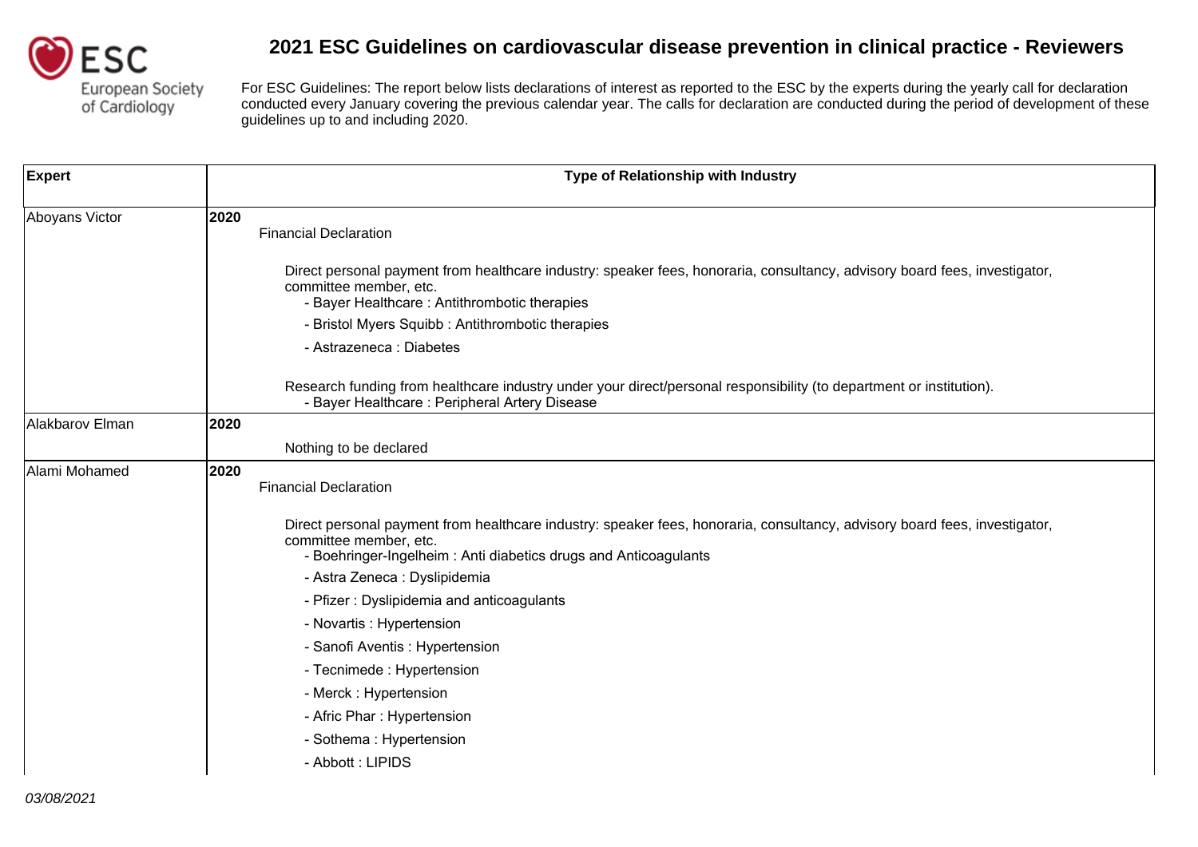# 2021 ESC Guidelines on cardiovascular disease prevention in clinical practice - Reviewers

For ESC Guidelines: The report below lists declarations of interest as reported to the ESC by the experts during the yearly call for declaration conducted every January covering the previous calendar year. The calls for declaration are conducted during the period of development of these guidelines up to and including 2020.

| Expert | Type of Relationship with Industry |
|---|---|
| Aboyans Victor | **2020**<br>Financial Declaration<br><br>Direct personal payment from healthcare industry: speaker fees, honoraria, consultancy, advisory board fees, investigator, committee member, etc.<br>- Bayer Healthcare : Antithrombotic therapies<br>- Bristol Myers Squibb : Antithrombotic therapies<br>- Astrazeneca : Diabetes<br><br>Research funding from healthcare industry under your direct/personal responsibility (to department or institution).<br>- Bayer Healthcare : Peripheral Artery Disease |
| Alakbarov Elman | **2020**<br>Nothing to be declared |
| Alami Mohamed | **2020**<br>Financial Declaration<br><br>Direct personal payment from healthcare industry: speaker fees, honoraria, consultancy, advisory board fees, investigator, committee member, etc.<br>- Boehringer-Ingelheim : Anti diabetics drugs and Anticoagulants<br>- Astra Zeneca : Dyslipidemia<br>- Pfizer : Dyslipidemia and anticoagulants<br>- Novartis : Hypertension<br>- Sanofi Aventis : Hypertension<br>- Tecnimede : Hypertension<br>- Merck : Hypertension<br>- Afric Phar : Hypertension<br>- Sothema : Hypertension<br>- Abbott : LIPIDS |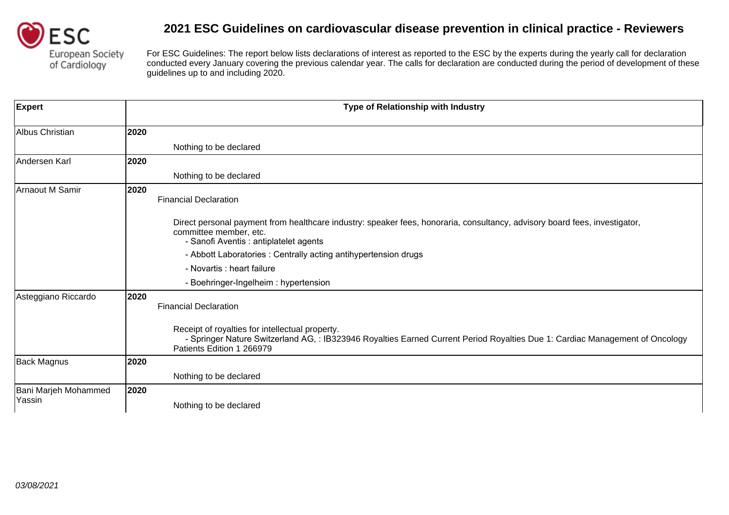# 2021 ESC Guidelines on cardiovascular disease prevention in clinical practice - Reviewers

For ESC Guidelines: The report below lists declarations of interest as reported to the ESC by the experts during the yearly call for declaration conducted every January covering the previous calendar year. The calls for declaration are conducted during the period of development of these guidelines up to and including 2020.

| Expert | Type of Relationship with Industry |
| --- | --- |
| Albus Christian | **2020**<br>Nothing to be declared |
| Andersen Karl | **2020**<br>Nothing to be declared |
| Arnaout M Samir | **2020**<br>Financial Declaration<br><br>Direct personal payment from healthcare industry: speaker fees, honoraria, consultancy, advisory board fees, investigator, committee member, etc.<br>- Sanofi Aventis : antiplatelet agents<br>- Abbott Laboratories : Centrally acting antihypertension drugs<br>- Novartis : heart failure<br>- Boehringer-Ingelheim : hypertension |
| Asteggiano Riccardo | **2020**<br>Financial Declaration<br><br>Receipt of royalties for intellectual property.<br>- Springer Nature Switzerland AG, : IB323946 Royalties Earned Current Period Royalties Due 1: Cardiac Management of Oncology Patients Edition 1 266979 |
| Back Magnus | **2020**<br>Nothing to be declared |
| Bani Marjeh Mohammed Yassin | **2020**<br>Nothing to be declared |

*03/08/2021*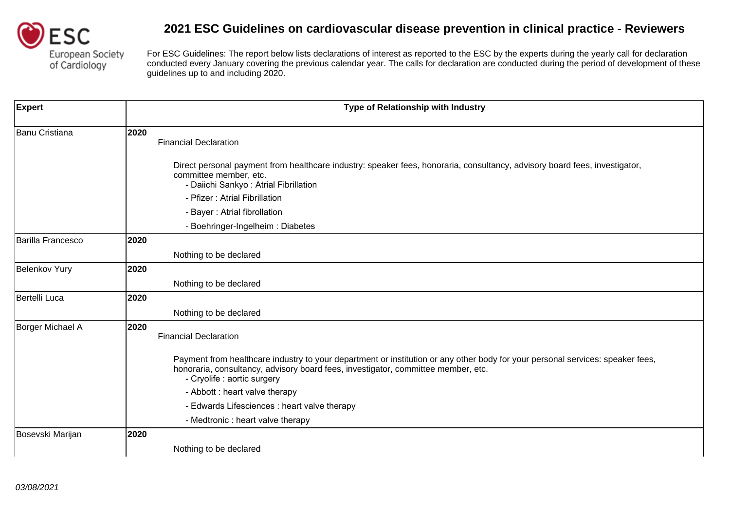# 2021 ESC Guidelines on cardiovascular disease prevention in clinical practice - Reviewers

For ESC Guidelines: The report below lists declarations of interest as reported to the ESC by the experts during the yearly call for declaration conducted every January covering the previous calendar year. The calls for declaration are conducted during the period of development of these guidelines up to and including 2020.

| Expert | Type of Relationship with Industry |
| --- | --- |
| Banu Cristiana | **2020**<br>Financial Declaration<br><br>Direct personal payment from healthcare industry: speaker fees, honoraria, consultancy, advisory board fees, investigator, committee member, etc.<br>- Daiichi Sankyo : Atrial Fibrillation<br>- Pfizer : Atrial Fibrillation<br>- Bayer : Atrial fibrollation<br>- Boehringer-Ingelheim : Diabetes |
| Barilla Francesco | **2020**<br>Nothing to be declared |
| Belenkov Yury | **2020**<br>Nothing to be declared |
| Bertelli Luca | **2020**<br>Nothing to be declared |
| Borger Michael A | **2020**<br>Financial Declaration<br><br>Payment from healthcare industry to your department or institution or any other body for your personal services: speaker fees, honoraria, consultancy, advisory board fees, investigator, committee member, etc.<br>- Cryolife : aortic surgery<br>- Abbott : heart valve therapy<br>- Edwards Lifesciences : heart valve therapy<br>- Medtronic : heart valve therapy |
| Bosevski Marijan | **2020**<br>Nothing to be declared |

03/08/2021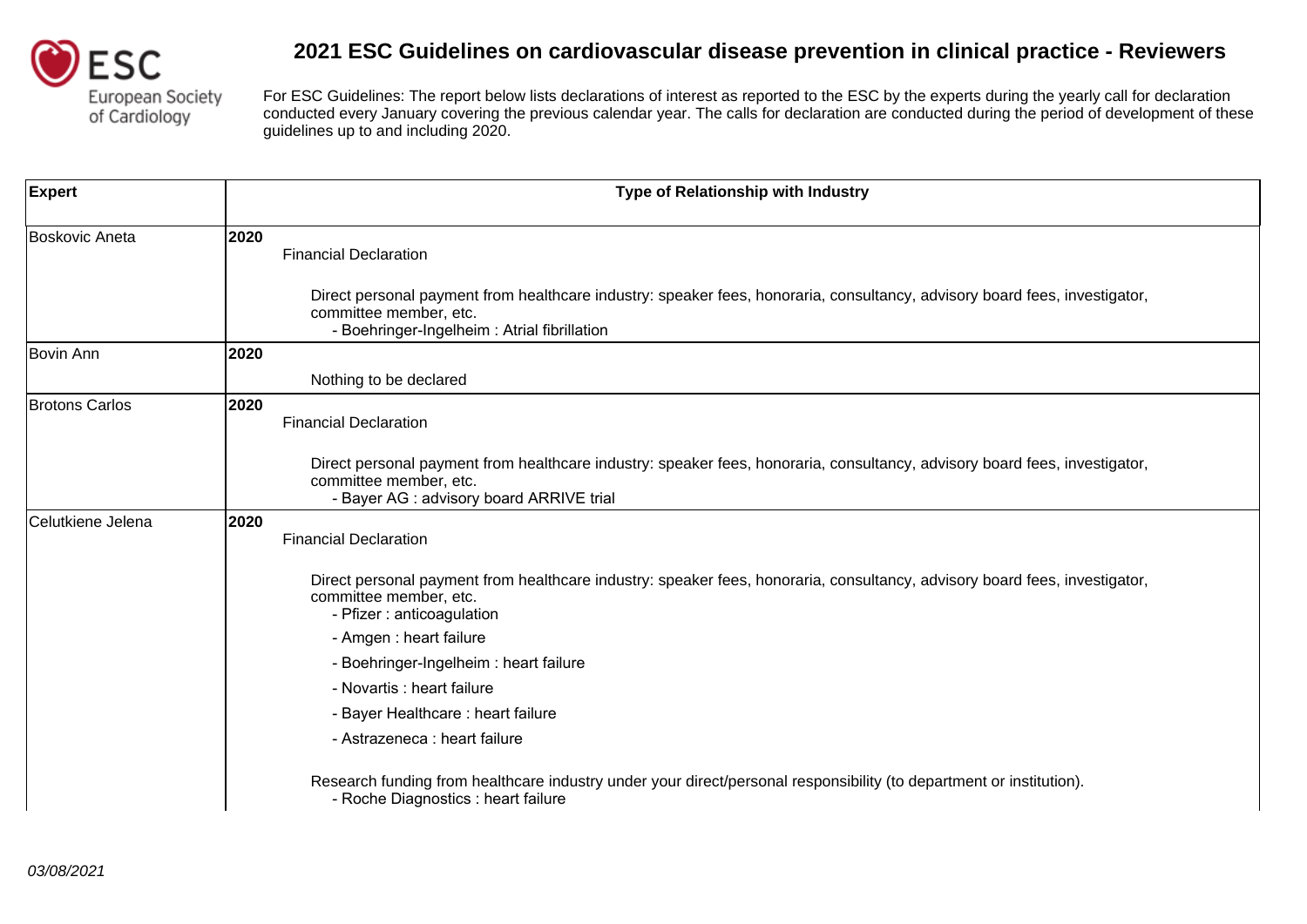# 2021 ESC Guidelines on cardiovascular disease prevention in clinical practice - Reviewers

For ESC Guidelines: The report below lists declarations of interest as reported to the ESC by the experts during the yearly call for declaration conducted every January covering the previous calendar year. The calls for declaration are conducted during the period of development of these guidelines up to and including 2020.

| Expert | Type of Relationship with Industry |
|---|---|
| Boskovic Aneta | **2020**<br>Financial Declaration<br><br>Direct personal payment from healthcare industry: speaker fees, honoraria, consultancy, advisory board fees, investigator, committee member, etc.<br>- Boehringer-Ingelheim : Atrial fibrillation |
| Bovin Ann | **2020**<br>Nothing to be declared |
| Brotons Carlos | **2020**<br>Financial Declaration<br><br>Direct personal payment from healthcare industry: speaker fees, honoraria, consultancy, advisory board fees, investigator, committee member, etc.<br>- Bayer AG : advisory board ARRIVE trial |
| Celutkiene Jelena | **2020**<br>Financial Declaration<br><br>Direct personal payment from healthcare industry: speaker fees, honoraria, consultancy, advisory board fees, investigator, committee member, etc.<br>- Pfizer : anticoagulation<br>- Amgen : heart failure<br>- Boehringer-Ingelheim : heart failure<br>- Novartis : heart failure<br>- Bayer Healthcare : heart failure<br>- Astrazeneca : heart failure<br><br>Research funding from healthcare industry under your direct/personal responsibility (to department or institution).<br>- Roche Diagnostics : heart failure |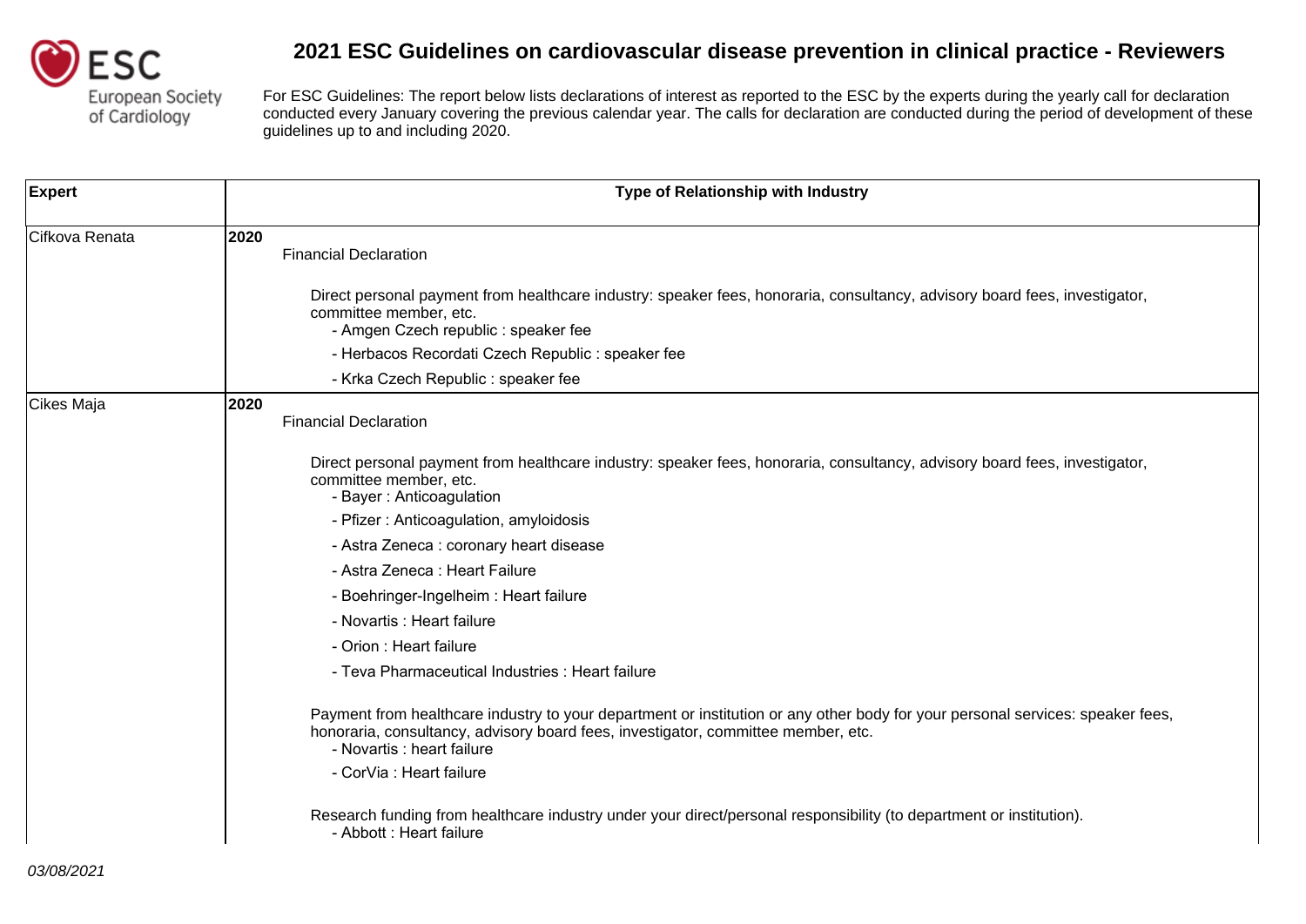# 2021 ESC Guidelines on cardiovascular disease prevention in clinical practice - Reviewers

For ESC Guidelines: The report below lists declarations of interest as reported to the ESC by the experts during the yearly call for declaration conducted every January covering the previous calendar year. The calls for declaration are conducted during the period of development of these guidelines up to and including 2020.

| Expert | Type of Relationship with Industry |
|---|---|
| Cifkova Renata | **2020**<br>Financial Declaration<br><br>Direct personal payment from healthcare industry: speaker fees, honoraria, consultancy, advisory board fees, investigator, committee member, etc.<br>- Amgen Czech republic : speaker fee<br>- Herbacos Recordati Czech Republic : speaker fee<br>- Krka Czech Republic : speaker fee |
| Cikes Maja | **2020**<br>Financial Declaration<br><br>Direct personal payment from healthcare industry: speaker fees, honoraria, consultancy, advisory board fees, investigator, committee member, etc.<br>- Bayer : Anticoagulation<br>- Pfizer : Anticoagulation, amyloidosis<br>- Astra Zeneca : coronary heart disease<br>- Astra Zeneca : Heart Failure<br>- Boehringer-Ingelheim : Heart failure<br>- Novartis : Heart failure<br>- Orion : Heart failure<br>- Teva Pharmaceutical Industries : Heart failure<br><br>Payment from healthcare industry to your department or institution or any other body for your personal services: speaker fees, honoraria, consultancy, advisory board fees, investigator, committee member, etc.<br>- Novartis : heart failure<br>- CorVia : Heart failure<br><br>Research funding from healthcare industry under your direct/personal responsibility (to department or institution).<br>- Abbott : Heart failure |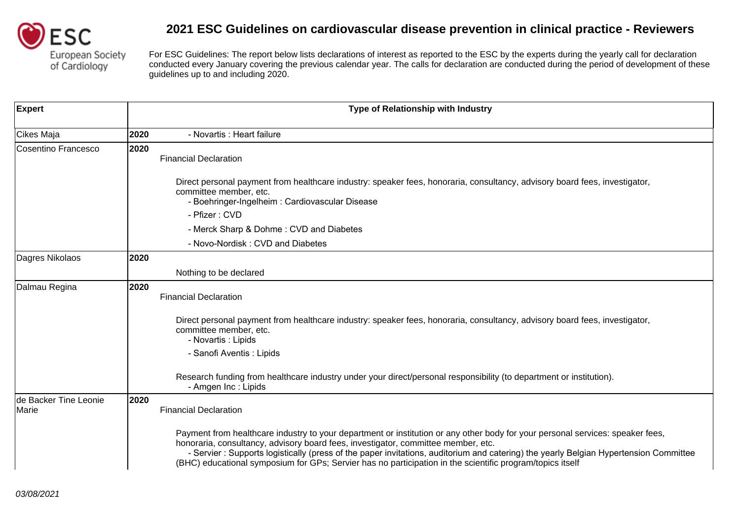# 2021 ESC Guidelines on cardiovascular disease prevention in clinical practice - Reviewers

For ESC Guidelines: The report below lists declarations of interest as reported to the ESC by the experts during the yearly call for declaration conducted every January covering the previous calendar year. The calls for declaration are conducted during the period of development of these guidelines up to and including 2020.

| Expert | Type of Relationship with Industry |
|---|---|
| Cikes Maja | **2020** - Novartis : Heart failure |
| Cosentino Francesco | **2020** Financial Declaration<br><br>Direct personal payment from healthcare industry: speaker fees, honoraria, consultancy, advisory board fees, investigator, committee member, etc.<br>- Boehringer-Ingelheim : Cardiovascular Disease<br>- Pfizer : CVD<br>- Merck Sharp & Dohme : CVD and Diabetes<br>- Novo-Nordisk : CVD and Diabetes |
| Dagres Nikolaos | **2020**<br>Nothing to be declared |
| Dalmau Regina | **2020** Financial Declaration<br><br>Direct personal payment from healthcare industry: speaker fees, honoraria, consultancy, advisory board fees, investigator, committee member, etc.<br>- Novartis : Lipids<br>- Sanofi Aventis : Lipids<br><br>Research funding from healthcare industry under your direct/personal responsibility (to department or institution).<br>- Amgen Inc : Lipids |
| de Backer Tine Leonie Marie | **2020** Financial Declaration<br><br>Payment from healthcare industry to your department or institution or any other body for your personal services: speaker fees, honoraria, consultancy, advisory board fees, investigator, committee member, etc.<br>- Servier : Supports logistically (press of the paper invitations, auditorium and catering) the yearly Belgian Hypertension Committee (BHC) educational symposium for GPs; Servier has no participation in the scientific program/topics itself |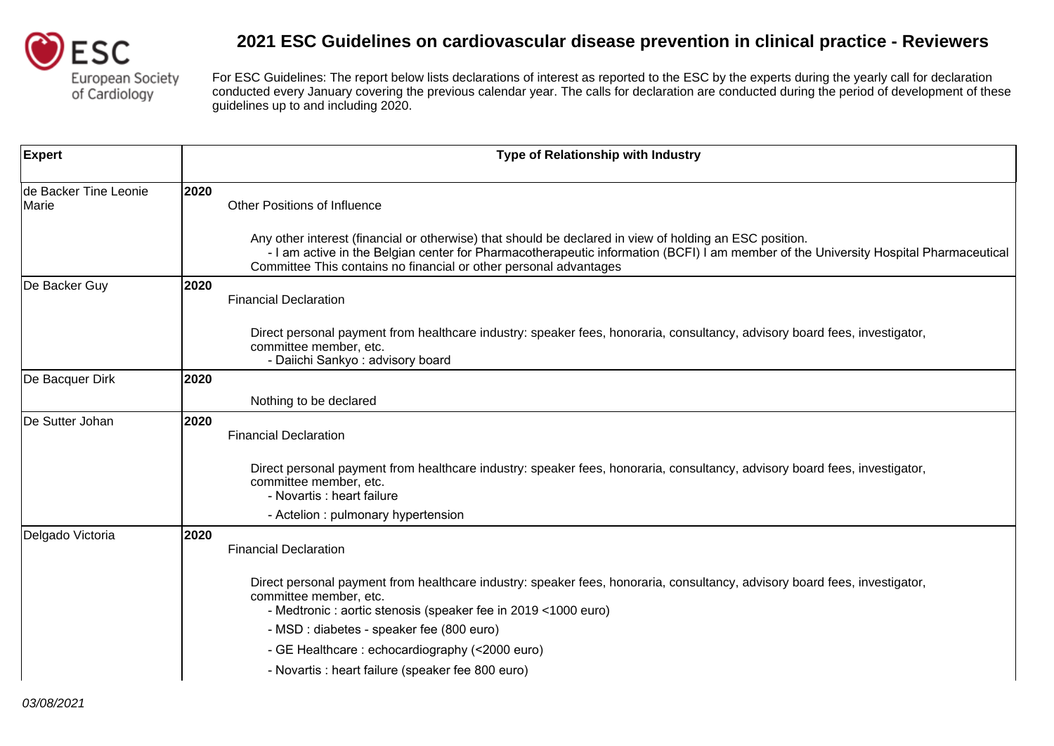# 2021 ESC Guidelines on cardiovascular disease prevention in clinical practice - Reviewers

For ESC Guidelines: The report below lists declarations of interest as reported to the ESC by the experts during the yearly call for declaration conducted every January covering the previous calendar year. The calls for declaration are conducted during the period of development of these guidelines up to and including 2020.

| Expert | Type of Relationship with Industry |
| --- | --- |
| de Backer Tine Leonie Marie | **2020**<br>Other Positions of Influence<br><br>Any other interest (financial or otherwise) that should be declared in view of holding an ESC position.<br>- I am active in the Belgian center for Pharmacotherapeutic information (BCFI) I am member of the University Hospital Pharmaceutical Committee This contains no financial or other personal advantages |
| De Backer Guy | **2020**<br>Financial Declaration<br><br>Direct personal payment from healthcare industry: speaker fees, honoraria, consultancy, advisory board fees, investigator, committee member, etc.<br>- Daiichi Sankyo : advisory board |
| De Bacquer Dirk | **2020**<br>Nothing to be declared |
| De Sutter Johan | **2020**<br>Financial Declaration<br><br>Direct personal payment from healthcare industry: speaker fees, honoraria, consultancy, advisory board fees, investigator, committee member, etc.<br>- Novartis : heart failure<br>- Actelion : pulmonary hypertension |
| Delgado Victoria | **2020**<br>Financial Declaration<br><br>Direct personal payment from healthcare industry: speaker fees, honoraria, consultancy, advisory board fees, investigator, committee member, etc.<br>- Medtronic : aortic stenosis (speaker fee in 2019 <1000 euro)<br>- MSD : diabetes - speaker fee (800 euro)<br>- GE Healthcare : echocardiography (<2000 euro)<br>- Novartis : heart failure (speaker fee 800 euro) |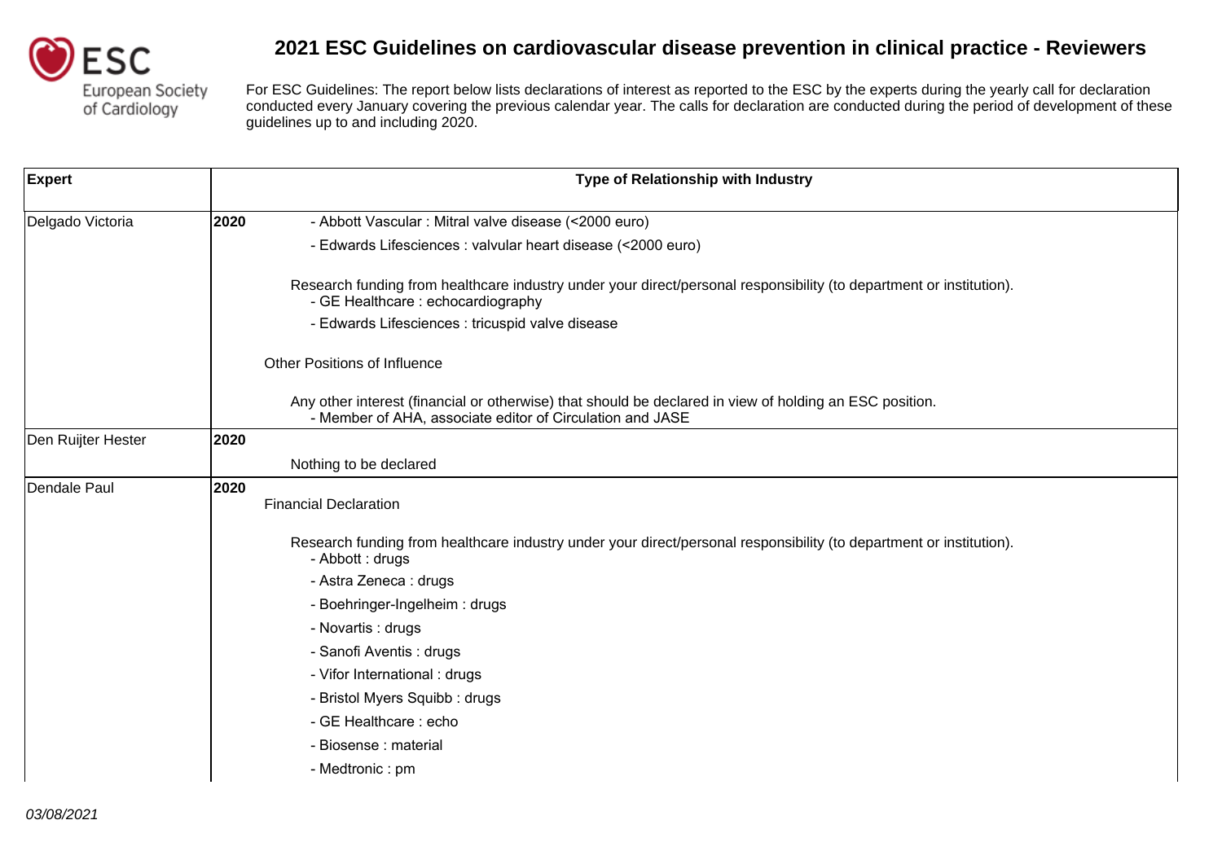# 2021 ESC Guidelines on cardiovascular disease prevention in clinical practice - Reviewers

For ESC Guidelines: The report below lists declarations of interest as reported to the ESC by the experts during the yearly call for declaration conducted every January covering the previous calendar year. The calls for declaration are conducted during the period of development of these guidelines up to and including 2020.

| Expert | Type of Relationship with Industry |
|---|---|
| Delgado Victoria | **2020**<br>- Abbott Vascular : Mitral valve disease (<2000 euro)<br>- Edwards Lifesciences : valvular heart disease (<2000 euro)<br><br>Research funding from healthcare industry under your direct/personal responsibility (to department or institution).<br>- GE Healthcare : echocardiography<br>- Edwards Lifesciences : tricuspid valve disease<br><br>Other Positions of Influence<br><br>Any other interest (financial or otherwise) that should be declared in view of holding an ESC position.<br>- Member of AHA, associate editor of Circulation and JASE |
| Den Ruijter Hester | **2020**<br>Nothing to be declared |
| Dendale Paul | **2020**<br>Financial Declaration<br><br>Research funding from healthcare industry under your direct/personal responsibility (to department or institution).<br>- Abbott : drugs<br>- Astra Zeneca : drugs<br>- Boehringer-Ingelheim : drugs<br>- Novartis : drugs<br>- Sanofi Aventis : drugs<br>- Vifor International : drugs<br>- Bristol Myers Squibb : drugs<br>- GE Healthcare : echo<br>- Biosense : material<br>- Medtronic : pm |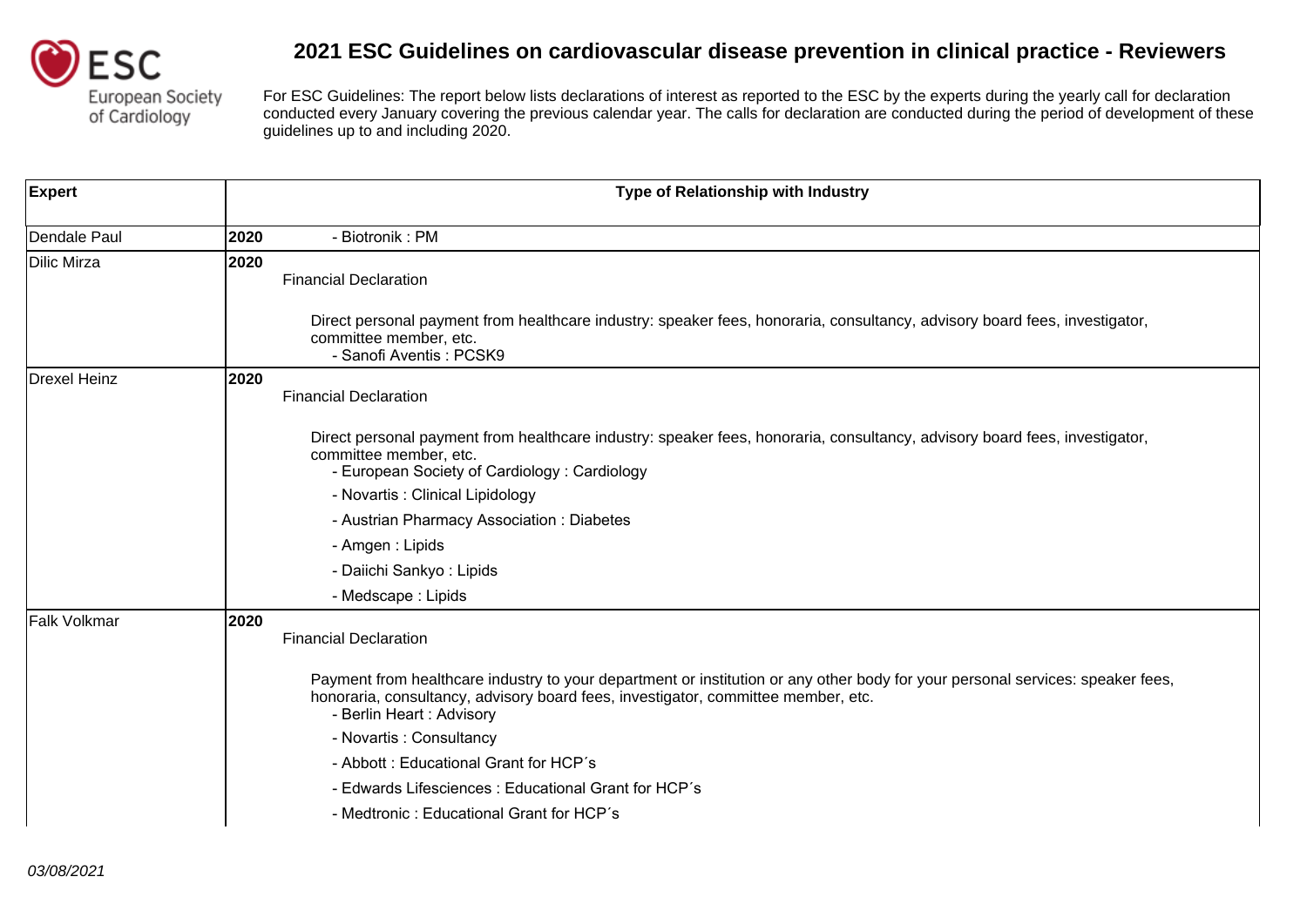# 2021 ESC Guidelines on cardiovascular disease prevention in clinical practice - Reviewers

For ESC Guidelines: The report below lists declarations of interest as reported to the ESC by the experts during the yearly call for declaration conducted every January covering the previous calendar year. The calls for declaration are conducted during the period of development of these guidelines up to and including 2020.

| Expert | Type of Relationship with Industry |
| --- | --- |
| Dendale Paul | **2020** - Biotronik : PM |
| Dilic Mirza | **2020**<br>Financial Declaration<br>Direct personal payment from healthcare industry: speaker fees, honoraria, consultancy, advisory board fees, investigator, committee member, etc.<br>- Sanofi Aventis : PCSK9 |
| Drexel Heinz | **2020**<br>Financial Declaration<br>Direct personal payment from healthcare industry: speaker fees, honoraria, consultancy, advisory board fees, investigator, committee member, etc.<br>- European Society of Cardiology : Cardiology<br>- Novartis : Clinical Lipidology<br>- Austrian Pharmacy Association : Diabetes<br>- Amgen : Lipids<br>- Daiichi Sankyo : Lipids<br>- Medscape : Lipids |
| Falk Volkmar | **2020**<br>Financial Declaration<br>Payment from healthcare industry to your department or institution or any other body for your personal services: speaker fees, honoraria, consultancy, advisory board fees, investigator, committee member, etc.<br>- Berlin Heart : Advisory<br>- Novartis : Consultancy<br>- Abbott : Educational Grant for HCP´s<br>- Edwards Lifesciences : Educational Grant for HCP´s<br>- Medtronic : Educational Grant for HCP´s |

03/08/2021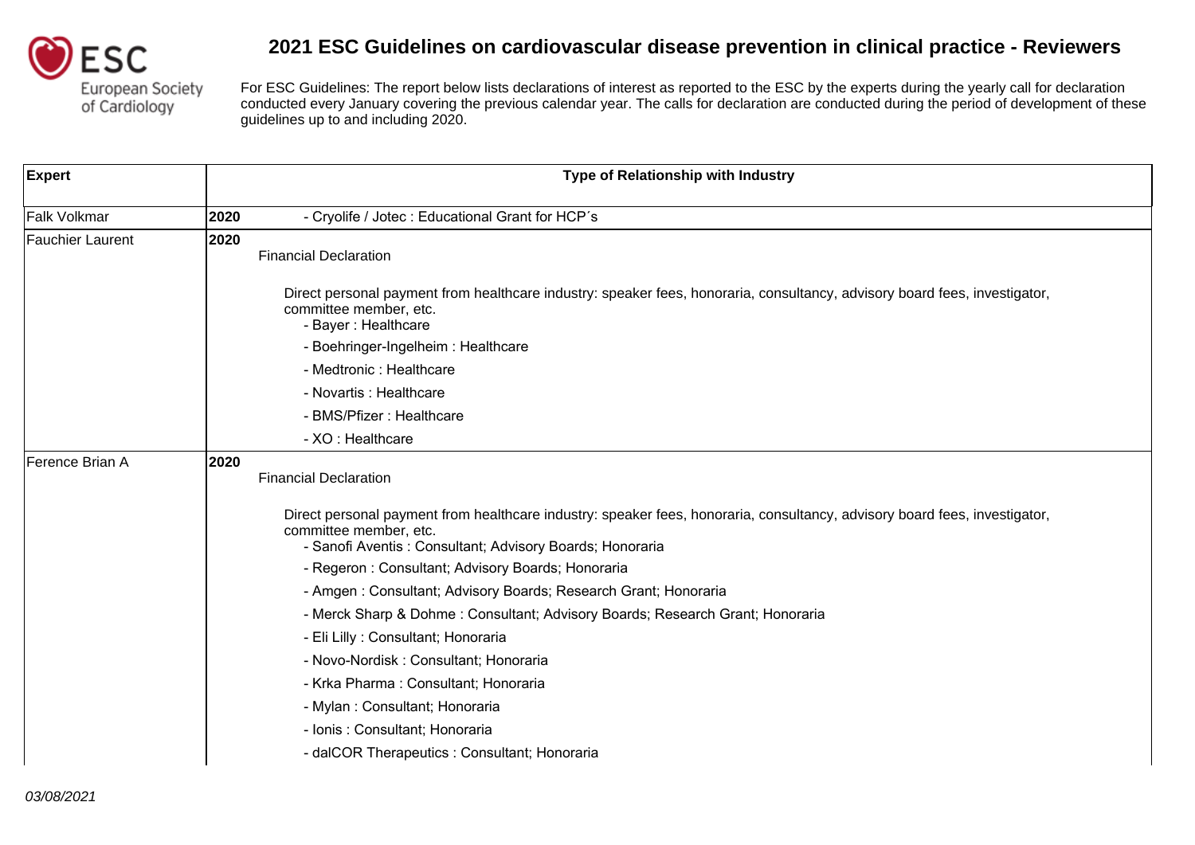# 2021 ESC Guidelines on cardiovascular disease prevention in clinical practice - Reviewers

For ESC Guidelines: The report below lists declarations of interest as reported to the ESC by the experts during the yearly call for declaration conducted every January covering the previous calendar year. The calls for declaration are conducted during the period of development of these guidelines up to and including 2020.

| Expert | Type of Relationship with Industry |
|---|---|
| Falk Volkmar | **2020** - Cryolife / Jotec : Educational Grant for HCP´s |
| Fauchier Laurent | **2020**<br>Financial Declaration<br><br>Direct personal payment from healthcare industry: speaker fees, honoraria, consultancy, advisory board fees, investigator, committee member, etc.<br>- Bayer : Healthcare<br>- Boehringer-Ingelheim : Healthcare<br>- Medtronic : Healthcare<br>- Novartis : Healthcare<br>- BMS/Pfizer : Healthcare<br>- XO : Healthcare |
| Ference Brian A | **2020**<br>Financial Declaration<br><br>Direct personal payment from healthcare industry: speaker fees, honoraria, consultancy, advisory board fees, investigator, committee member, etc.<br>- Sanofi Aventis : Consultant; Advisory Boards; Honoraria<br>- Regeron : Consultant; Advisory Boards; Honoraria<br>- Amgen : Consultant; Advisory Boards; Research Grant; Honoraria<br>- Merck Sharp & Dohme : Consultant; Advisory Boards; Research Grant; Honoraria<br>- Eli Lilly : Consultant; Honoraria<br>- Novo-Nordisk : Consultant; Honoraria<br>- Krka Pharma : Consultant; Honoraria<br>- Mylan : Consultant; Honoraria<br>- Ionis : Consultant; Honoraria<br>- dalCOR Therapeutics : Consultant; Honoraria |

*03/08/2021*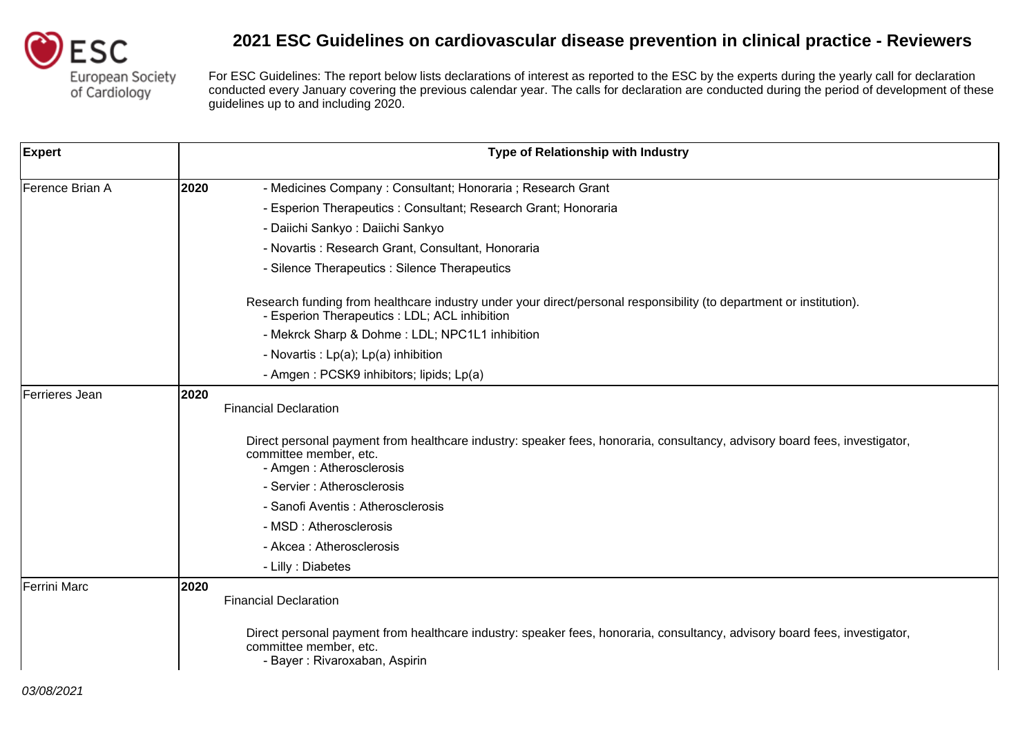# 2021 ESC Guidelines on cardiovascular disease prevention in clinical practice - Reviewers

For ESC Guidelines: The report below lists declarations of interest as reported to the ESC by the experts during the yearly call for declaration conducted every January covering the previous calendar year. The calls for declaration are conducted during the period of development of these guidelines up to and including 2020.

| Expert | Type of Relationship with Industry |
|---|---|
| Ference Brian A | **2020** - Medicines Company : Consultant; Honoraria ; Research Grant<br>- Esperion Therapeutics : Consultant; Research Grant; Honoraria<br>- Daiichi Sankyo : Daiichi Sankyo<br>- Novartis : Research Grant, Consultant, Honoraria<br>- Silence Therapeutics : Silence Therapeutics<br><br>Research funding from healthcare industry under your direct/personal responsibility (to department or institution).<br>- Esperion Therapeutics : LDL; ACL inhibition<br>- Mekrck Sharp & Dohme : LDL; NPC1L1 inhibition<br>- Novartis : Lp(a); Lp(a) inhibition<br>- Amgen : PCSK9 inhibitors; lipids; Lp(a) |
| Ferrieres Jean | **2020** Financial Declaration<br><br>Direct personal payment from healthcare industry: speaker fees, honoraria, consultancy, advisory board fees, investigator, committee member, etc.<br>- Amgen : Atherosclerosis<br>- Servier : Atherosclerosis<br>- Sanofi Aventis : Atherosclerosis<br>- MSD : Atherosclerosis<br>- Akcea : Atherosclerosis<br>- Lilly : Diabetes |
| Ferrini Marc | **2020** Financial Declaration<br><br>Direct personal payment from healthcare industry: speaker fees, honoraria, consultancy, advisory board fees, investigator, committee member, etc.<br>- Bayer : Rivaroxaban, Aspirin |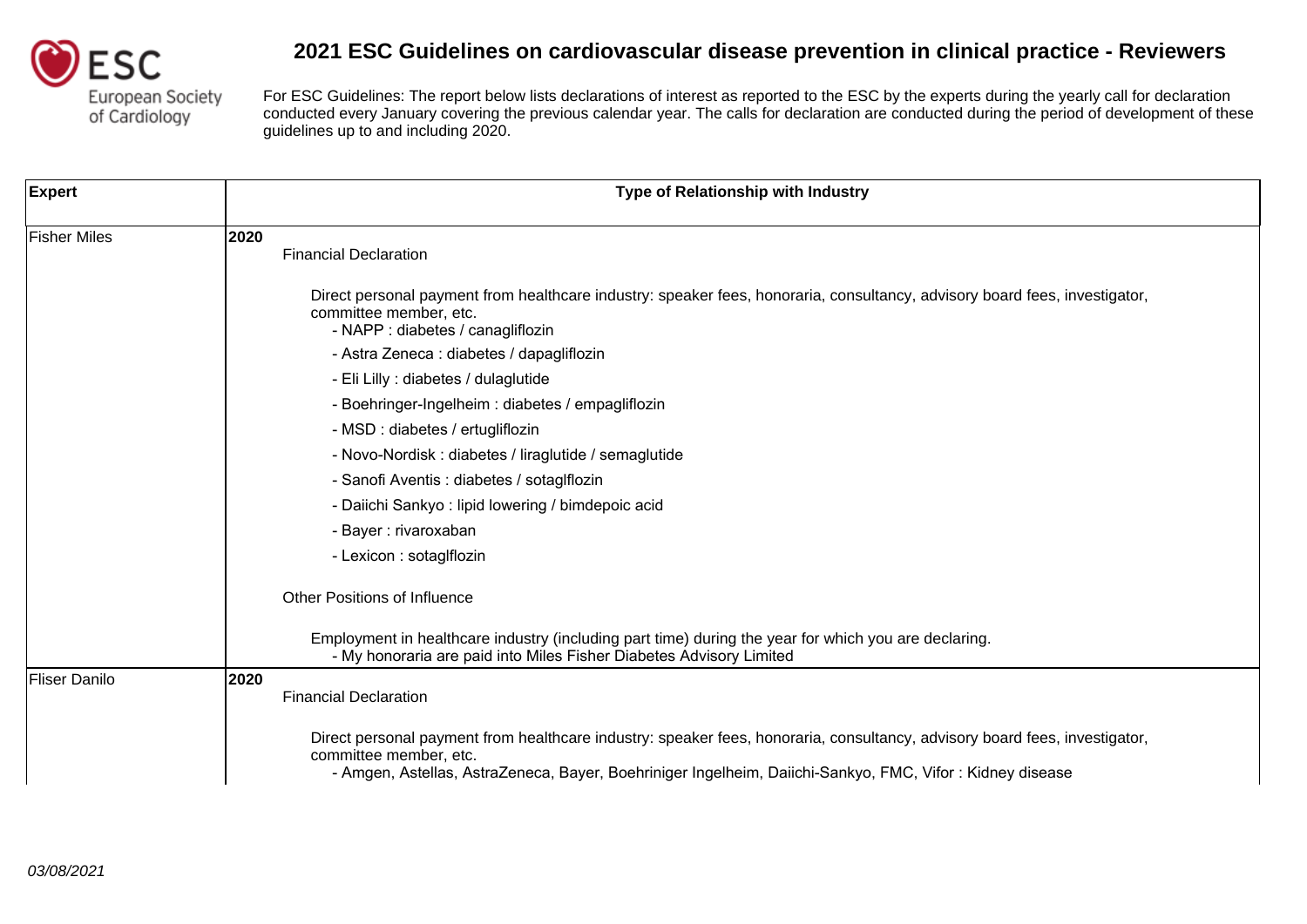# 2021 ESC Guidelines on cardiovascular disease prevention in clinical practice - Reviewers

For ESC Guidelines: The report below lists declarations of interest as reported to the ESC by the experts during the yearly call for declaration conducted every January covering the previous calendar year. The calls for declaration are conducted during the period of development of these guidelines up to and including 2020.

| Expert | Type of Relationship with Industry |
| --- | --- |
| Fisher Miles | **2020**<br>Financial Declaration<br><br>Direct personal payment from healthcare industry: speaker fees, honoraria, consultancy, advisory board fees, investigator, committee member, etc.<br>- NAPP : diabetes / canagliflozin<br>- Astra Zeneca : diabetes / dapagliflozin<br>- Eli Lilly : diabetes / dulaglutide<br>- Boehringer-Ingelheim : diabetes / empagliflozin<br>- MSD : diabetes / ertugliflozin<br>- Novo-Nordisk : diabetes / liraglutide / semaglutide<br>- Sanofi Aventis : diabetes / sotaglflozin<br>- Daiichi Sankyo : lipid lowering / bimdepoic acid<br>- Bayer : rivaroxaban<br>- Lexicon : sotaglflozin<br><br>Other Positions of Influence<br><br>Employment in healthcare industry (including part time) during the year for which you are declaring.<br>- My honoraria are paid into Miles Fisher Diabetes Advisory Limited |
| Fliser Danilo | **2020**<br>Financial Declaration<br><br>Direct personal payment from healthcare industry: speaker fees, honoraria, consultancy, advisory board fees, investigator, committee member, etc.<br>- Amgen, Astellas, AstraZeneca, Bayer, Boehriniger Ingelheim, Daiichi-Sankyo, FMC, Vifor : Kidney disease |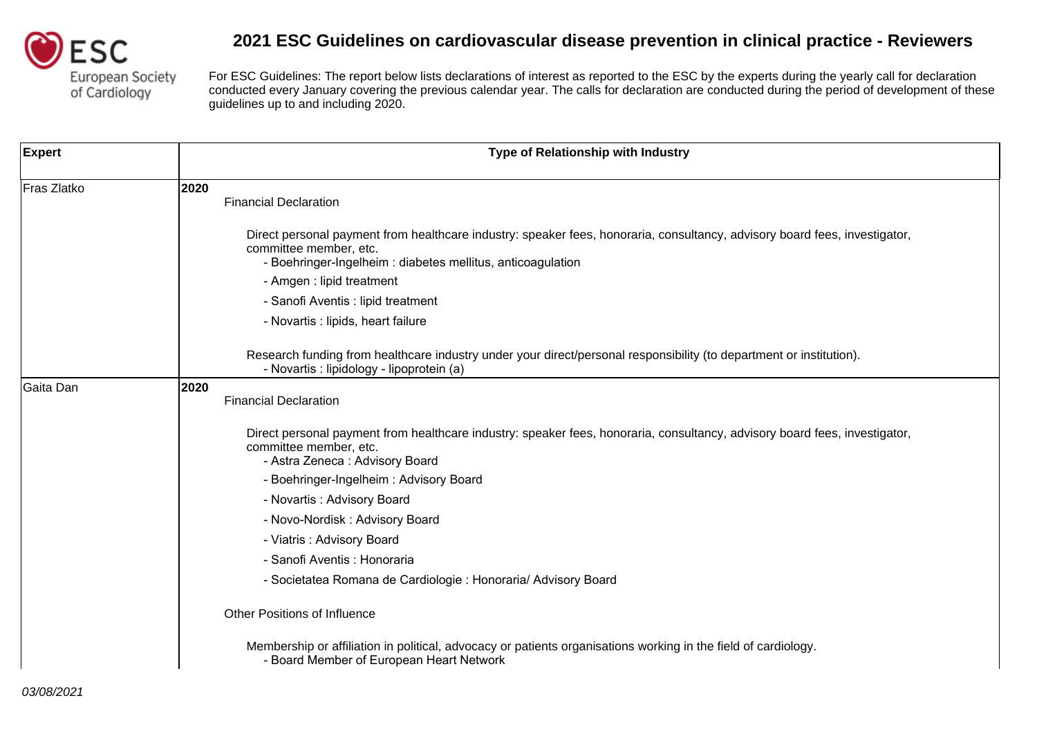# 2021 ESC Guidelines on cardiovascular disease prevention in clinical practice - Reviewers

For ESC Guidelines: The report below lists declarations of interest as reported to the ESC by the experts during the yearly call for declaration conducted every January covering the previous calendar year. The calls for declaration are conducted during the period of development of these guidelines up to and including 2020.

| Expert | Type of Relationship with Industry |
|---|---|
| Fras Zlatko | **2020**<br>Financial Declaration<br><br>Direct personal payment from healthcare industry: speaker fees, honoraria, consultancy, advisory board fees, investigator, committee member, etc.<br>- Boehringer-Ingelheim : diabetes mellitus, anticoagulation<br>- Amgen : lipid treatment<br>- Sanofi Aventis : lipid treatment<br>- Novartis : lipids, heart failure<br><br>Research funding from healthcare industry under your direct/personal responsibility (to department or institution).<br>- Novartis : lipidology - lipoprotein (a) |
| Gaita Dan | **2020**<br>Financial Declaration<br><br>Direct personal payment from healthcare industry: speaker fees, honoraria, consultancy, advisory board fees, investigator, committee member, etc.<br>- Astra Zeneca : Advisory Board<br>- Boehringer-Ingelheim : Advisory Board<br>- Novartis : Advisory Board<br>- Novo-Nordisk : Advisory Board<br>- Viatris : Advisory Board<br>- Sanofi Aventis : Honoraria<br>- Societatea Romana de Cardiologie : Honoraria/ Advisory Board<br><br>Other Positions of Influence<br><br>Membership or affiliation in political, advocacy or patients organisations working in the field of cardiology.<br>- Board Member of European Heart Network |

*03/08/2021*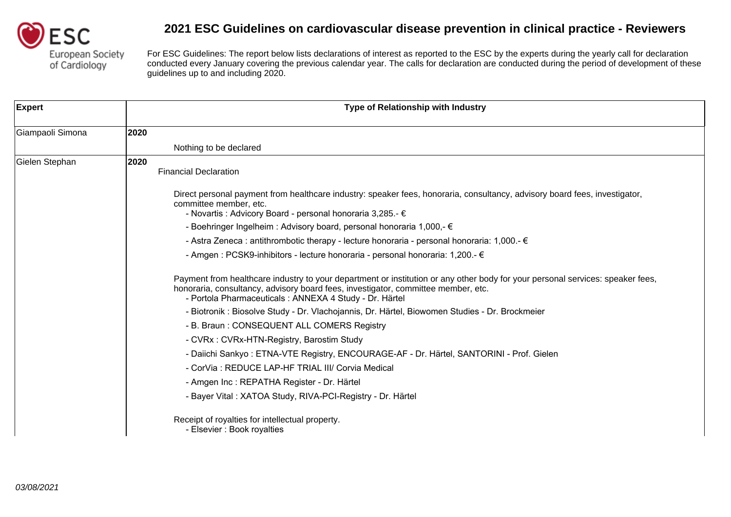# 2021 ESC Guidelines on cardiovascular disease prevention in clinical practice - Reviewers

For ESC Guidelines: The report below lists declarations of interest as reported to the ESC by the experts during the yearly call for declaration conducted every January covering the previous calendar year. The calls for declaration are conducted during the period of development of these guidelines up to and including 2020.

| Expert | Type of Relationship with Industry |
|---|---|
| Giampaoli Simona | **2020**<br>Nothing to be declared |
| Gielen Stephan | **2020**<br>Financial Declaration<br><br>Direct personal payment from healthcare industry: speaker fees, honoraria, consultancy, advisory board fees, investigator, committee member, etc.<br>- Novartis : Advicory Board - personal honoraria 3,285.- €<br>- Boehringer Ingelheim : Advisory board, personal honoraria 1,000,- €<br>- Astra Zeneca : antithrombotic therapy - lecture honoraria - personal honoraria: 1,000.- €<br>- Amgen : PCSK9-inhibitors - lecture honoraria - personal honoraria: 1,200.- €<br><br>Payment from healthcare industry to your department or institution or any other body for your personal services: speaker fees, honoraria, consultancy, advisory board fees, investigator, committee member, etc.<br>- Portola Pharmaceuticals : ANNEXA 4 Study - Dr. Härtel<br>- Biotronik : Biosolve Study - Dr. Vlachojannis, Dr. Härtel, Biowomen Studies - Dr. Brockmeier<br>- B. Braun : CONSEQUENT ALL COMERS Registry<br>- CVRx : CVRx-HTN-Registry, Barostim Study<br>- Daiichi Sankyo : ETNA-VTE Registry, ENCOURAGE-AF - Dr. Härtel, SANTORINI - Prof. Gielen<br>- CorVia : REDUCE LAP-HF TRIAL III/ Corvia Medical<br>- Amgen Inc : REPATHA Register - Dr. Härtel<br>- Bayer Vital : XATOA Study, RIVA-PCI-Registry - Dr. Härtel<br><br>Receipt of royalties for intellectual property.<br>- Elsevier : Book royalties |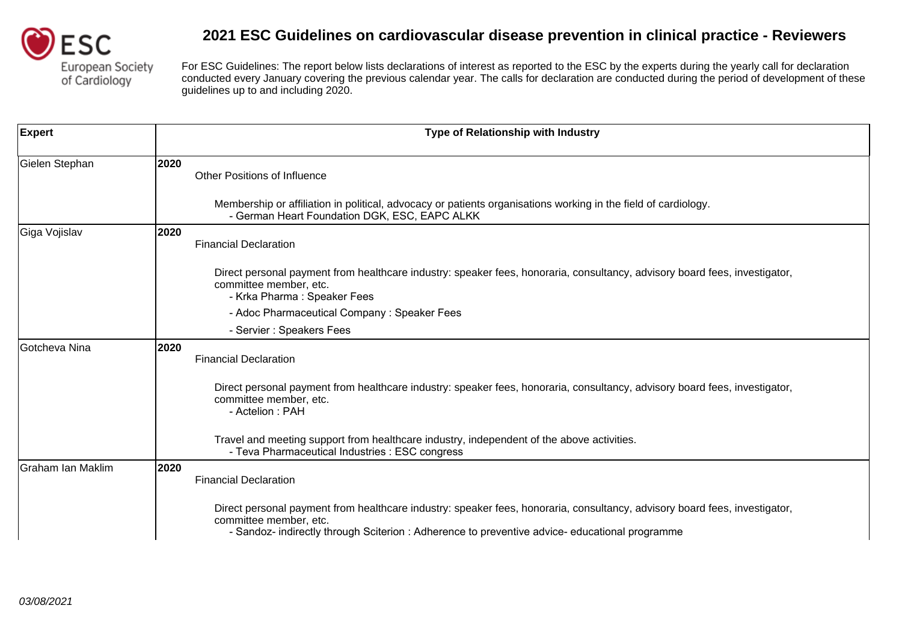# 2021 ESC Guidelines on cardiovascular disease prevention in clinical practice - Reviewers

For ESC Guidelines: The report below lists declarations of interest as reported to the ESC by the experts during the yearly call for declaration conducted every January covering the previous calendar year. The calls for declaration are conducted during the period of development of these guidelines up to and including 2020.

| Expert | Type of Relationship with Industry |
|---|---|
| Gielen Stephan | **2020**<br>Other Positions of Influence<br><br>Membership or affiliation in political, advocacy or patients organisations working in the field of cardiology.<br>- German Heart Foundation DGK, ESC, EAPC ALKK |
| Giga Vojislav | **2020**<br>Financial Declaration<br><br>Direct personal payment from healthcare industry: speaker fees, honoraria, consultancy, advisory board fees, investigator, committee member, etc.<br>- Krka Pharma : Speaker Fees<br>- Adoc Pharmaceutical Company : Speaker Fees<br>- Servier : Speakers Fees |
| Gotcheva Nina | **2020**<br>Financial Declaration<br><br>Direct personal payment from healthcare industry: speaker fees, honoraria, consultancy, advisory board fees, investigator, committee member, etc.<br>- Actelion : PAH<br><br>Travel and meeting support from healthcare industry, independent of the above activities.<br>- Teva Pharmaceutical Industries : ESC congress |
| Graham Ian Maklim | **2020**<br>Financial Declaration<br><br>Direct personal payment from healthcare industry: speaker fees, honoraria, consultancy, advisory board fees, investigator, committee member, etc.<br>- Sandoz- indirectly through Sciterion : Adherence to preventive advice- educational programme |

*03/08/2021*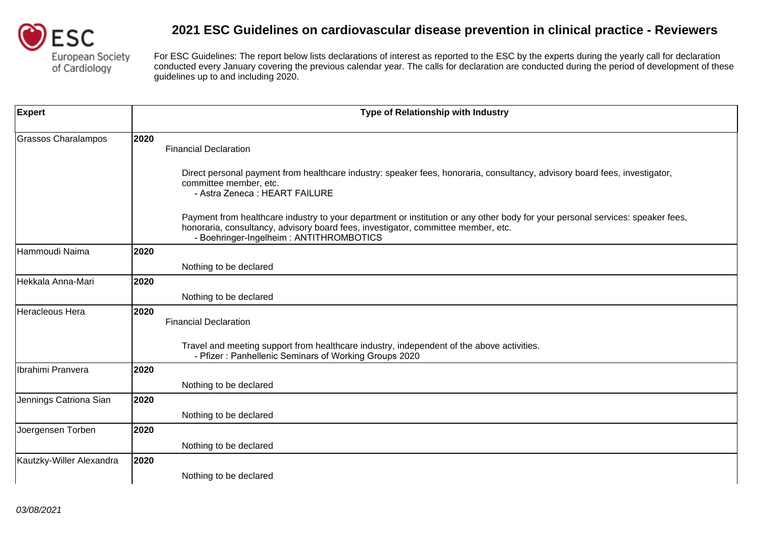# 2021 ESC Guidelines on cardiovascular disease prevention in clinical practice - Reviewers

For ESC Guidelines: The report below lists declarations of interest as reported to the ESC by the experts during the yearly call for declaration conducted every January covering the previous calendar year. The calls for declaration are conducted during the period of development of these guidelines up to and including 2020.

| Expert | Type of Relationship with Industry |
| --- | --- |
| Grassos Charalampos | **2020**<br>Financial Declaration<br><br>Direct personal payment from healthcare industry: speaker fees, honoraria, consultancy, advisory board fees, investigator, committee member, etc.<br>- Astra Zeneca : HEART FAILURE<br><br>Payment from healthcare industry to your department or institution or any other body for your personal services: speaker fees, honoraria, consultancy, advisory board fees, investigator, committee member, etc.<br>- Boehringer-Ingelheim : ANTITHROMBOTICS |
| Hammoudi Naima | **2020**<br>Nothing to be declared |
| Hekkala Anna-Mari | **2020**<br>Nothing to be declared |
| Heracleous Hera | **2020**<br>Financial Declaration<br><br>Travel and meeting support from healthcare industry, independent of the above activities.<br>- Pfizer : Panhellenic Seminars of Working Groups 2020 |
| Ibrahimi Pranvera | **2020**<br>Nothing to be declared |
| Jennings Catriona Sian | **2020**<br>Nothing to be declared |
| Joergensen Torben | **2020**<br>Nothing to be declared |
| Kautzky-Willer Alexandra | **2020**<br>Nothing to be declared |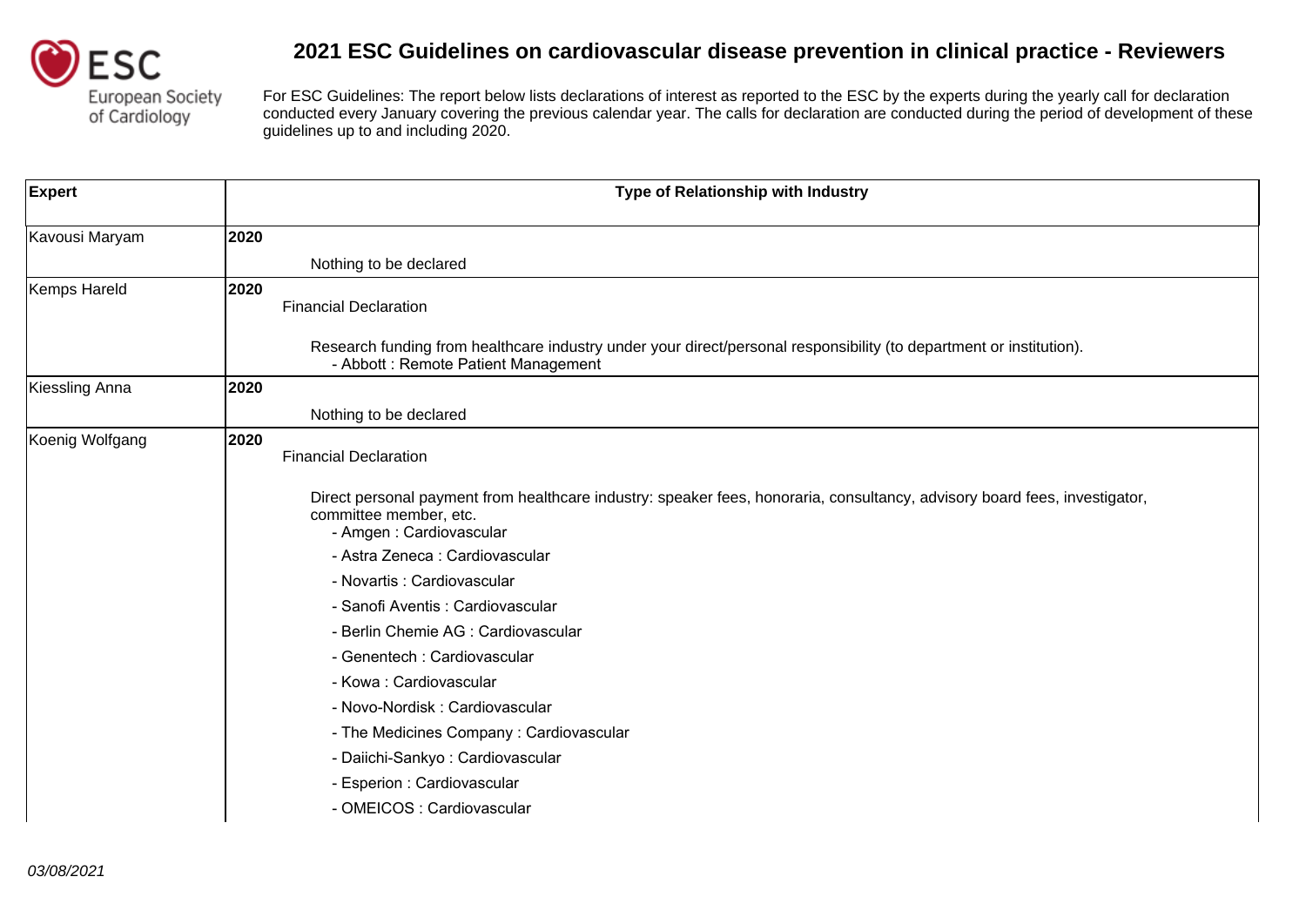# 2021 ESC Guidelines on cardiovascular disease prevention in clinical practice - Reviewers

For ESC Guidelines: The report below lists declarations of interest as reported to the ESC by the experts during the yearly call for declaration conducted every January covering the previous calendar year. The calls for declaration are conducted during the period of development of these guidelines up to and including 2020.

| Expert | Type of Relationship with Industry |
|---|---|
| Kavousi Maryam | **2020**<br>Nothing to be declared |
| Kemps Hareld | **2020**<br>Financial Declaration<br><br>Research funding from healthcare industry under your direct/personal responsibility (to department or institution).<br>- Abbott : Remote Patient Management |
| Kiessling Anna | **2020**<br>Nothing to be declared |
| Koenig Wolfgang | **2020**<br>Financial Declaration<br><br>Direct personal payment from healthcare industry: speaker fees, honoraria, consultancy, advisory board fees, investigator, committee member, etc.<br>- Amgen : Cardiovascular<br>- Astra Zeneca : Cardiovascular<br>- Novartis : Cardiovascular<br>- Sanofi Aventis : Cardiovascular<br>- Berlin Chemie AG : Cardiovascular<br>- Genentech : Cardiovascular<br>- Kowa : Cardiovascular<br>- Novo-Nordisk : Cardiovascular<br>- The Medicines Company : Cardiovascular<br>- Daiichi-Sankyo : Cardiovascular<br>- Esperion : Cardiovascular<br>- OMEICOS : Cardiovascular |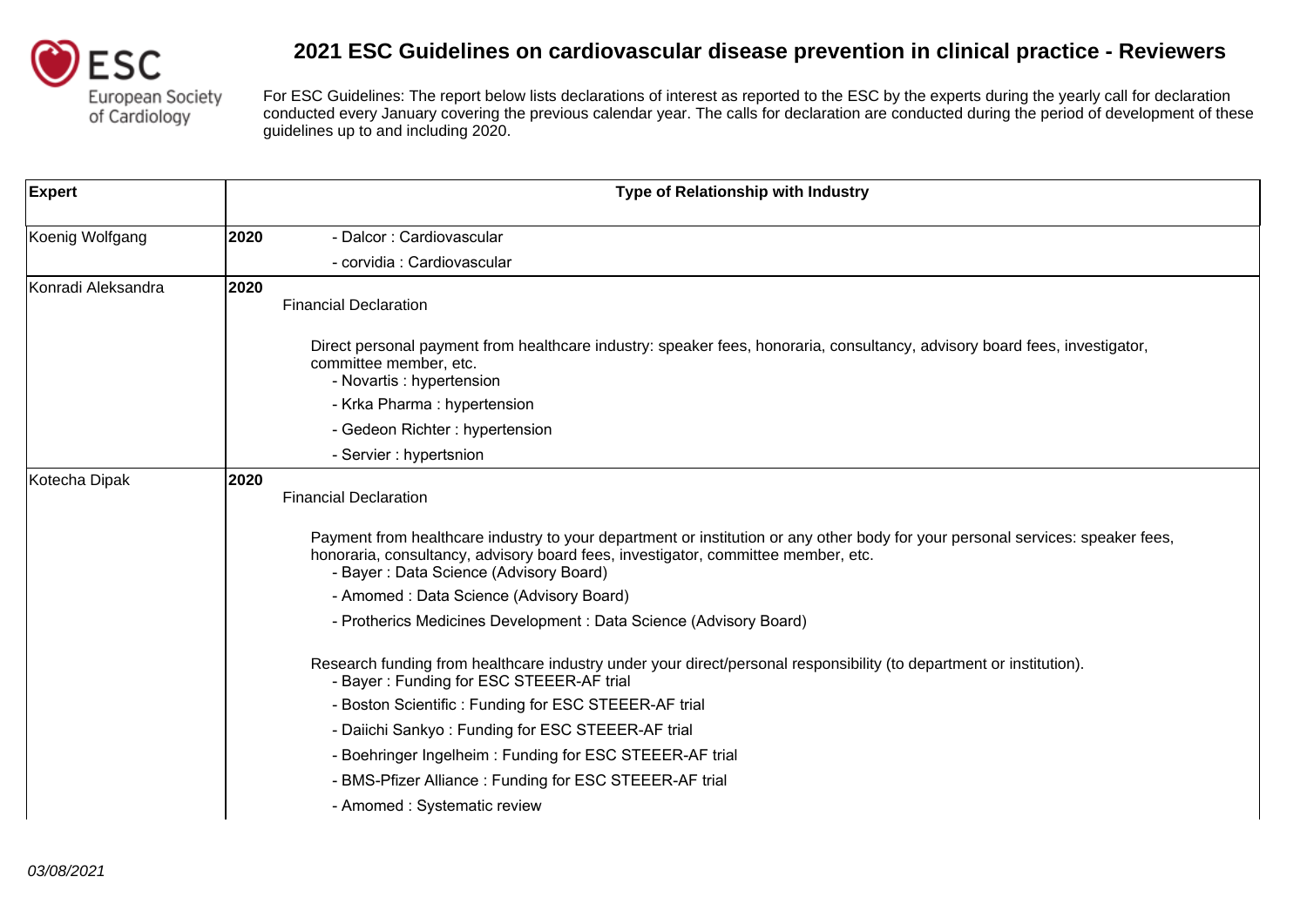# 2021 ESC Guidelines on cardiovascular disease prevention in clinical practice - Reviewers

For ESC Guidelines: The report below lists declarations of interest as reported to the ESC by the experts during the yearly call for declaration conducted every January covering the previous calendar year. The calls for declaration are conducted during the period of development of these guidelines up to and including 2020.

| Expert | Type of Relationship with Industry |
|---|---|
| Koenig Wolfgang | **2020**<br>- Dalcor : Cardiovascular<br>- corvidia : Cardiovascular |
| Konradi Aleksandra | **2020**<br>Financial Declaration<br><br>Direct personal payment from healthcare industry: speaker fees, honoraria, consultancy, advisory board fees, investigator, committee member, etc.<br>- Novartis : hypertension<br>- Krka Pharma : hypertension<br>- Gedeon Richter : hypertension<br>- Servier : hypertsnion |
| Kotecha Dipak | **2020**<br>Financial Declaration<br><br>Payment from healthcare industry to your department or institution or any other body for your personal services: speaker fees, honoraria, consultancy, advisory board fees, investigator, committee member, etc.<br>- Bayer : Data Science (Advisory Board)<br>- Amomed : Data Science (Advisory Board)<br>- Protherics Medicines Development : Data Science (Advisory Board)<br><br>Research funding from healthcare industry under your direct/personal responsibility (to department or institution).<br>- Bayer : Funding for ESC STEEER-AF trial<br>- Boston Scientific : Funding for ESC STEEER-AF trial<br>- Daiichi Sankyo : Funding for ESC STEEER-AF trial<br>- Boehringer Ingelheim : Funding for ESC STEEER-AF trial<br>- BMS-Pfizer Alliance : Funding for ESC STEEER-AF trial<br>- Amomed : Systematic review |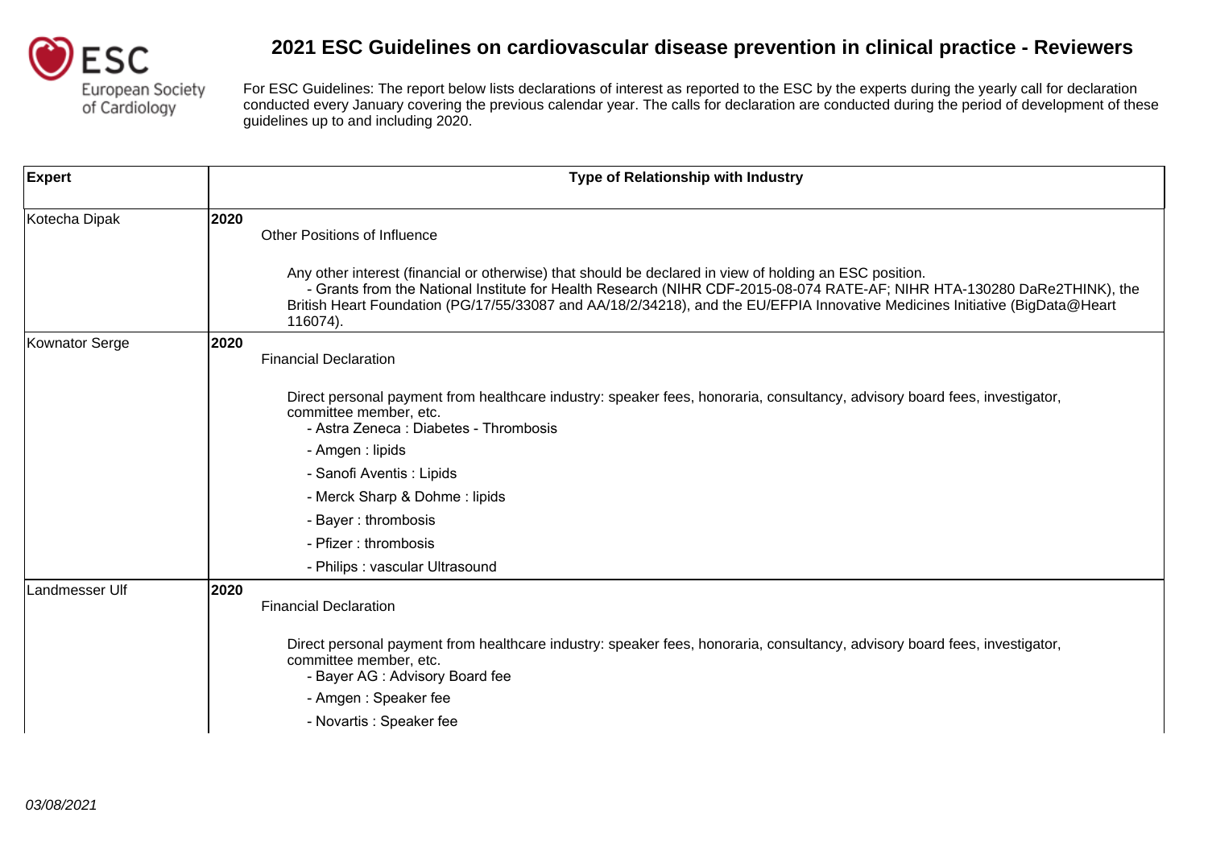# 2021 ESC Guidelines on cardiovascular disease prevention in clinical practice - Reviewers

For ESC Guidelines: The report below lists declarations of interest as reported to the ESC by the experts during the yearly call for declaration conducted every January covering the previous calendar year. The calls for declaration are conducted during the period of development of these guidelines up to and including 2020.

| Expert | Type of Relationship with Industry |
| --- | --- |
| Kotecha Dipak | **2020**<br>Other Positions of Influence<br><br>Any other interest (financial or otherwise) that should be declared in view of holding an ESC position.<br>- Grants from the National Institute for Health Research (NIHR CDF-2015-08-074 RATE-AF; NIHR HTA-130280 DaRe2THINK), the British Heart Foundation (PG/17/55/33087 and AA/18/2/34218), and the EU/EFPIA Innovative Medicines Initiative (BigData@Heart 116074). |
| Kownator Serge | **2020**<br>Financial Declaration<br><br>Direct personal payment from healthcare industry: speaker fees, honoraria, consultancy, advisory board fees, investigator, committee member, etc.<br>- Astra Zeneca : Diabetes - Thrombosis<br>- Amgen : lipids<br>- Sanofi Aventis : Lipids<br>- Merck Sharp & Dohme : lipids<br>- Bayer : thrombosis<br>- Pfizer : thrombosis<br>- Philips : vascular Ultrasound |
| Landmesser Ulf | **2020**<br>Financial Declaration<br><br>Direct personal payment from healthcare industry: speaker fees, honoraria, consultancy, advisory board fees, investigator, committee member, etc.<br>- Bayer AG : Advisory Board fee<br>- Amgen : Speaker fee<br>- Novartis : Speaker fee |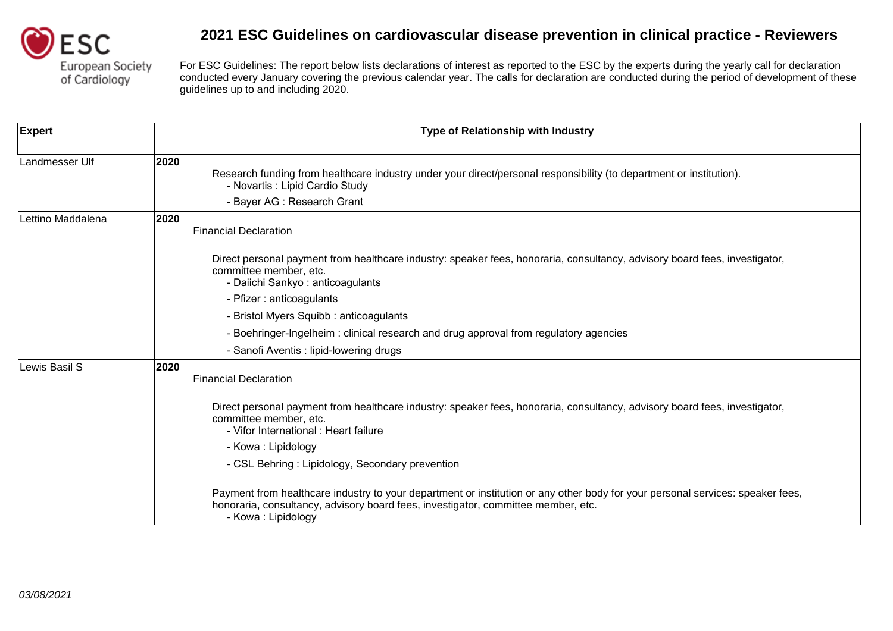# 2021 ESC Guidelines on cardiovascular disease prevention in clinical practice - Reviewers

For ESC Guidelines: The report below lists declarations of interest as reported to the ESC by the experts during the yearly call for declaration conducted every January covering the previous calendar year. The calls for declaration are conducted during the period of development of these guidelines up to and including 2020.

| Expert | Type of Relationship with Industry |
|---|---|
| Landmesser Ulf | **2020**<br>Research funding from healthcare industry under your direct/personal responsibility (to department or institution).<br>- Novartis : Lipid Cardio Study<br>- Bayer AG : Research Grant |
| Lettino Maddalena | **2020**<br>Financial Declaration<br><br>Direct personal payment from healthcare industry: speaker fees, honoraria, consultancy, advisory board fees, investigator, committee member, etc.<br>- Daiichi Sankyo : anticoagulants<br>- Pfizer : anticoagulants<br>- Bristol Myers Squibb : anticoagulants<br>- Boehringer-Ingelheim : clinical research and drug approval from regulatory agencies<br>- Sanofi Aventis : lipid-lowering drugs |
| Lewis Basil S | **2020**<br>Financial Declaration<br><br>Direct personal payment from healthcare industry: speaker fees, honoraria, consultancy, advisory board fees, investigator, committee member, etc.<br>- Vifor International : Heart failure<br>- Kowa : Lipidology<br>- CSL Behring : Lipidology, Secondary prevention<br><br>Payment from healthcare industry to your department or institution or any other body for your personal services: speaker fees, honoraria, consultancy, advisory board fees, investigator, committee member, etc.<br>- Kowa : Lipidology |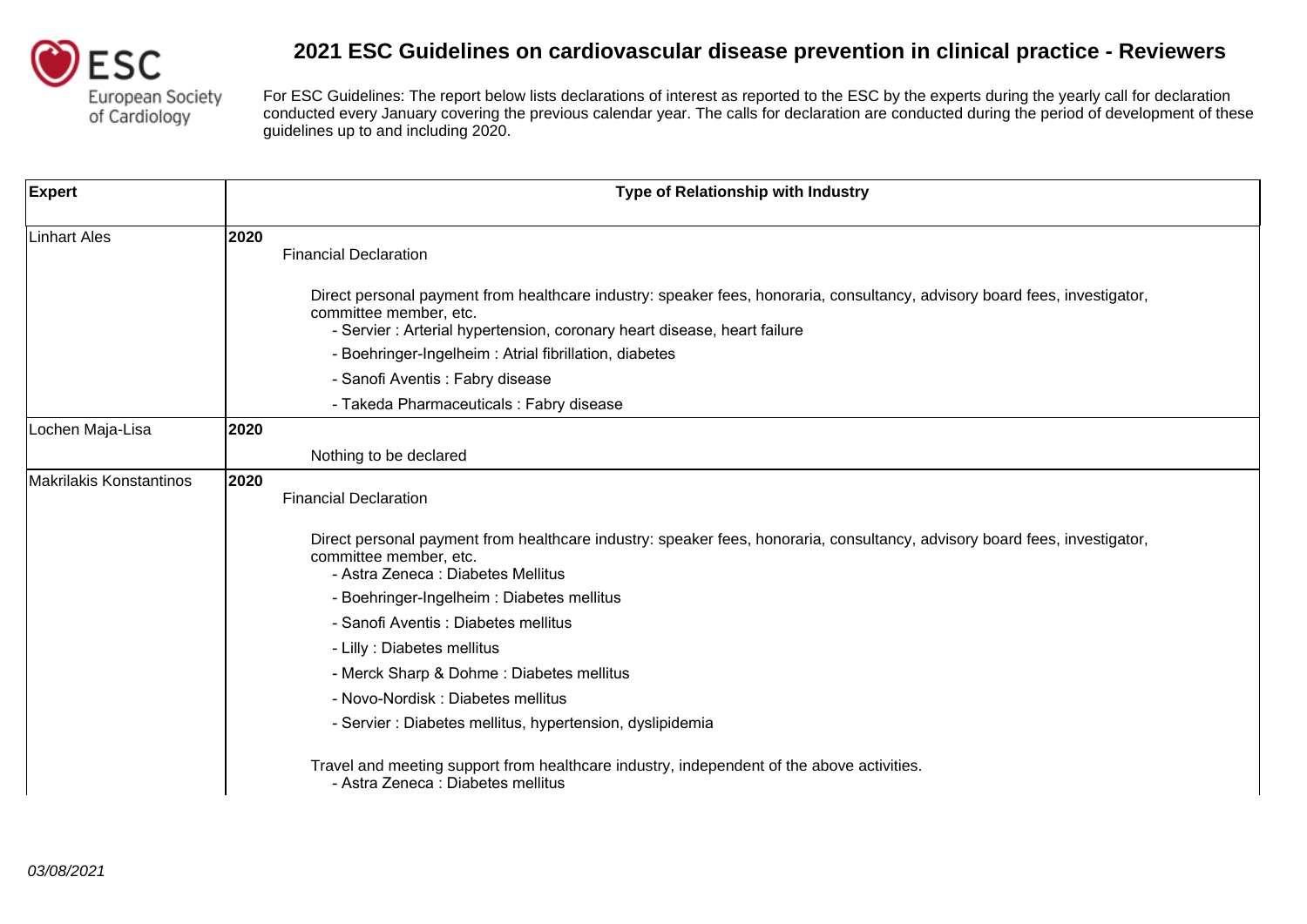# 2021 ESC Guidelines on cardiovascular disease prevention in clinical practice - Reviewers

For ESC Guidelines: The report below lists declarations of interest as reported to the ESC by the experts during the yearly call for declaration conducted every January covering the previous calendar year. The calls for declaration are conducted during the period of development of these guidelines up to and including 2020.

| Expert | Type of Relationship with Industry |
|---|---|
| Linhart Ales | **2020**<br>Financial Declaration<br><br>Direct personal payment from healthcare industry: speaker fees, honoraria, consultancy, advisory board fees, investigator, committee member, etc.<br>- Servier : Arterial hypertension, coronary heart disease, heart failure<br>- Boehringer-Ingelheim : Atrial fibrillation, diabetes<br>- Sanofi Aventis : Fabry disease<br>- Takeda Pharmaceuticals : Fabry disease |
| Lochen Maja-Lisa | **2020**<br>Nothing to be declared |
| Makrilakis Konstantinos | **2020**<br>Financial Declaration<br><br>Direct personal payment from healthcare industry: speaker fees, honoraria, consultancy, advisory board fees, investigator, committee member, etc.<br>- Astra Zeneca : Diabetes Mellitus<br>- Boehringer-Ingelheim : Diabetes mellitus<br>- Sanofi Aventis : Diabetes mellitus<br>- Lilly : Diabetes mellitus<br>- Merck Sharp & Dohme : Diabetes mellitus<br>- Novo-Nordisk : Diabetes mellitus<br>- Servier : Diabetes mellitus, hypertension, dyslipidemia<br><br>Travel and meeting support from healthcare industry, independent of the above activities.<br>- Astra Zeneca : Diabetes mellitus |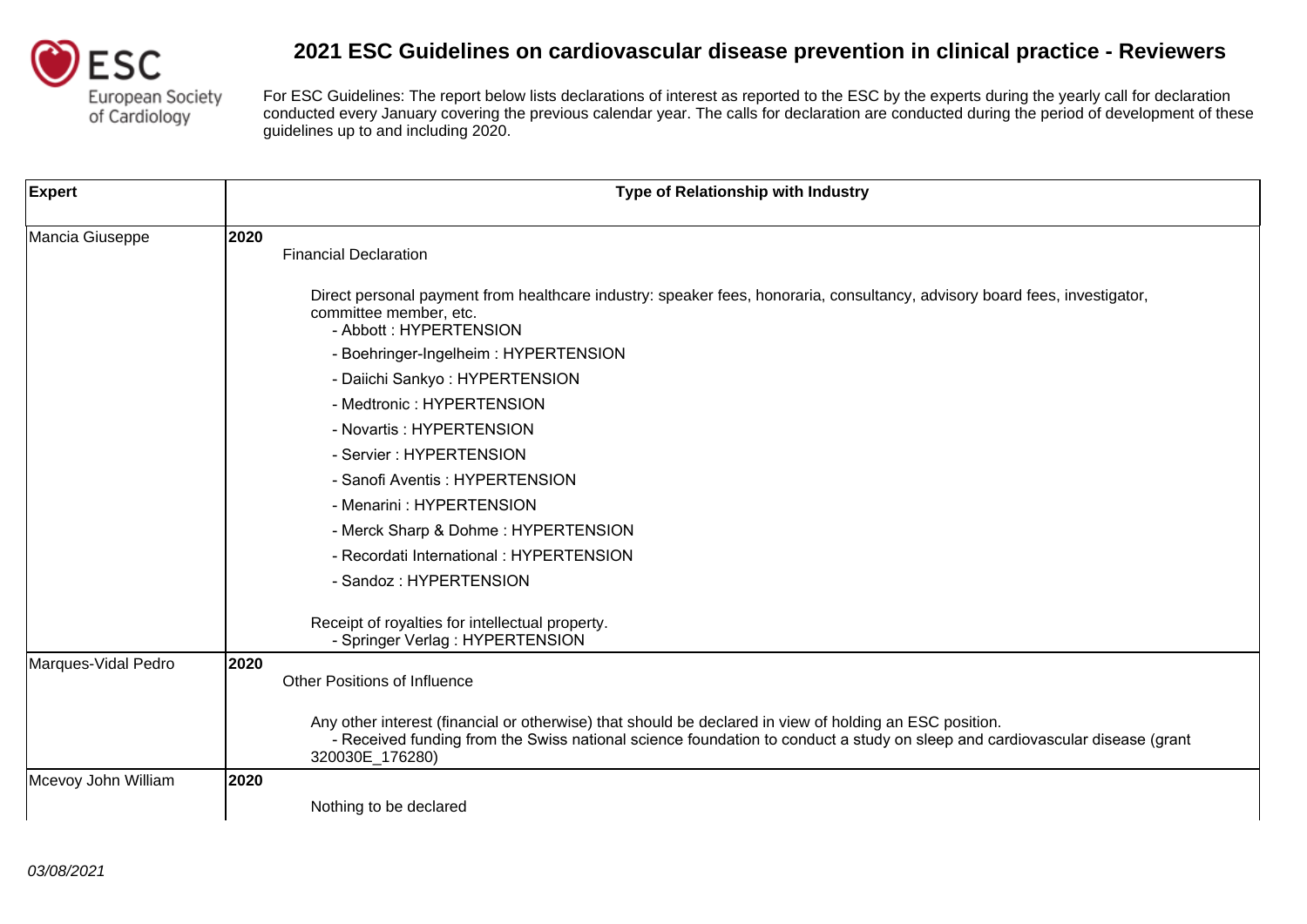# 2021 ESC Guidelines on cardiovascular disease prevention in clinical practice - Reviewers

For ESC Guidelines: The report below lists declarations of interest as reported to the ESC by the experts during the yearly call for declaration conducted every January covering the previous calendar year. The calls for declaration are conducted during the period of development of these guidelines up to and including 2020.

| Expert | Type of Relationship with Industry |
|---|---|
| Mancia Giuseppe | **2020**<br>Financial Declaration<br><br>Direct personal payment from healthcare industry: speaker fees, honoraria, consultancy, advisory board fees, investigator, committee member, etc.<br>- Abbott : HYPERTENSION<br>- Boehringer-Ingelheim : HYPERTENSION<br>- Daiichi Sankyo : HYPERTENSION<br>- Medtronic : HYPERTENSION<br>- Novartis : HYPERTENSION<br>- Servier : HYPERTENSION<br>- Sanofi Aventis : HYPERTENSION<br>- Menarini : HYPERTENSION<br>- Merck Sharp & Dohme : HYPERTENSION<br>- Recordati International : HYPERTENSION<br>- Sandoz : HYPERTENSION<br><br>Receipt of royalties for intellectual property.<br>- Springer Verlag : HYPERTENSION |
| Marques-Vidal Pedro | **2020**<br>Other Positions of Influence<br><br>Any other interest (financial or otherwise) that should be declared in view of holding an ESC position.<br>- Received funding from the Swiss national science foundation to conduct a study on sleep and cardiovascular disease (grant 320030E_176280) |
| Mcevoy John William | **2020**<br><br>Nothing to be declared |

*03/08/2021*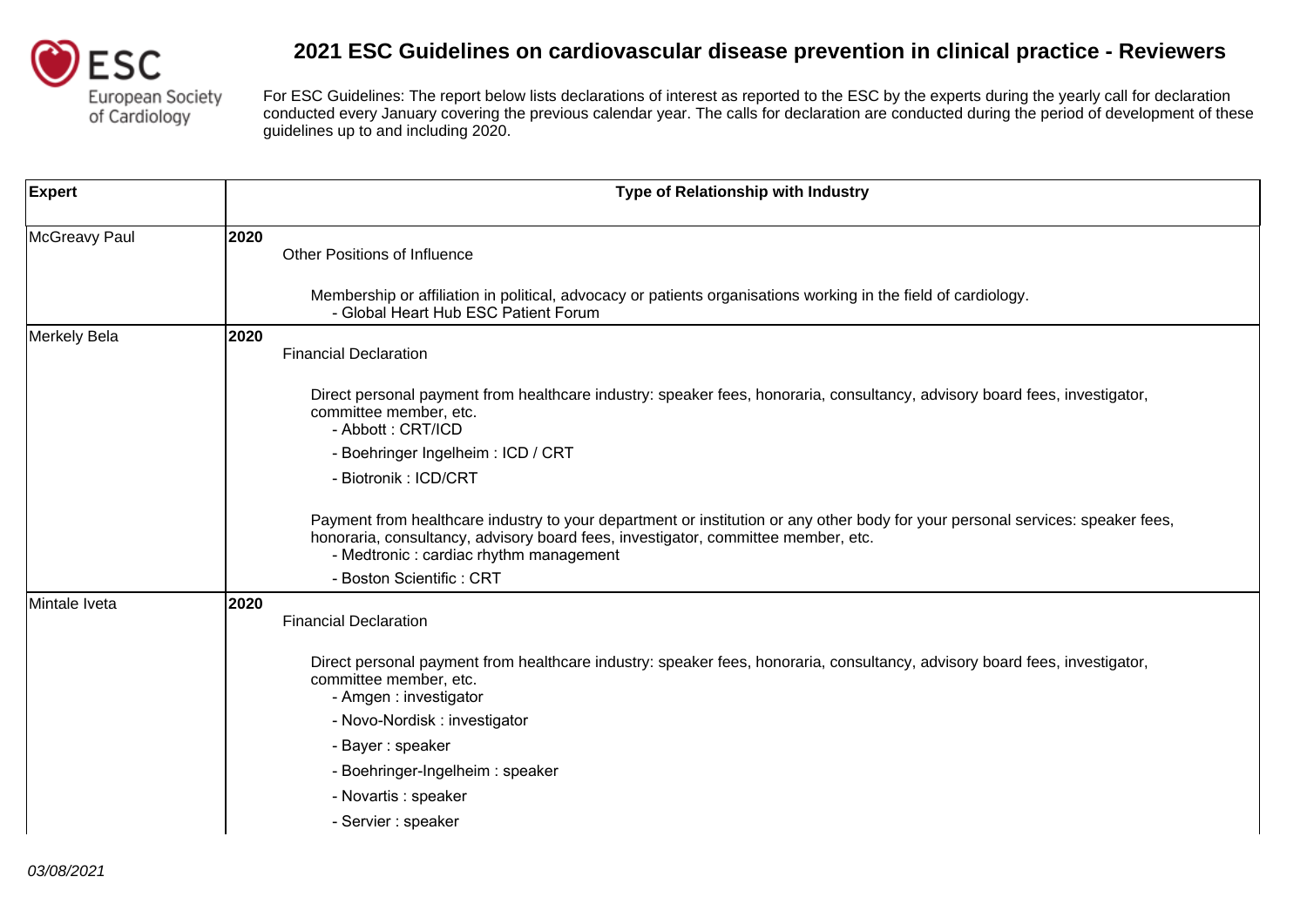# 2021 ESC Guidelines on cardiovascular disease prevention in clinical practice - Reviewers

For ESC Guidelines: The report below lists declarations of interest as reported to the ESC by the experts during the yearly call for declaration conducted every January covering the previous calendar year. The calls for declaration are conducted during the period of development of these guidelines up to and including 2020.

| Expert | Type of Relationship with Industry |
|---|---|
| McGreavy Paul | **2020**<br>Other Positions of Influence<br><br>Membership or affiliation in political, advocacy or patients organisations working in the field of cardiology.<br>- Global Heart Hub ESC Patient Forum |
| Merkely Bela | **2020**<br>Financial Declaration<br><br>Direct personal payment from healthcare industry: speaker fees, honoraria, consultancy, advisory board fees, investigator, committee member, etc.<br>- Abbott : CRT/ICD<br>- Boehringer Ingelheim : ICD / CRT<br>- Biotronik : ICD/CRT<br><br>Payment from healthcare industry to your department or institution or any other body for your personal services: speaker fees, honoraria, consultancy, advisory board fees, investigator, committee member, etc.<br>- Medtronic : cardiac rhythm management<br>- Boston Scientific : CRT |
| Mintale Iveta | **2020**<br>Financial Declaration<br><br>Direct personal payment from healthcare industry: speaker fees, honoraria, consultancy, advisory board fees, investigator, committee member, etc.<br>- Amgen : investigator<br>- Novo-Nordisk : investigator<br>- Bayer : speaker<br>- Boehringer-Ingelheim : speaker<br>- Novartis : speaker<br>- Servier : speaker |

*03/08/2021*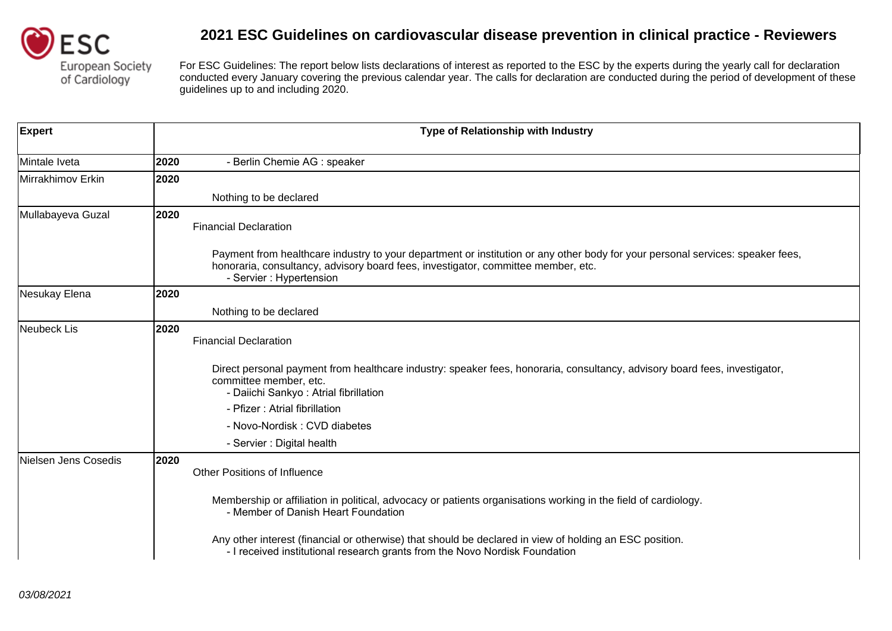# 2021 ESC Guidelines on cardiovascular disease prevention in clinical practice - Reviewers

For ESC Guidelines: The report below lists declarations of interest as reported to the ESC by the experts during the yearly call for declaration conducted every January covering the previous calendar year. The calls for declaration are conducted during the period of development of these guidelines up to and including 2020.

| Expert | Type of Relationship with Industry |
|---|---|
| Mintale Iveta | **2020** - Berlin Chemie AG : speaker |
| Mirrakhimov Erkin | **2020** Nothing to be declared |
| Mullabayeva Guzal | **2020** Financial Declaration<br><br>Payment from healthcare industry to your department or institution or any other body for your personal services: speaker fees, honoraria, consultancy, advisory board fees, investigator, committee member, etc.<br>- Servier : Hypertension |
| Nesukay Elena | **2020** Nothing to be declared |
| Neubeck Lis | **2020** Financial Declaration<br><br>Direct personal payment from healthcare industry: speaker fees, honoraria, consultancy, advisory board fees, investigator, committee member, etc.<br>- Daiichi Sankyo : Atrial fibrillation<br>- Pfizer : Atrial fibrillation<br>- Novo-Nordisk : CVD diabetes<br>- Servier : Digital health |
| Nielsen Jens Cosedis | **2020** Other Positions of Influence<br><br>Membership or affiliation in political, advocacy or patients organisations working in the field of cardiology.<br>- Member of Danish Heart Foundation<br><br>Any other interest (financial or otherwise) that should be declared in view of holding an ESC position.<br>- I received institutional research grants from the Novo Nordisk Foundation |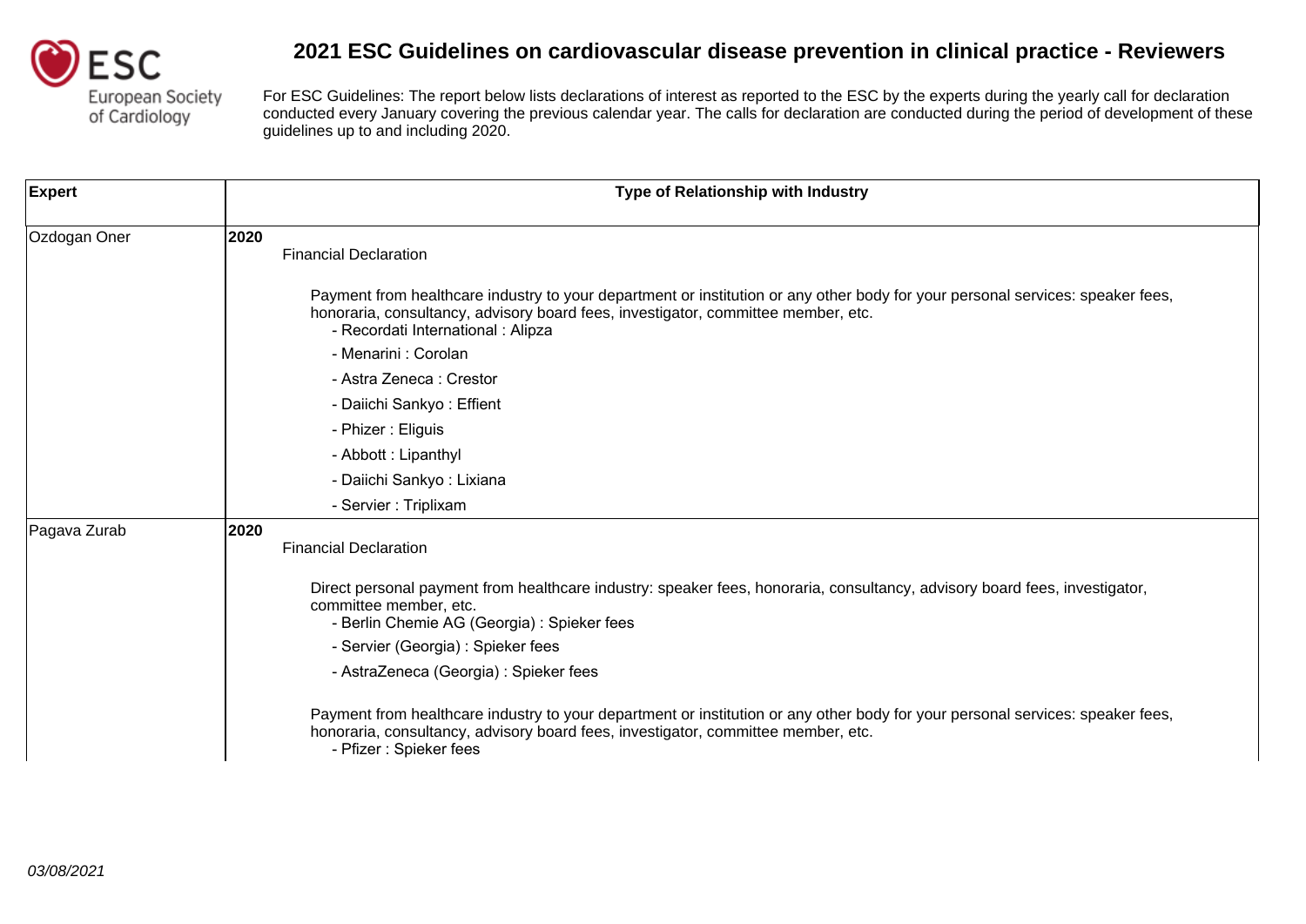# 2021 ESC Guidelines on cardiovascular disease prevention in clinical practice - Reviewers

For ESC Guidelines: The report below lists declarations of interest as reported to the ESC by the experts during the yearly call for declaration conducted every January covering the previous calendar year. The calls for declaration are conducted during the period of development of these guidelines up to and including 2020.

| Expert | Type of Relationship with Industry |
| --- | --- |
| Ozdogan Oner | **2020**<br>Financial Declaration<br><br>Payment from healthcare industry to your department or institution or any other body for your personal services: speaker fees, honoraria, consultancy, advisory board fees, investigator, committee member, etc.<br>- Recordati International : Alipza<br>- Menarini : Corolan<br>- Astra Zeneca : Crestor<br>- Daiichi Sankyo : Effient<br>- Phizer : Eliguis<br>- Abbott : Lipanthyl<br>- Daiichi Sankyo : Lixiana<br>- Servier : Triplixam |
| Pagava Zurab | **2020**<br>Financial Declaration<br><br>Direct personal payment from healthcare industry: speaker fees, honoraria, consultancy, advisory board fees, investigator, committee member, etc.<br>- Berlin Chemie AG (Georgia) : Spieker fees<br>- Servier (Georgia) : Spieker fees<br>- AstraZeneca (Georgia) : Spieker fees<br><br>Payment from healthcare industry to your department or institution or any other body for your personal services: speaker fees, honoraria, consultancy, advisory board fees, investigator, committee member, etc.<br>- Pfizer : Spieker fees |

*03/08/2021*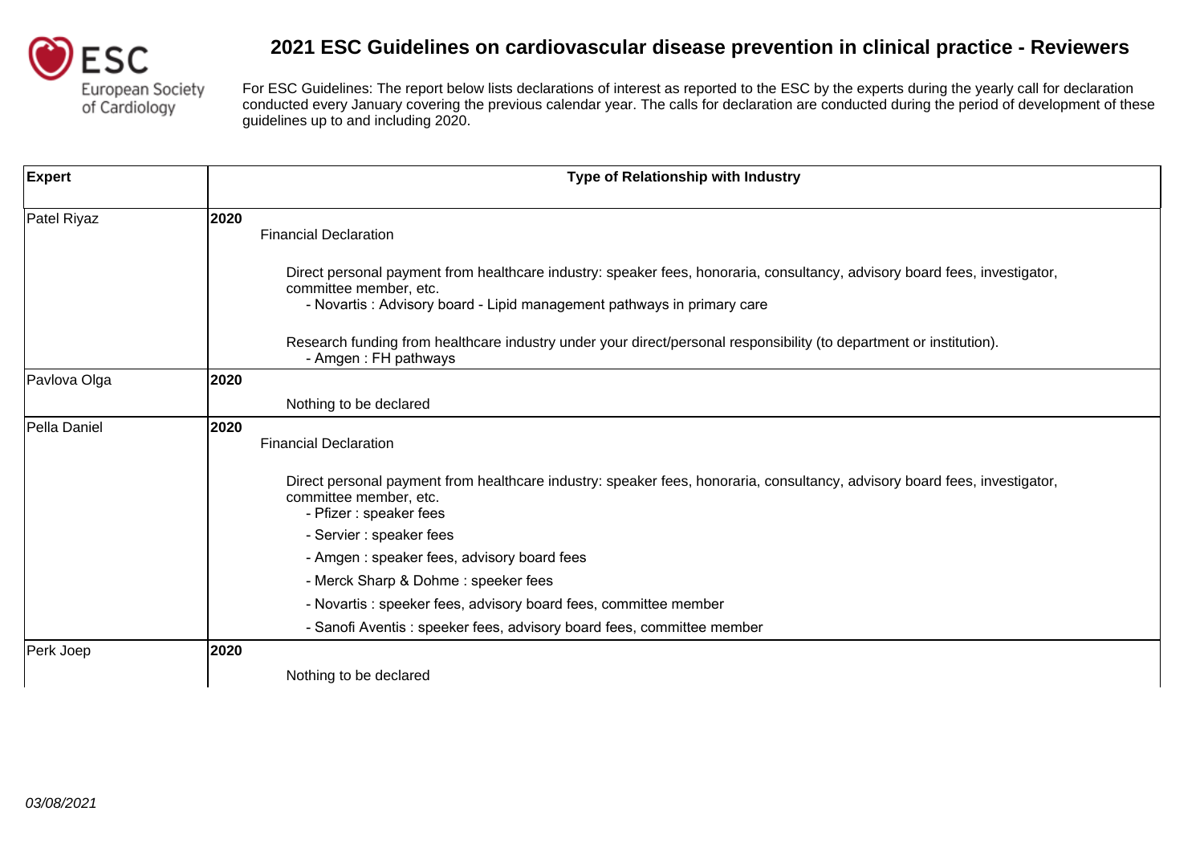# 2021 ESC Guidelines on cardiovascular disease prevention in clinical practice - Reviewers

For ESC Guidelines: The report below lists declarations of interest as reported to the ESC by the experts during the yearly call for declaration conducted every January covering the previous calendar year. The calls for declaration are conducted during the period of development of these guidelines up to and including 2020.

| Expert | Type of Relationship with Industry |
|---|---|
| Patel Riyaz | **2020**<br>Financial Declaration<br><br>Direct personal payment from healthcare industry: speaker fees, honoraria, consultancy, advisory board fees, investigator, committee member, etc.<br>- Novartis : Advisory board - Lipid management pathways in primary care<br><br>Research funding from healthcare industry under your direct/personal responsibility (to department or institution).<br>- Amgen : FH pathways |
| Pavlova Olga | **2020**<br><br>Nothing to be declared |
| Pella Daniel | **2020**<br>Financial Declaration<br><br>Direct personal payment from healthcare industry: speaker fees, honoraria, consultancy, advisory board fees, investigator, committee member, etc.<br>- Pfizer : speaker fees<br>- Servier : speaker fees<br>- Amgen : speaker fees, advisory board fees<br>- Merck Sharp & Dohme : speeker fees<br>- Novartis : speeker fees, advisory board fees, committee member<br>- Sanofi Aventis : speeker fees, advisory board fees, committee member |
| Perk Joep | **2020**<br><br>Nothing to be declared |

*03/08/2021*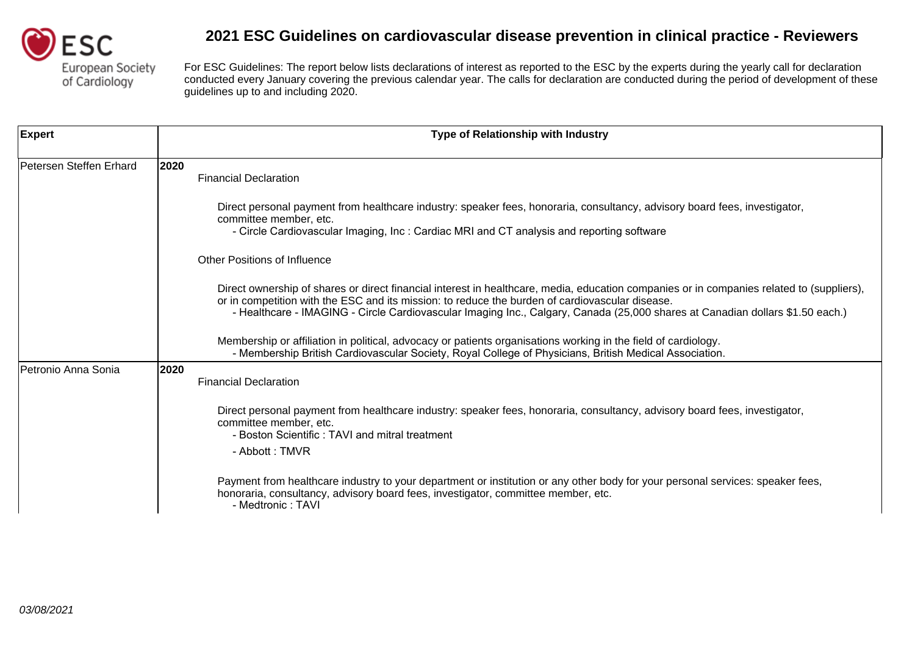# 2021 ESC Guidelines on cardiovascular disease prevention in clinical practice - Reviewers

For ESC Guidelines: The report below lists declarations of interest as reported to the ESC by the experts during the yearly call for declaration conducted every January covering the previous calendar year. The calls for declaration are conducted during the period of development of these guidelines up to and including 2020.

| Expert | Type of Relationship with Industry |
| --- | --- |
| Petersen Steffen Erhard | **2020**<br>Financial Declaration<br><br>Direct personal payment from healthcare industry: speaker fees, honoraria, consultancy, advisory board fees, investigator, committee member, etc.<br>- Circle Cardiovascular Imaging, Inc : Cardiac MRI and CT analysis and reporting software<br><br>Other Positions of Influence<br><br>Direct ownership of shares or direct financial interest in healthcare, media, education companies or in companies related to (suppliers), or in competition with the ESC and its mission: to reduce the burden of cardiovascular disease.<br>- Healthcare - IMAGING - Circle Cardiovascular Imaging Inc., Calgary, Canada (25,000 shares at Canadian dollars $1.50 each.)<br><br>Membership or affiliation in political, advocacy or patients organisations working in the field of cardiology.<br>- Membership British Cardiovascular Society, Royal College of Physicians, British Medical Association. |
| Petronio Anna Sonia | **2020**<br>Financial Declaration<br><br>Direct personal payment from healthcare industry: speaker fees, honoraria, consultancy, advisory board fees, investigator, committee member, etc.<br>- Boston Scientific : TAVI and mitral treatment<br>- Abbott : TMVR<br><br>Payment from healthcare industry to your department or institution or any other body for your personal services: speaker fees, honoraria, consultancy, advisory board fees, investigator, committee member, etc.<br>- Medtronic : TAVI |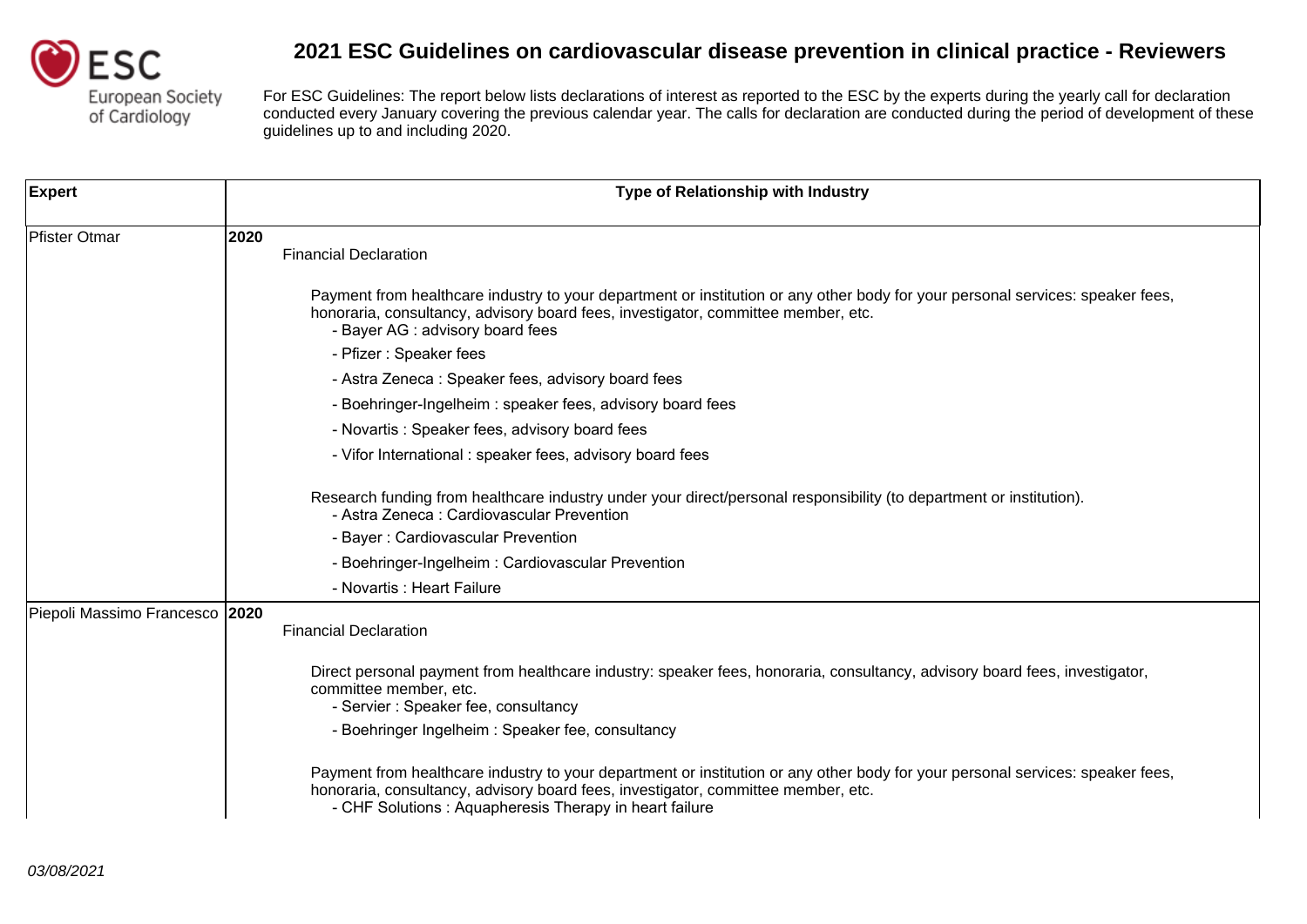# 2021 ESC Guidelines on cardiovascular disease prevention in clinical practice - Reviewers

For ESC Guidelines: The report below lists declarations of interest as reported to the ESC by the experts during the yearly call for declaration conducted every January covering the previous calendar year. The calls for declaration are conducted during the period of development of these guidelines up to and including 2020.

| Expert | Type of Relationship with Industry |
|---|---|
| Pfister Otmar | **2020**<br>Financial Declaration<br><br>Payment from healthcare industry to your department or institution or any other body for your personal services: speaker fees, honoraria, consultancy, advisory board fees, investigator, committee member, etc.<br>- Bayer AG : advisory board fees<br>- Pfizer : Speaker fees<br>- Astra Zeneca : Speaker fees, advisory board fees<br>- Boehringer-Ingelheim : speaker fees, advisory board fees<br>- Novartis : Speaker fees, advisory board fees<br>- Vifor International : speaker fees, advisory board fees<br><br>Research funding from healthcare industry under your direct/personal responsibility (to department or institution).<br>- Astra Zeneca : Cardiovascular Prevention<br>- Bayer : Cardiovascular Prevention<br>- Boehringer-Ingelheim : Cardiovascular Prevention<br>- Novartis : Heart Failure |
| Piepoli Massimo Francesco | **2020**<br>Financial Declaration<br><br>Direct personal payment from healthcare industry: speaker fees, honoraria, consultancy, advisory board fees, investigator, committee member, etc.<br>- Servier : Speaker fee, consultancy<br>- Boehringer Ingelheim : Speaker fee, consultancy<br><br>Payment from healthcare industry to your department or institution or any other body for your personal services: speaker fees, honoraria, consultancy, advisory board fees, investigator, committee member, etc.<br>- CHF Solutions : Aquapheresis Therapy in heart failure |

*03/08/2021*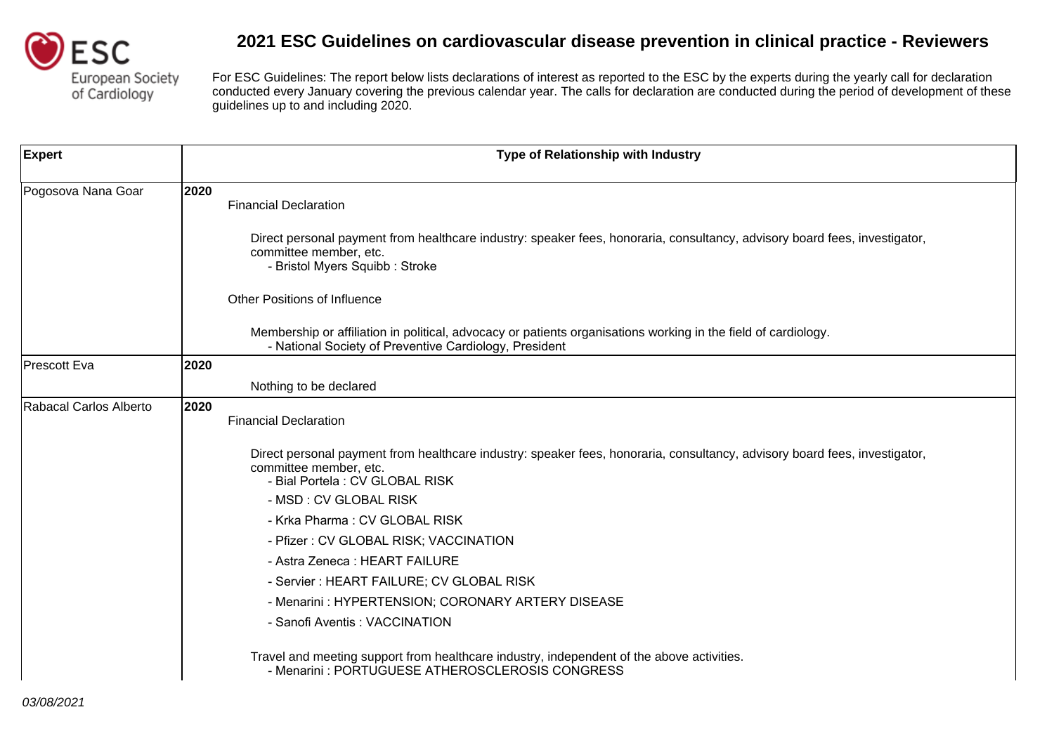# 2021 ESC Guidelines on cardiovascular disease prevention in clinical practice - Reviewers

For ESC Guidelines: The report below lists declarations of interest as reported to the ESC by the experts during the yearly call for declaration conducted every January covering the previous calendar year. The calls for declaration are conducted during the period of development of these guidelines up to and including 2020.

| Expert | Type of Relationship with Industry |
|---|---|
| Pogosova Nana Goar | **2020**<br>Financial Declaration<br><br>Direct personal payment from healthcare industry: speaker fees, honoraria, consultancy, advisory board fees, investigator, committee member, etc.<br>- Bristol Myers Squibb : Stroke<br><br>Other Positions of Influence<br><br>Membership or affiliation in political, advocacy or patients organisations working in the field of cardiology.<br>- National Society of Preventive Cardiology, President |
| Prescott Eva | **2020**<br>Nothing to be declared |
| Rabacal Carlos Alberto | **2020**<br>Financial Declaration<br><br>Direct personal payment from healthcare industry: speaker fees, honoraria, consultancy, advisory board fees, investigator, committee member, etc.<br>- Bial Portela : CV GLOBAL RISK<br>- MSD : CV GLOBAL RISK<br>- Krka Pharma : CV GLOBAL RISK<br>- Pfizer : CV GLOBAL RISK; VACCINATION<br>- Astra Zeneca : HEART FAILURE<br>- Servier : HEART FAILURE; CV GLOBAL RISK<br>- Menarini : HYPERTENSION; CORONARY ARTERY DISEASE<br>- Sanofi Aventis : VACCINATION<br><br>Travel and meeting support from healthcare industry, independent of the above activities.<br>- Menarini : PORTUGUESE ATHEROSCLEROSIS CONGRESS |

*03/08/2021*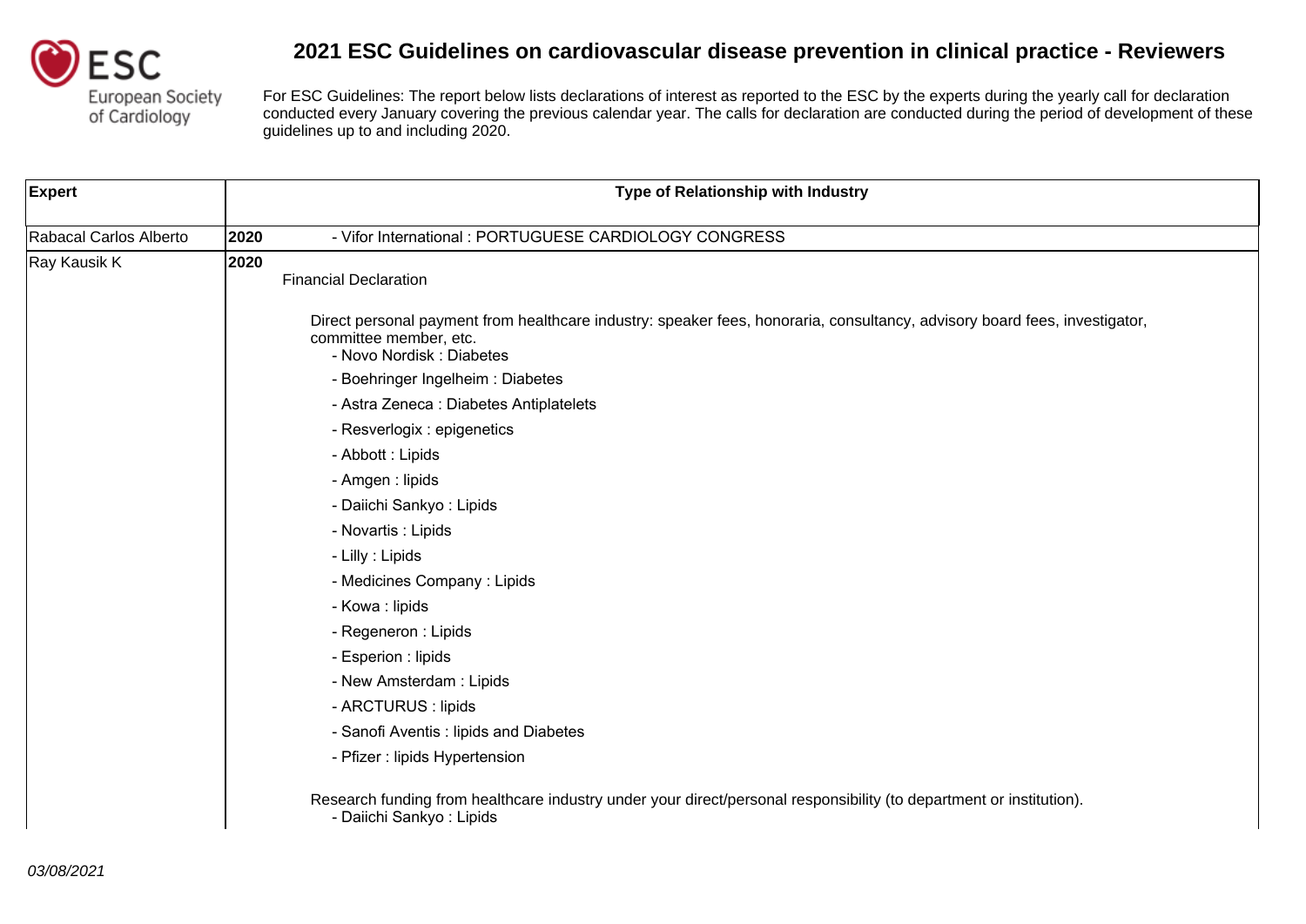# 2021 ESC Guidelines on cardiovascular disease prevention in clinical practice - Reviewers

For ESC Guidelines: The report below lists declarations of interest as reported to the ESC by the experts during the yearly call for declaration conducted every January covering the previous calendar year. The calls for declaration are conducted during the period of development of these guidelines up to and including 2020.

| Expert | Type of Relationship with Industry |
|---|---|
| Rabacal Carlos Alberto | **2020** - Vifor International : PORTUGUESE CARDIOLOGY CONGRESS |
| Ray Kausik K | **2020**<br>Financial Declaration<br><br>Direct personal payment from healthcare industry: speaker fees, honoraria, consultancy, advisory board fees, investigator, committee member, etc.<br>- Novo Nordisk : Diabetes<br>- Boehringer Ingelheim : Diabetes<br>- Astra Zeneca : Diabetes Antiplatelets<br>- Resverlogix : epigenetics<br>- Abbott : Lipids<br>- Amgen : lipids<br>- Daiichi Sankyo : Lipids<br>- Novartis : Lipids<br>- Lilly : Lipids<br>- Medicines Company : Lipids<br>- Kowa : lipids<br>- Regeneron : Lipids<br>- Esperion : lipids<br>- New Amsterdam : Lipids<br>- ARCTURUS : lipids<br>- Sanofi Aventis : lipids and Diabetes<br>- Pfizer : lipids Hypertension<br><br>Research funding from healthcare industry under your direct/personal responsibility (to department or institution).<br>- Daiichi Sankyo : Lipids |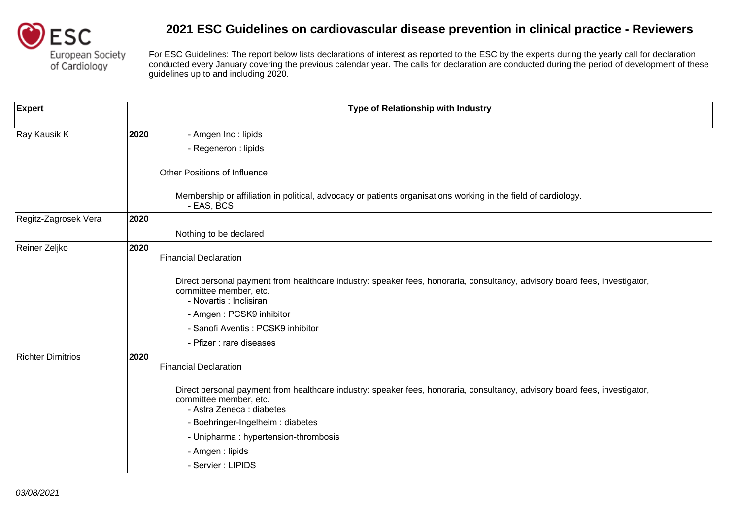# 2021 ESC Guidelines on cardiovascular disease prevention in clinical practice - Reviewers

For ESC Guidelines: The report below lists declarations of interest as reported to the ESC by the experts during the yearly call for declaration conducted every January covering the previous calendar year. The calls for declaration are conducted during the period of development of these guidelines up to and including 2020.

| Expert | Type of Relationship with Industry |
|---|---|
| Ray Kausik K | **2020**<br>- Amgen Inc : lipids<br>- Regeneron : lipids<br><br>Other Positions of Influence<br><br>Membership or affiliation in political, advocacy or patients organisations working in the field of cardiology.<br>- EAS, BCS |
| Regitz-Zagrosek Vera | **2020**<br><br>Nothing to be declared |
| Reiner Zeljko | **2020**<br>Financial Declaration<br><br>Direct personal payment from healthcare industry: speaker fees, honoraria, consultancy, advisory board fees, investigator, committee member, etc.<br>- Novartis : Inclisiran<br>- Amgen : PCSK9 inhibitor<br>- Sanofi Aventis : PCSK9 inhibitor<br>- Pfizer : rare diseases |
| Richter Dimitrios | **2020**<br>Financial Declaration<br><br>Direct personal payment from healthcare industry: speaker fees, honoraria, consultancy, advisory board fees, investigator, committee member, etc.<br>- Astra Zeneca : diabetes<br>- Boehringer-Ingelheim : diabetes<br>- Unipharma : hypertension-thrombosis<br>- Amgen : lipids<br>- Servier : LIPIDS |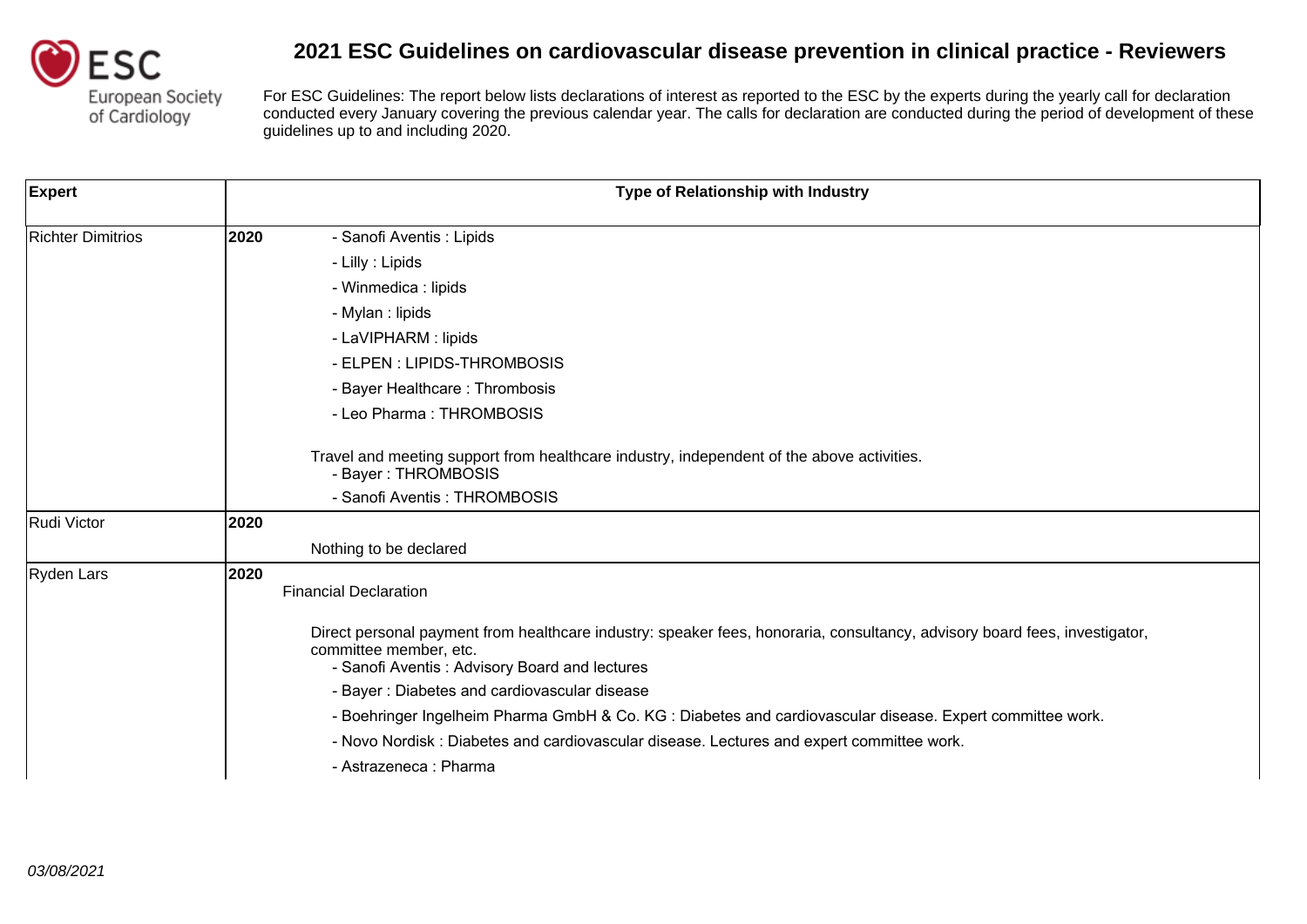# 2021 ESC Guidelines on cardiovascular disease prevention in clinical practice - Reviewers

For ESC Guidelines: The report below lists declarations of interest as reported to the ESC by the experts during the yearly call for declaration conducted every January covering the previous calendar year. The calls for declaration are conducted during the period of development of these guidelines up to and including 2020.

| Expert | Type of Relationship with Industry |
|---|---|
| Richter Dimitrios | **2020**<br>- Sanofi Aventis : Lipids<br>- Lilly : Lipids<br>- Winmedica : lipids<br>- Mylan : lipids<br>- LaVIPHARM : lipids<br>- ELPEN : LIPIDS-THROMBOSIS<br>- Bayer Healthcare : Thrombosis<br>- Leo Pharma : THROMBOSIS<br><br>Travel and meeting support from healthcare industry, independent of the above activities.<br>- Bayer : THROMBOSIS<br>- Sanofi Aventis : THROMBOSIS |
| Rudi Victor | **2020**<br>Nothing to be declared |
| Ryden Lars | **2020**<br>Financial Declaration<br><br>Direct personal payment from healthcare industry: speaker fees, honoraria, consultancy, advisory board fees, investigator, committee member, etc.<br>- Sanofi Aventis : Advisory Board and lectures<br>- Bayer : Diabetes and cardiovascular disease<br>- Boehringer Ingelheim Pharma GmbH & Co. KG : Diabetes and cardiovascular disease. Expert committee work.<br>- Novo Nordisk : Diabetes and cardiovascular disease. Lectures and expert committee work.<br>- Astrazeneca : Pharma |

*03/08/2021*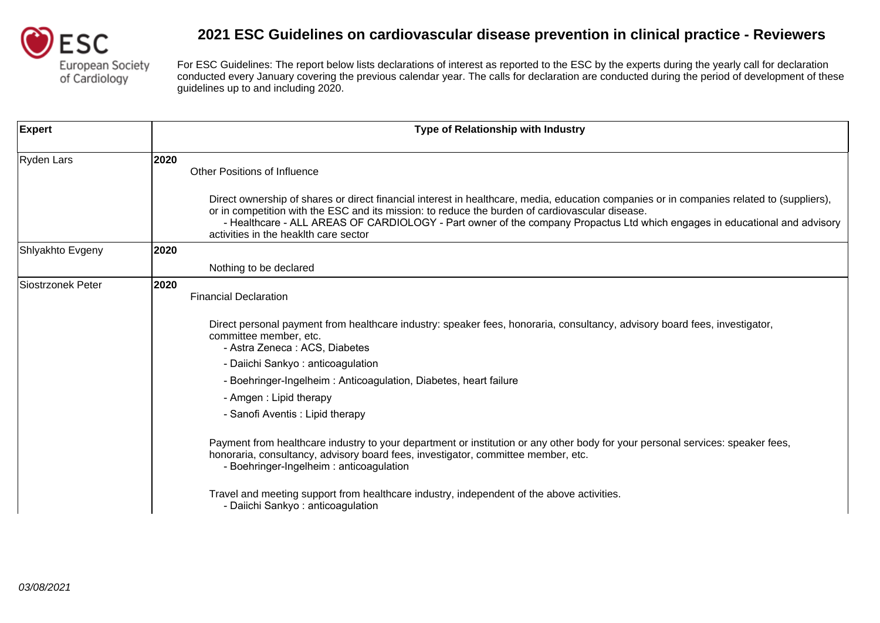# 2021 ESC Guidelines on cardiovascular disease prevention in clinical practice - Reviewers

For ESC Guidelines: The report below lists declarations of interest as reported to the ESC by the experts during the yearly call for declaration conducted every January covering the previous calendar year. The calls for declaration are conducted during the period of development of these guidelines up to and including 2020.

| Expert | Type of Relationship with Industry |
| --- | --- |
| Ryden Lars | **2020**<br>Other Positions of Influence<br><br>Direct ownership of shares or direct financial interest in healthcare, media, education companies or in companies related to (suppliers), or in competition with the ESC and its mission: to reduce the burden of cardiovascular disease.<br>- Healthcare - ALL AREAS OF CARDIOLOGY - Part owner of the company Propactus Ltd which engages in educational and advisory activities in the heaklth care sector |
| Shlyakhto Evgeny | **2020**<br>Nothing to be declared |
| Siostrzonek Peter | **2020**<br>Financial Declaration<br><br>Direct personal payment from healthcare industry: speaker fees, honoraria, consultancy, advisory board fees, investigator, committee member, etc.<br>- Astra Zeneca : ACS, Diabetes<br>- Daiichi Sankyo : anticoagulation<br>- Boehringer-Ingelheim : Anticoagulation, Diabetes, heart failure<br>- Amgen : Lipid therapy<br>- Sanofi Aventis : Lipid therapy<br><br>Payment from healthcare industry to your department or institution or any other body for your personal services: speaker fees, honoraria, consultancy, advisory board fees, investigator, committee member, etc.<br>- Boehringer-Ingelheim : anticoagulation<br><br>Travel and meeting support from healthcare industry, independent of the above activities.<br>- Daiichi Sankyo : anticoagulation |

*03/08/2021*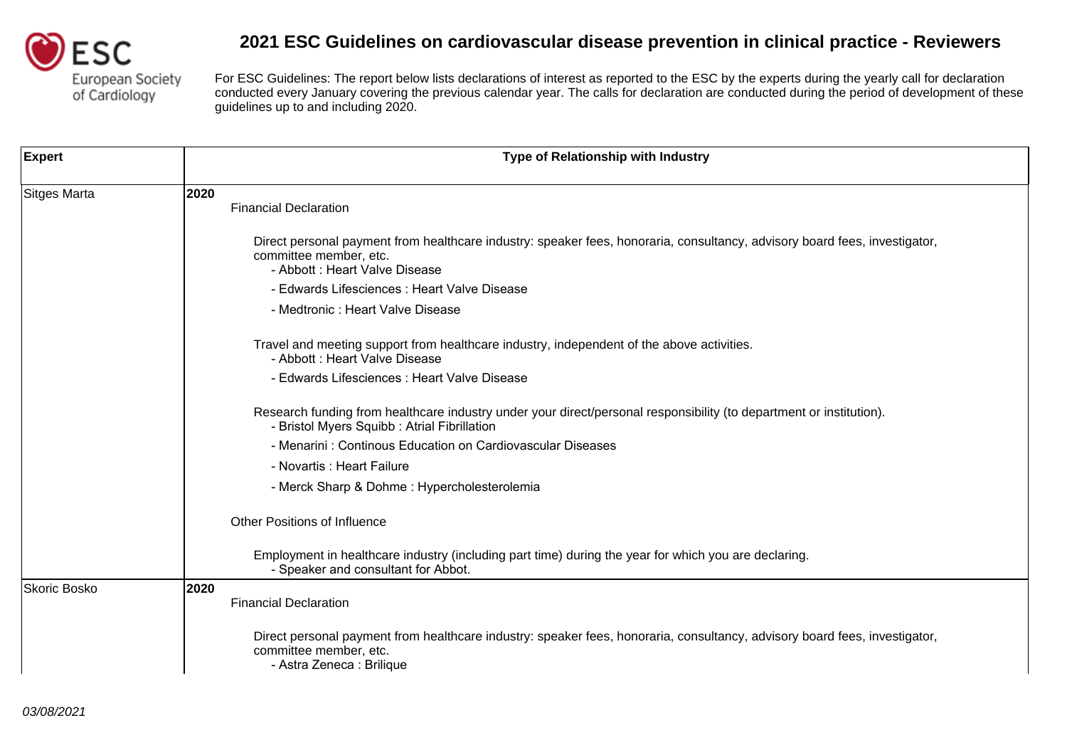# 2021 ESC Guidelines on cardiovascular disease prevention in clinical practice - Reviewers

For ESC Guidelines: The report below lists declarations of interest as reported to the ESC by the experts during the yearly call for declaration conducted every January covering the previous calendar year. The calls for declaration are conducted during the period of development of these guidelines up to and including 2020.

| Expert | Type of Relationship with Industry |
|---|---|
| Sitges Marta | **2020**<br>Financial Declaration<br><br>Direct personal payment from healthcare industry: speaker fees, honoraria, consultancy, advisory board fees, investigator, committee member, etc.<br>- Abbott : Heart Valve Disease<br>- Edwards Lifesciences : Heart Valve Disease<br>- Medtronic : Heart Valve Disease<br><br>Travel and meeting support from healthcare industry, independent of the above activities.<br>- Abbott : Heart Valve Disease<br>- Edwards Lifesciences : Heart Valve Disease<br><br>Research funding from healthcare industry under your direct/personal responsibility (to department or institution).<br>- Bristol Myers Squibb : Atrial Fibrillation<br>- Menarini : Continous Education on Cardiovascular Diseases<br>- Novartis : Heart Failure<br>- Merck Sharp & Dohme : Hypercholesterolemia<br><br>Other Positions of Influence<br><br>Employment in healthcare industry (including part time) during the year for which you are declaring.<br>- Speaker and consultant for Abbot. |
| Skoric Bosko | **2020**<br>Financial Declaration<br><br>Direct personal payment from healthcare industry: speaker fees, honoraria, consultancy, advisory board fees, investigator, committee member, etc.<br>- Astra Zeneca : Brilique |

*03/08/2021*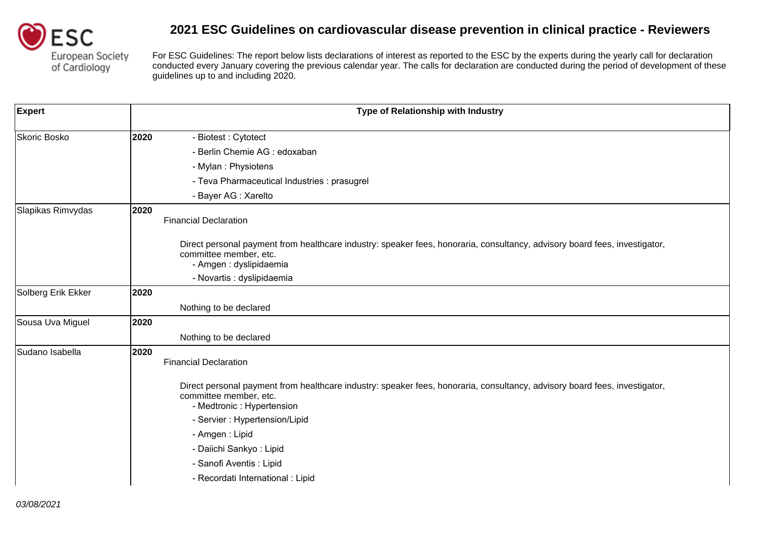# 2021 ESC Guidelines on cardiovascular disease prevention in clinical practice - Reviewers

For ESC Guidelines: The report below lists declarations of interest as reported to the ESC by the experts during the yearly call for declaration conducted every January covering the previous calendar year. The calls for declaration are conducted during the period of development of these guidelines up to and including 2020.

| Expert | Type of Relationship with Industry |
|---|---|
| Skoric Bosko | **2020**<br>- Biotest : Cytotect<br>- Berlin Chemie AG : edoxaban<br>- Mylan : Physiotens<br>- Teva Pharmaceutical Industries : prasugrel<br>- Bayer AG : Xarelto |
| Slapikas Rimvydas | **2020**<br>Financial Declaration<br><br>Direct personal payment from healthcare industry: speaker fees, honoraria, consultancy, advisory board fees, investigator, committee member, etc.<br>- Amgen : dyslipidaemia<br>- Novartis : dyslipidaemia |
| Solberg Erik Ekker | **2020**<br>Nothing to be declared |
| Sousa Uva Miguel | **2020**<br>Nothing to be declared |
| Sudano Isabella | **2020**<br>Financial Declaration<br><br>Direct personal payment from healthcare industry: speaker fees, honoraria, consultancy, advisory board fees, investigator, committee member, etc.<br>- Medtronic : Hypertension<br>- Servier : Hypertension/Lipid<br>- Amgen : Lipid<br>- Daiichi Sankyo : Lipid<br>- Sanofi Aventis : Lipid<br>- Recordati International : Lipid |

*03/08/2021*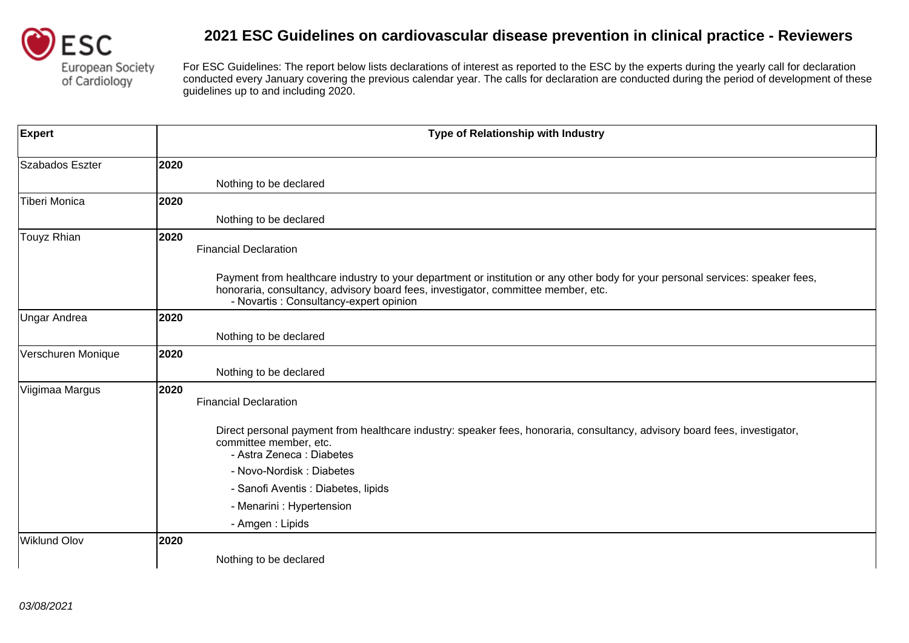# 2021 ESC Guidelines on cardiovascular disease prevention in clinical practice - Reviewers

For ESC Guidelines: The report below lists declarations of interest as reported to the ESC by the experts during the yearly call for declaration conducted every January covering the previous calendar year. The calls for declaration are conducted during the period of development of these guidelines up to and including 2020.

| Expert | Type of Relationship with Industry |
|---|---|
| Szabados Eszter | **2020**<br>Nothing to be declared |
| Tiberi Monica | **2020**<br>Nothing to be declared |
| Touyz Rhian | **2020**<br>Financial Declaration<br><br>Payment from healthcare industry to your department or institution or any other body for your personal services: speaker fees, honoraria, consultancy, advisory board fees, investigator, committee member, etc.<br>- Novartis : Consultancy-expert opinion |
| Ungar Andrea | **2020**<br>Nothing to be declared |
| Verschuren Monique | **2020**<br>Nothing to be declared |
| Viigimaa Margus | **2020**<br>Financial Declaration<br><br>Direct personal payment from healthcare industry: speaker fees, honoraria, consultancy, advisory board fees, investigator, committee member, etc.<br>- Astra Zeneca : Diabetes<br>- Novo-Nordisk : Diabetes<br>- Sanofi Aventis : Diabetes, lipids<br>- Menarini : Hypertension<br>- Amgen : Lipids |
| Wiklund Olov | **2020**<br>Nothing to be declared |

*03/08/2021*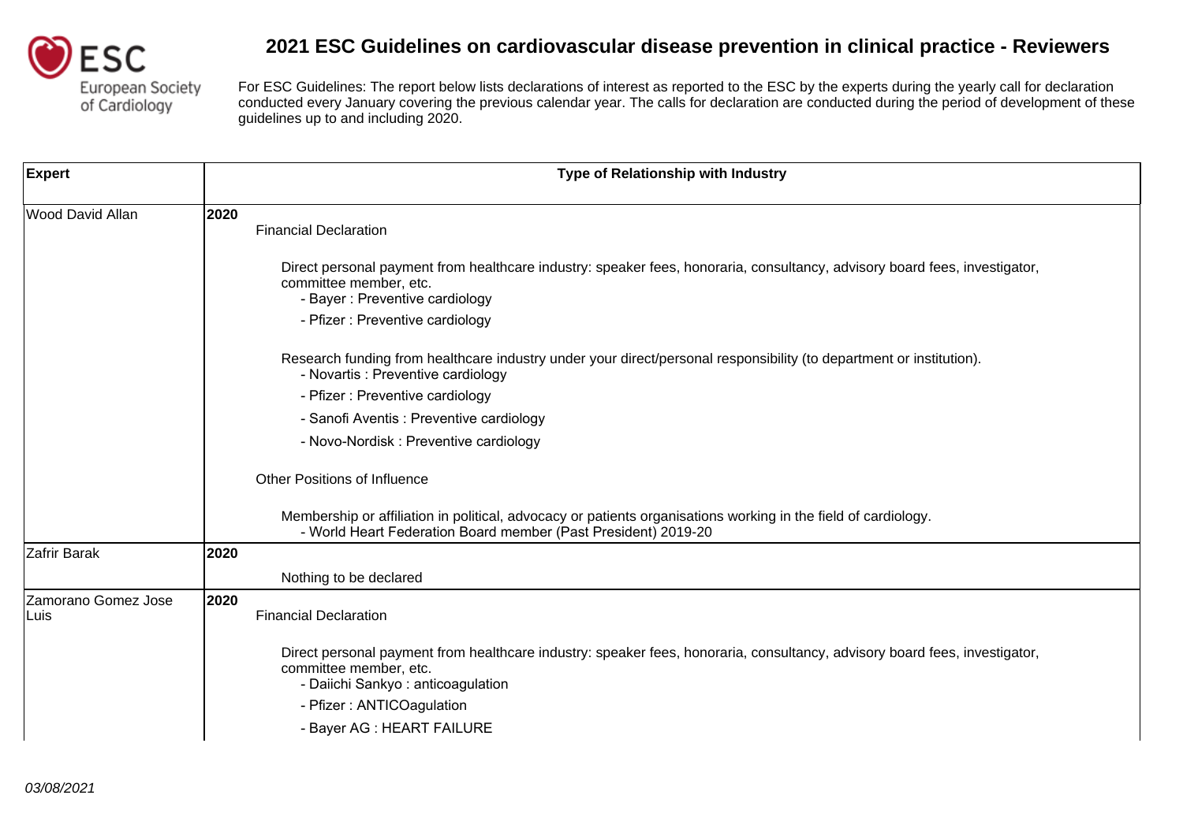# 2021 ESC Guidelines on cardiovascular disease prevention in clinical practice - Reviewers

For ESC Guidelines: The report below lists declarations of interest as reported to the ESC by the experts during the yearly call for declaration conducted every January covering the previous calendar year. The calls for declaration are conducted during the period of development of these guidelines up to and including 2020.

| Expert | Type of Relationship with Industry |
|---|---|
| Wood David Allan | **2020**<br>Financial Declaration<br><br>Direct personal payment from healthcare industry: speaker fees, honoraria, consultancy, advisory board fees, investigator, committee member, etc.<br>- Bayer : Preventive cardiology<br>- Pfizer : Preventive cardiology<br><br>Research funding from healthcare industry under your direct/personal responsibility (to department or institution).<br>- Novartis : Preventive cardiology<br>- Pfizer : Preventive cardiology<br>- Sanofi Aventis : Preventive cardiology<br>- Novo-Nordisk : Preventive cardiology<br><br>Other Positions of Influence<br><br>Membership or affiliation in political, advocacy or patients organisations working in the field of cardiology.<br>- World Heart Federation Board member (Past President) 2019-20 |
| Zafrir Barak | **2020**<br><br>Nothing to be declared |
| Zamorano Gomez Jose Luis | **2020**<br>Financial Declaration<br><br>Direct personal payment from healthcare industry: speaker fees, honoraria, consultancy, advisory board fees, investigator, committee member, etc.<br>- Daiichi Sankyo : anticoagulation<br>- Pfizer : ANTICOagulation<br>- Bayer AG : HEART FAILURE |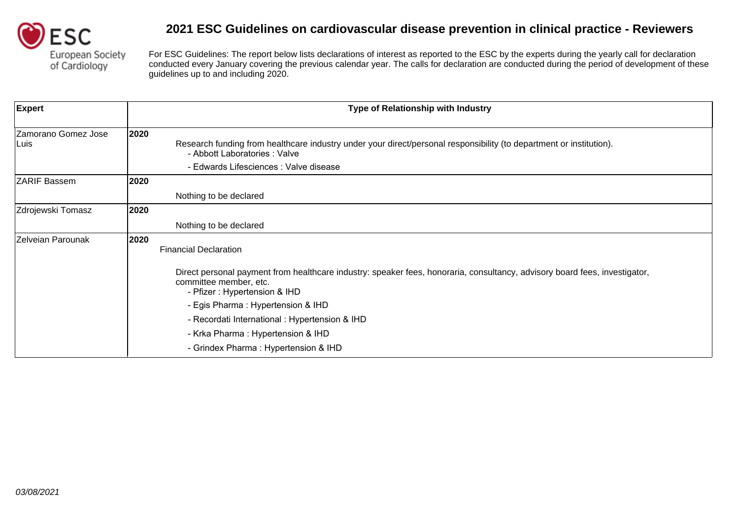# 2021 ESC Guidelines on cardiovascular disease prevention in clinical practice - Reviewers

For ESC Guidelines: The report below lists declarations of interest as reported to the ESC by the experts during the yearly call for declaration conducted every January covering the previous calendar year. The calls for declaration are conducted during the period of development of these guidelines up to and including 2020.

| Expert | Type of Relationship with Industry |
|---|---|
| Zamorano Gomez Jose Luis | **2020**<br>Research funding from healthcare industry under your direct/personal responsibility (to department or institution).<br>- Abbott Laboratories : Valve<br>- Edwards Lifesciences : Valve disease |
| ZARIF Bassem | **2020**<br>Nothing to be declared |
| Zdrojewski Tomasz | **2020**<br>Nothing to be declared |
| Zelveian Parounak | **2020**<br>Financial Declaration<br>Direct personal payment from healthcare industry: speaker fees, honoraria, consultancy, advisory board fees, investigator, committee member, etc.<br>- Pfizer : Hypertension & IHD<br>- Egis Pharma : Hypertension & IHD<br>- Recordati International : Hypertension & IHD<br>- Krka Pharma : Hypertension & IHD<br>- Grindex Pharma : Hypertension & IHD |

*03/08/2021*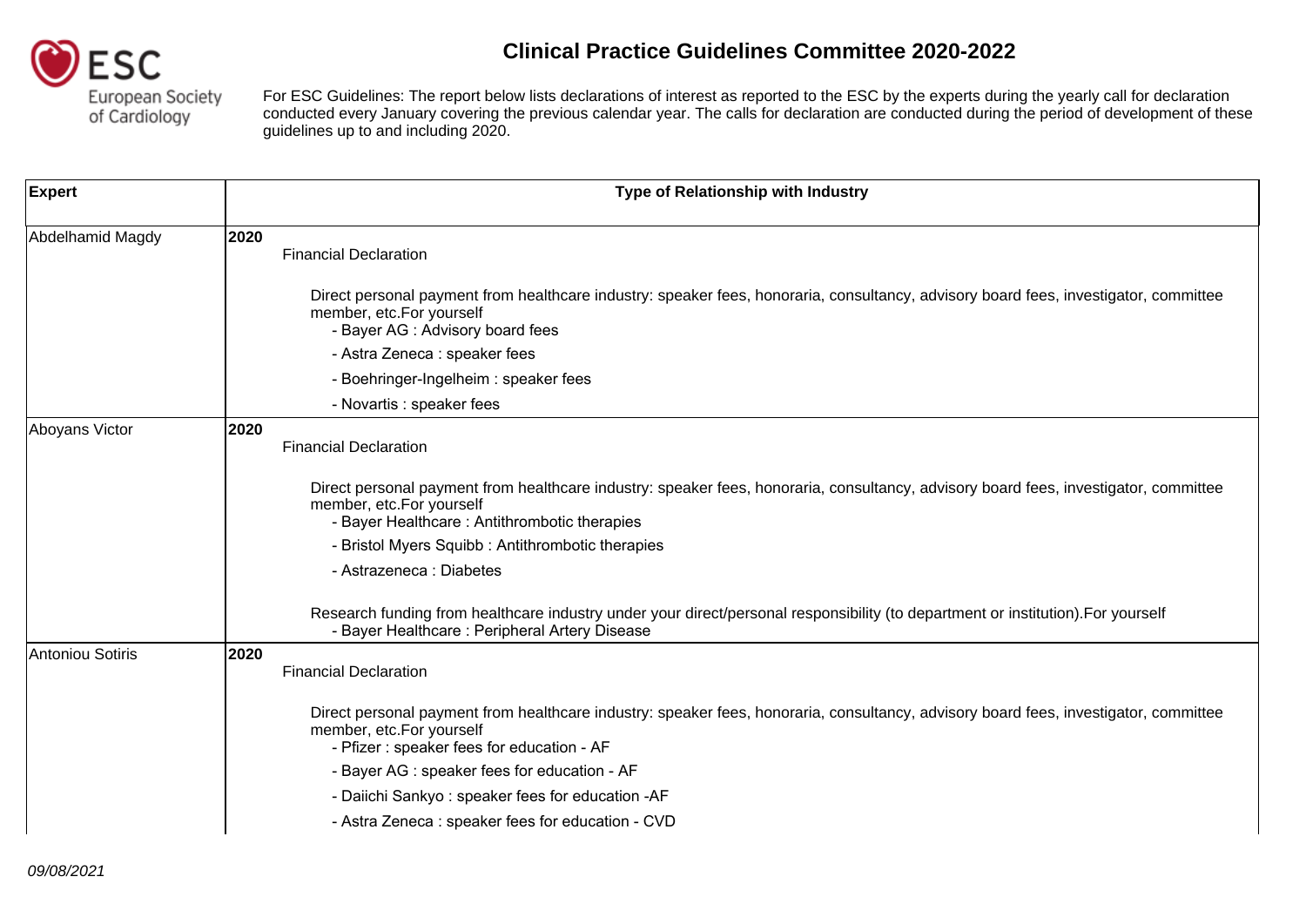# Clinical Practice Guidelines Committee 2020-2022

For ESC Guidelines: The report below lists declarations of interest as reported to the ESC by the experts during the yearly call for declaration conducted every January covering the previous calendar year. The calls for declaration are conducted during the period of development of these guidelines up to and including 2020.

| Expert | Type of Relationship with Industry |
|---|---|
| Abdelhamid Magdy | **2020**<br>Financial Declaration<br><br>Direct personal payment from healthcare industry: speaker fees, honoraria, consultancy, advisory board fees, investigator, committee member, etc.For yourself<br>- Bayer AG : Advisory board fees<br>- Astra Zeneca : speaker fees<br>- Boehringer-Ingelheim : speaker fees<br>- Novartis : speaker fees |
| Aboyans Victor | **2020**<br>Financial Declaration<br><br>Direct personal payment from healthcare industry: speaker fees, honoraria, consultancy, advisory board fees, investigator, committee member, etc.For yourself<br>- Bayer Healthcare : Antithrombotic therapies<br>- Bristol Myers Squibb : Antithrombotic therapies<br>- Astrazeneca : Diabetes<br><br>Research funding from healthcare industry under your direct/personal responsibility (to department or institution).For yourself<br>- Bayer Healthcare : Peripheral Artery Disease |
| Antoniou Sotiris | **2020**<br>Financial Declaration<br><br>Direct personal payment from healthcare industry: speaker fees, honoraria, consultancy, advisory board fees, investigator, committee member, etc.For yourself<br>- Pfizer : speaker fees for education - AF<br>- Bayer AG : speaker fees for education - AF<br>- Daiichi Sankyo : speaker fees for education -AF<br>- Astra Zeneca : speaker fees for education - CVD |

*09/08/2021*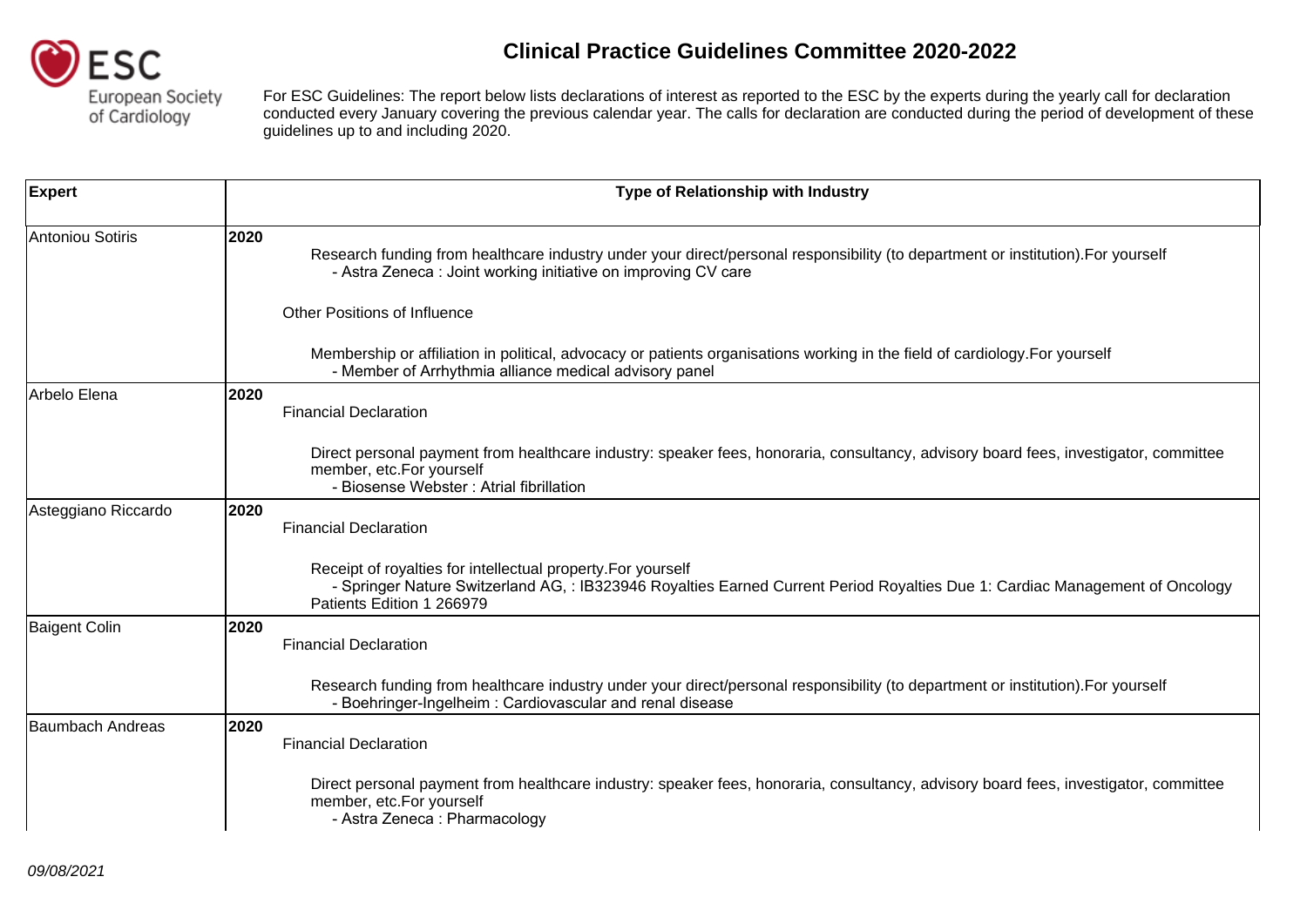# Clinical Practice Guidelines Committee 2020-2022

For ESC Guidelines: The report below lists declarations of interest as reported to the ESC by the experts during the yearly call for declaration conducted every January covering the previous calendar year. The calls for declaration are conducted during the period of development of these guidelines up to and including 2020.

| Expert | Type of Relationship with Industry |
| --- | --- |
| Antoniou Sotiris | **2020**<br>Research funding from healthcare industry under your direct/personal responsibility (to department or institution).For yourself<br>- Astra Zeneca : Joint working initiative on improving CV care<br><br>Other Positions of Influence<br><br>Membership or affiliation in political, advocacy or patients organisations working in the field of cardiology.For yourself<br>- Member of Arrhythmia alliance medical advisory panel |
| Arbelo Elena | **2020**<br>Financial Declaration<br><br>Direct personal payment from healthcare industry: speaker fees, honoraria, consultancy, advisory board fees, investigator, committee member, etc.For yourself<br>- Biosense Webster : Atrial fibrillation |
| Asteggiano Riccardo | **2020**<br>Financial Declaration<br><br>Receipt of royalties for intellectual property.For yourself<br>- Springer Nature Switzerland AG, : IB323946 Royalties Earned Current Period Royalties Due 1: Cardiac Management of Oncology Patients Edition 1 266979 |
| Baigent Colin | **2020**<br>Financial Declaration<br><br>Research funding from healthcare industry under your direct/personal responsibility (to department or institution).For yourself<br>- Boehringer-Ingelheim : Cardiovascular and renal disease |
| Baumbach Andreas | **2020**<br>Financial Declaration<br><br>Direct personal payment from healthcare industry: speaker fees, honoraria, consultancy, advisory board fees, investigator, committee member, etc.For yourself<br>- Astra Zeneca : Pharmacology |

*09/08/2021*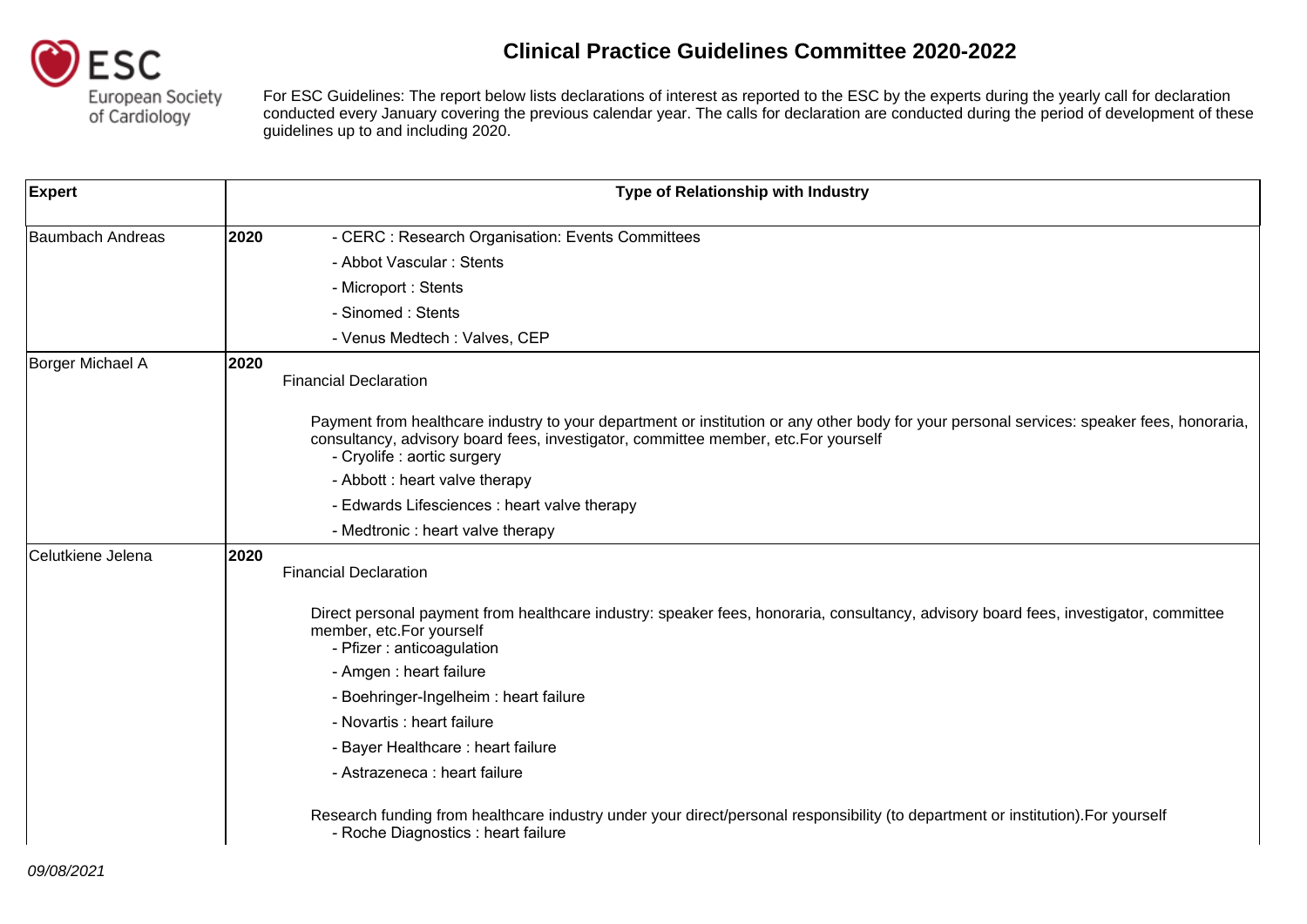# Clinical Practice Guidelines Committee 2020-2022

For ESC Guidelines: The report below lists declarations of interest as reported to the ESC by the experts during the yearly call for declaration conducted every January covering the previous calendar year. The calls for declaration are conducted during the period of development of these guidelines up to and including 2020.

| Expert | Type of Relationship with Industry |
|---|---|
| Baumbach Andreas | **2020**<br>- CERC : Research Organisation: Events Committees<br>- Abbot Vascular : Stents<br>- Microport : Stents<br>- Sinomed : Stents<br>- Venus Medtech : Valves, CEP |
| Borger Michael A | **2020**<br>Financial Declaration<br><br>Payment from healthcare industry to your department or institution or any other body for your personal services: speaker fees, honoraria, consultancy, advisory board fees, investigator, committee member, etc.For yourself<br>- Cryolife : aortic surgery<br>- Abbott : heart valve therapy<br>- Edwards Lifesciences : heart valve therapy<br>- Medtronic : heart valve therapy |
| Celutkiene Jelena | **2020**<br>Financial Declaration<br><br>Direct personal payment from healthcare industry: speaker fees, honoraria, consultancy, advisory board fees, investigator, committee member, etc.For yourself<br>- Pfizer : anticoagulation<br>- Amgen : heart failure<br>- Boehringer-Ingelheim : heart failure<br>- Novartis : heart failure<br>- Bayer Healthcare : heart failure<br>- Astrazeneca : heart failure<br><br>Research funding from healthcare industry under your direct/personal responsibility (to department or institution).For yourself<br>- Roche Diagnostics : heart failure |

*09/08/2021*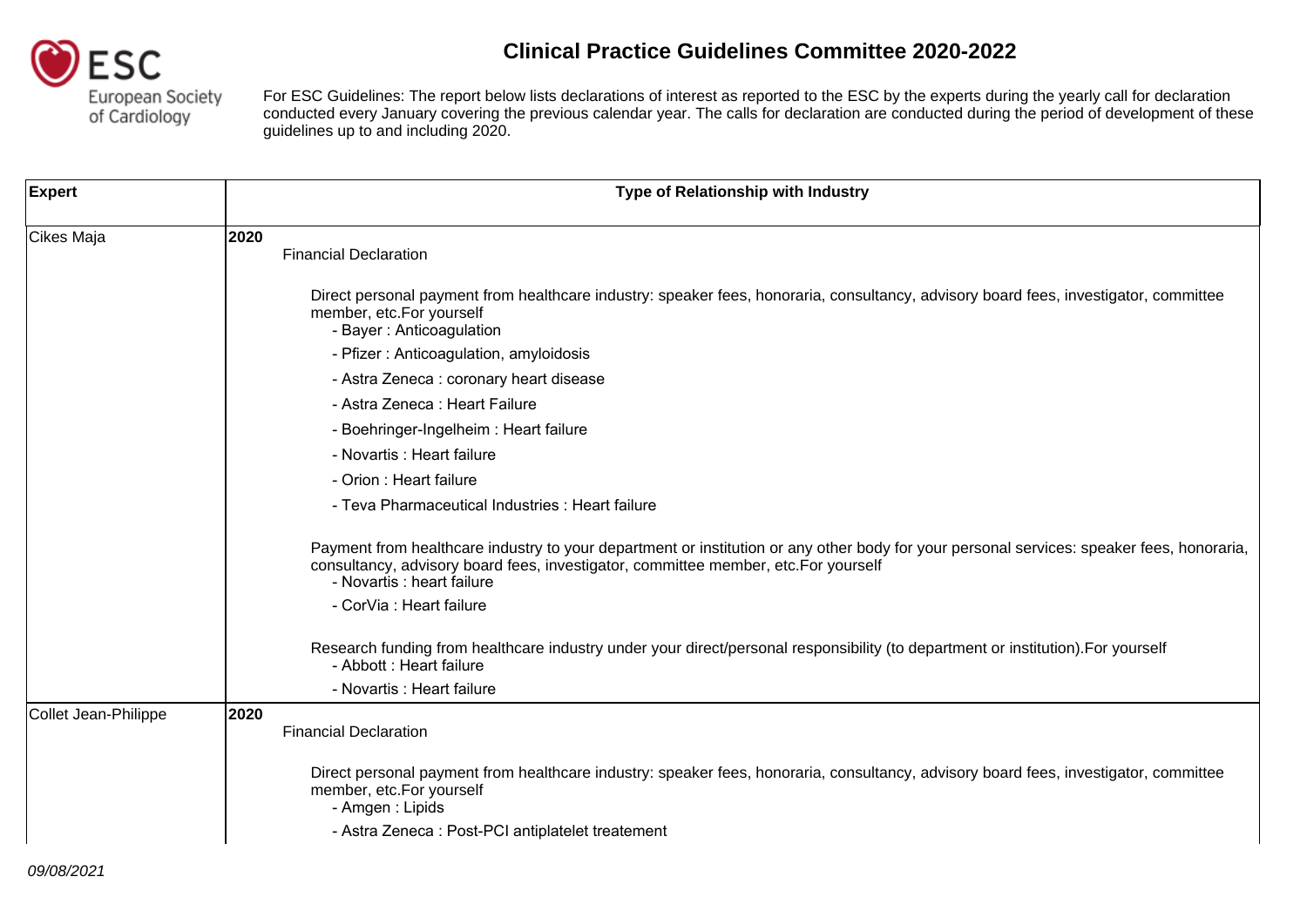# Clinical Practice Guidelines Committee 2020-2022

For ESC Guidelines: The report below lists declarations of interest as reported to the ESC by the experts during the yearly call for declaration conducted every January covering the previous calendar year. The calls for declaration are conducted during the period of development of these guidelines up to and including 2020.

| Expert | Type of Relationship with Industry |
|---|---|
| Cikes Maja | **2020**<br>Financial Declaration<br><br>Direct personal payment from healthcare industry: speaker fees, honoraria, consultancy, advisory board fees, investigator, committee member, etc.For yourself<br>- Bayer : Anticoagulation<br>- Pfizer : Anticoagulation, amyloidosis<br>- Astra Zeneca : coronary heart disease<br>- Astra Zeneca : Heart Failure<br>- Boehringer-Ingelheim : Heart failure<br>- Novartis : Heart failure<br>- Orion : Heart failure<br>- Teva Pharmaceutical Industries : Heart failure<br><br>Payment from healthcare industry to your department or institution or any other body for your personal services: speaker fees, honoraria, consultancy, advisory board fees, investigator, committee member, etc.For yourself<br>- Novartis : heart failure<br>- CorVia : Heart failure<br><br>Research funding from healthcare industry under your direct/personal responsibility (to department or institution).For yourself<br>- Abbott : Heart failure<br>- Novartis : Heart failure |
| Collet Jean-Philippe | **2020**<br>Financial Declaration<br><br>Direct personal payment from healthcare industry: speaker fees, honoraria, consultancy, advisory board fees, investigator, committee member, etc.For yourself<br>- Amgen : Lipids<br>- Astra Zeneca : Post-PCI antiplatelet treatement |

*09/08/2021*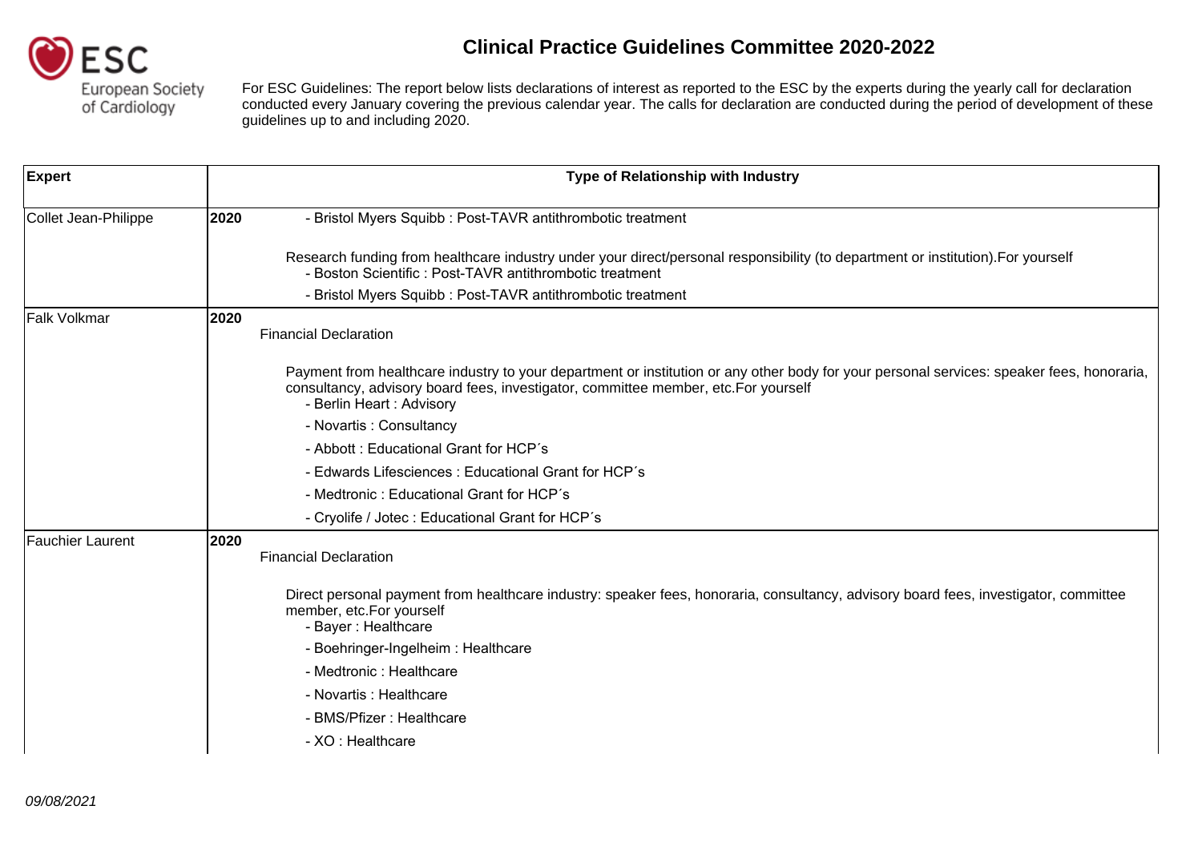# Clinical Practice Guidelines Committee 2020-2022

For ESC Guidelines: The report below lists declarations of interest as reported to the ESC by the experts during the yearly call for declaration conducted every January covering the previous calendar year. The calls for declaration are conducted during the period of development of these guidelines up to and including 2020.

| Expert | Type of Relationship with Industry |
|---|---|
| Collet Jean-Philippe | **2020** - Bristol Myers Squibb : Post-TAVR antithrombotic treatment<br><br>Research funding from healthcare industry under your direct/personal responsibility (to department or institution).For yourself<br>- Boston Scientific : Post-TAVR antithrombotic treatment<br>- Bristol Myers Squibb : Post-TAVR antithrombotic treatment |
| Falk Volkmar | **2020**<br>Financial Declaration<br><br>Payment from healthcare industry to your department or institution or any other body for your personal services: speaker fees, honoraria, consultancy, advisory board fees, investigator, committee member, etc.For yourself<br>- Berlin Heart : Advisory<br>- Novartis : Consultancy<br>- Abbott : Educational Grant for HCP´s<br>- Edwards Lifesciences : Educational Grant for HCP´s<br>- Medtronic : Educational Grant for HCP´s<br>- Cryolife / Jotec : Educational Grant for HCP´s |
| Fauchier Laurent | **2020**<br>Financial Declaration<br><br>Direct personal payment from healthcare industry: speaker fees, honoraria, consultancy, advisory board fees, investigator, committee member, etc.For yourself<br>- Bayer : Healthcare<br>- Boehringer-Ingelheim : Healthcare<br>- Medtronic : Healthcare<br>- Novartis : Healthcare<br>- BMS/Pfizer : Healthcare<br>- XO : Healthcare |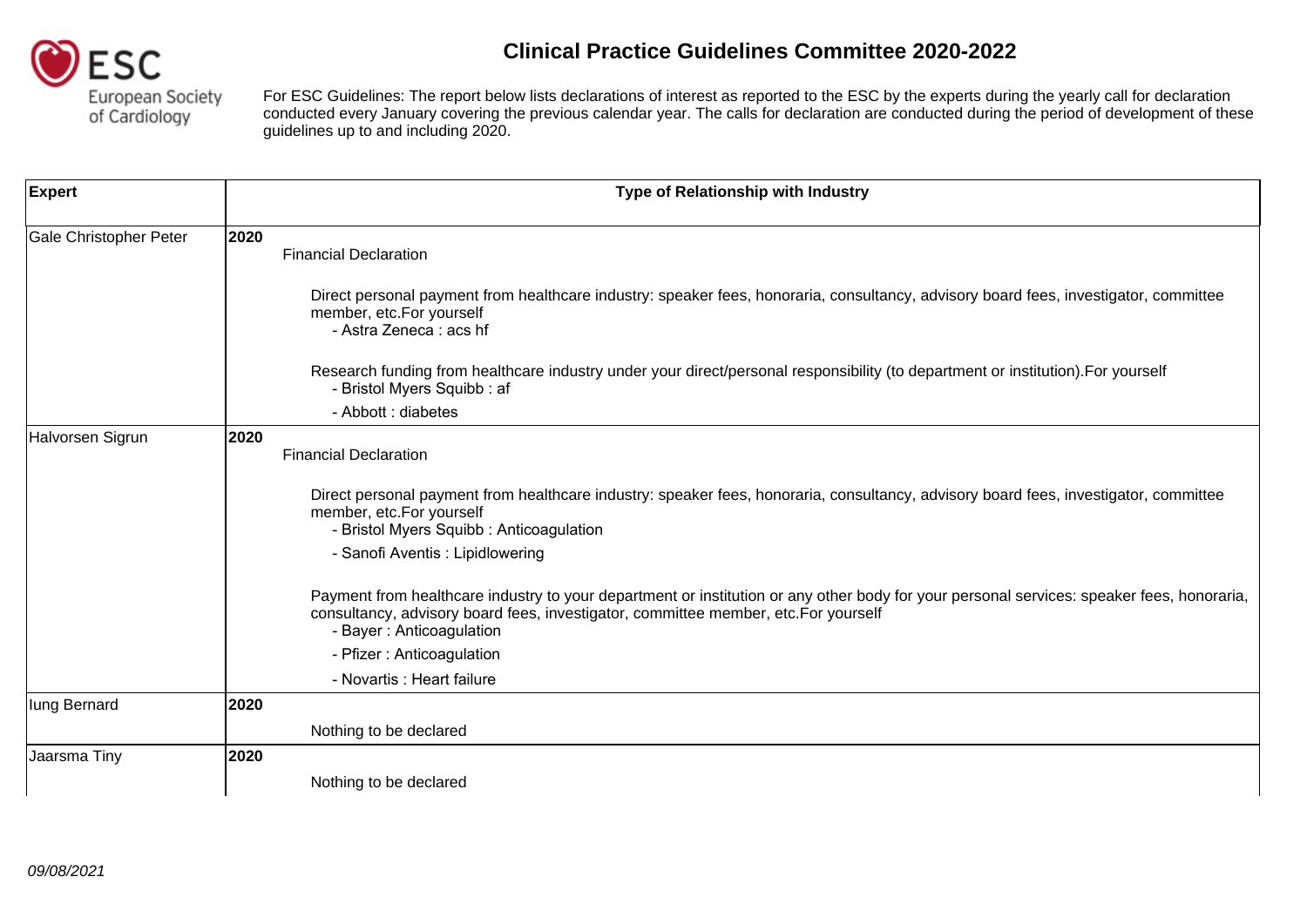# Clinical Practice Guidelines Committee 2020-2022

For ESC Guidelines: The report below lists declarations of interest as reported to the ESC by the experts during the yearly call for declaration conducted every January covering the previous calendar year. The calls for declaration are conducted during the period of development of these guidelines up to and including 2020.

| Expert | Type of Relationship with Industry |
|---|---|
| Gale Christopher Peter | **2020**<br>Financial Declaration<br><br>Direct personal payment from healthcare industry: speaker fees, honoraria, consultancy, advisory board fees, investigator, committee member, etc.For yourself<br>- Astra Zeneca : acs hf<br><br>Research funding from healthcare industry under your direct/personal responsibility (to department or institution).For yourself<br>- Bristol Myers Squibb : af<br>- Abbott : diabetes |
| Halvorsen Sigrun | **2020**<br>Financial Declaration<br><br>Direct personal payment from healthcare industry: speaker fees, honoraria, consultancy, advisory board fees, investigator, committee member, etc.For yourself<br>- Bristol Myers Squibb : Anticoagulation<br>- Sanofi Aventis : Lipidlowering<br><br>Payment from healthcare industry to your department or institution or any other body for your personal services: speaker fees, honoraria, consultancy, advisory board fees, investigator, committee member, etc.For yourself<br>- Bayer : Anticoagulation<br>- Pfizer : Anticoagulation<br>- Novartis : Heart failure |
| Iung Bernard | **2020**<br>Nothing to be declared |
| Jaarsma Tiny | **2020**<br>Nothing to be declared |

*09/08/2021*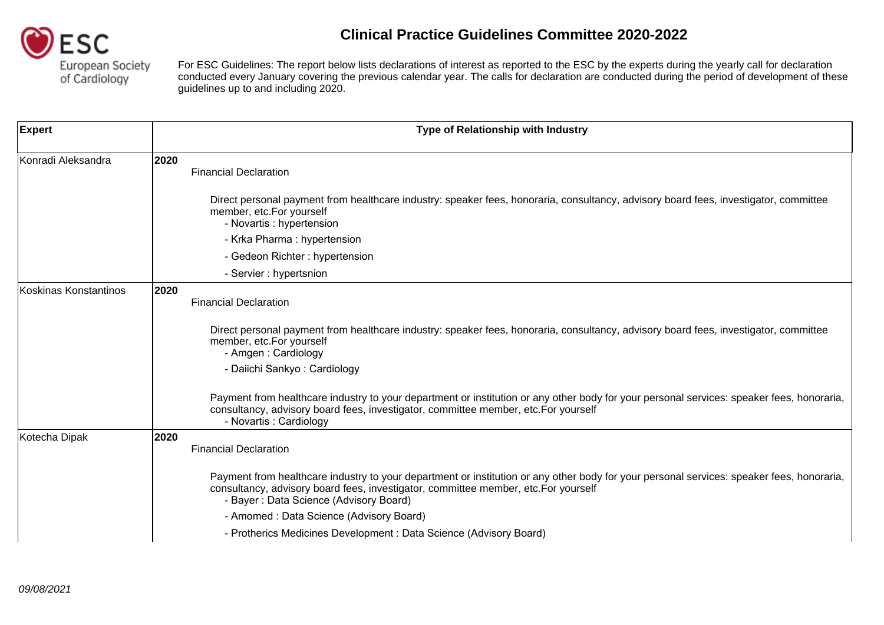## Clinical Practice Guidelines Committee 2020-2022

For ESC Guidelines: The report below lists declarations of interest as reported to the ESC by the experts during the yearly call for declaration conducted every January covering the previous calendar year. The calls for declaration are conducted during the period of development of these guidelines up to and including 2020.

| Expert | Type of Relationship with Industry |
| --- | --- |
| Konradi Aleksandra | **2020**<br>Financial Declaration<br><br>Direct personal payment from healthcare industry: speaker fees, honoraria, consultancy, advisory board fees, investigator, committee member, etc.For yourself<br>- Novartis : hypertension<br>- Krka Pharma : hypertension<br>- Gedeon Richter : hypertension<br>- Servier : hypertsnion |
| Koskinas Konstantinos | **2020**<br>Financial Declaration<br><br>Direct personal payment from healthcare industry: speaker fees, honoraria, consultancy, advisory board fees, investigator, committee member, etc.For yourself<br>- Amgen : Cardiology<br>- Daiichi Sankyo : Cardiology<br><br>Payment from healthcare industry to your department or institution or any other body for your personal services: speaker fees, honoraria, consultancy, advisory board fees, investigator, committee member, etc.For yourself<br>- Novartis : Cardiology |
| Kotecha Dipak | **2020**<br>Financial Declaration<br><br>Payment from healthcare industry to your department or institution or any other body for your personal services: speaker fees, honoraria, consultancy, advisory board fees, investigator, committee member, etc.For yourself<br>- Bayer : Data Science (Advisory Board)<br>- Amomed : Data Science (Advisory Board)<br>- Protherics Medicines Development : Data Science (Advisory Board) |

*09/08/2021*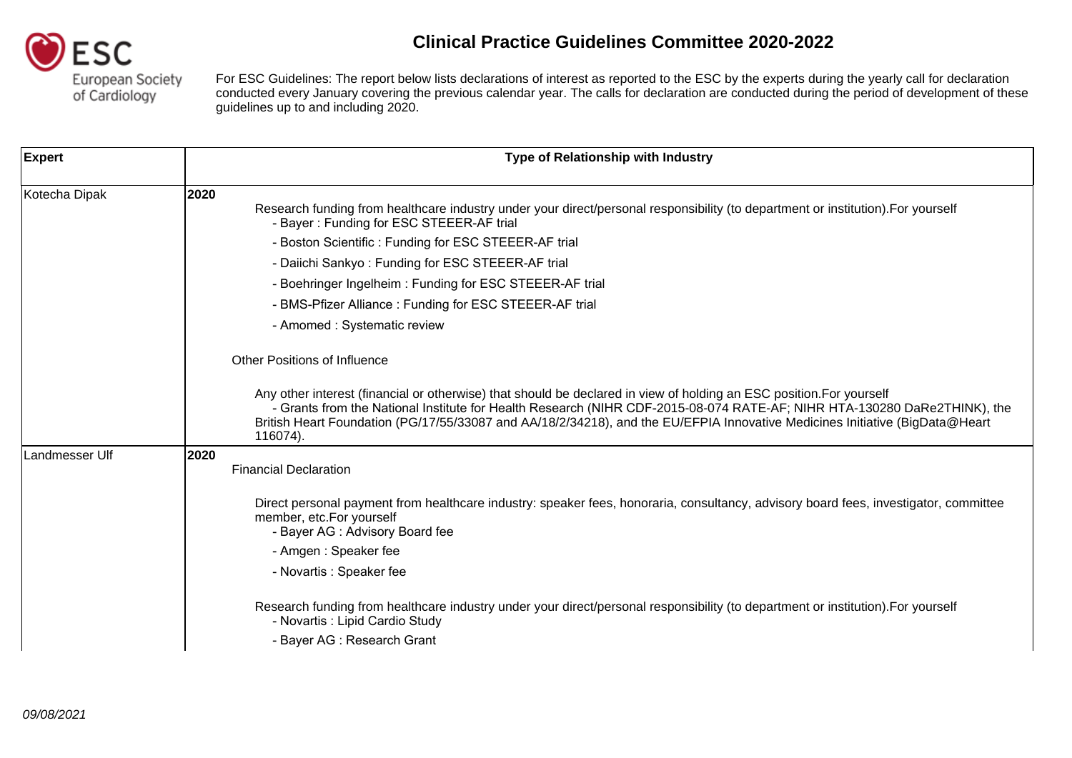# Clinical Practice Guidelines Committee 2020-2022

For ESC Guidelines: The report below lists declarations of interest as reported to the ESC by the experts during the yearly call for declaration conducted every January covering the previous calendar year. The calls for declaration are conducted during the period of development of these guidelines up to and including 2020.

| Expert | Type of Relationship with Industry |
| --- | --- |
| Kotecha Dipak | **2020**<br>Research funding from healthcare industry under your direct/personal responsibility (to department or institution).For yourself<br>- Bayer : Funding for ESC STEEER-AF trial<br>- Boston Scientific : Funding for ESC STEEER-AF trial<br>- Daiichi Sankyo : Funding for ESC STEEER-AF trial<br>- Boehringer Ingelheim : Funding for ESC STEEER-AF trial<br>- BMS-Pfizer Alliance : Funding for ESC STEEER-AF trial<br>- Amomed : Systematic review<br><br>Other Positions of Influence<br><br>Any other interest (financial or otherwise) that should be declared in view of holding an ESC position.For yourself<br>- Grants from the National Institute for Health Research (NIHR CDF-2015-08-074 RATE-AF; NIHR HTA-130280 DaRe2THINK), the British Heart Foundation (PG/17/55/33087 and AA/18/2/34218), and the EU/EFPIA Innovative Medicines Initiative (BigData@Heart 116074). |
| Landmesser Ulf | **2020**<br>Financial Declaration<br><br>Direct personal payment from healthcare industry: speaker fees, honoraria, consultancy, advisory board fees, investigator, committee member, etc.For yourself<br>- Bayer AG : Advisory Board fee<br>- Amgen : Speaker fee<br>- Novartis : Speaker fee<br><br>Research funding from healthcare industry under your direct/personal responsibility (to department or institution).For yourself<br>- Novartis : Lipid Cardio Study<br>- Bayer AG : Research Grant |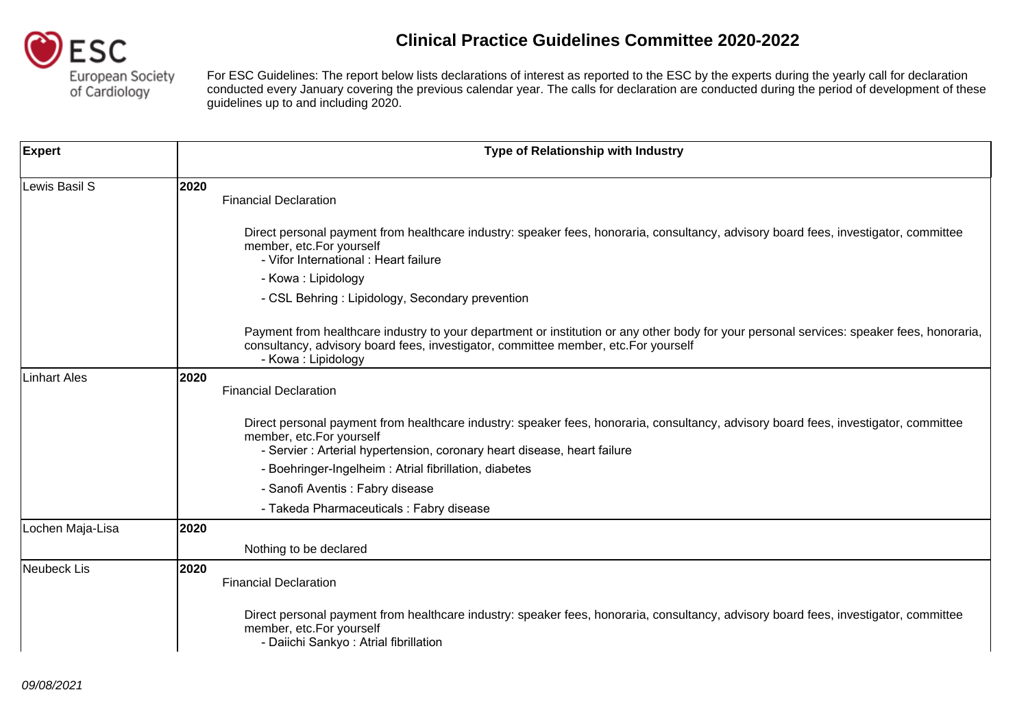# Clinical Practice Guidelines Committee 2020-2022

For ESC Guidelines: The report below lists declarations of interest as reported to the ESC by the experts during the yearly call for declaration conducted every January covering the previous calendar year. The calls for declaration are conducted during the period of development of these guidelines up to and including 2020.

| Expert | Type of Relationship with Industry |
|---|---|
| Lewis Basil S | **2020**<br>Financial Declaration<br><br>Direct personal payment from healthcare industry: speaker fees, honoraria, consultancy, advisory board fees, investigator, committee member, etc.For yourself<br>- Vifor International : Heart failure<br>- Kowa : Lipidology<br>- CSL Behring : Lipidology, Secondary prevention<br><br>Payment from healthcare industry to your department or institution or any other body for your personal services: speaker fees, honoraria, consultancy, advisory board fees, investigator, committee member, etc.For yourself<br>- Kowa : Lipidology |
| Linhart Ales | **2020**<br>Financial Declaration<br><br>Direct personal payment from healthcare industry: speaker fees, honoraria, consultancy, advisory board fees, investigator, committee member, etc.For yourself<br>- Servier : Arterial hypertension, coronary heart disease, heart failure<br>- Boehringer-Ingelheim : Atrial fibrillation, diabetes<br>- Sanofi Aventis : Fabry disease<br>- Takeda Pharmaceuticals : Fabry disease |
| Lochen Maja-Lisa | **2020**<br><br>Nothing to be declared |
| Neubeck Lis | **2020**<br>Financial Declaration<br><br>Direct personal payment from healthcare industry: speaker fees, honoraria, consultancy, advisory board fees, investigator, committee member, etc.For yourself<br>- Daiichi Sankyo : Atrial fibrillation |

09/08/2021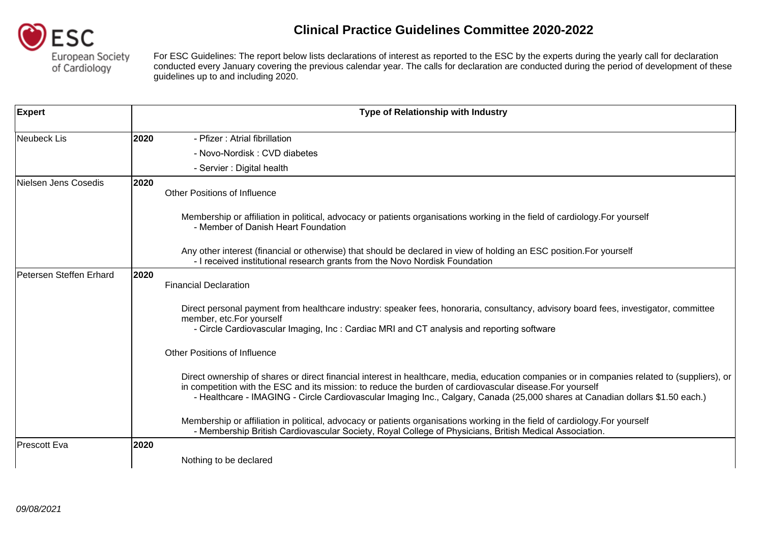# Clinical Practice Guidelines Committee 2020-2022

For ESC Guidelines: The report below lists declarations of interest as reported to the ESC by the experts during the yearly call for declaration conducted every January covering the previous calendar year. The calls for declaration are conducted during the period of development of these guidelines up to and including 2020.

| Expert | Type of Relationship with Industry |
|---|---|
| Neubeck Lis | **2020**<br>- Pfizer : Atrial fibrillation<br>- Novo-Nordisk : CVD diabetes<br>- Servier : Digital health |
| Nielsen Jens Cosedis | **2020**<br>Other Positions of Influence<br><br>Membership or affiliation in political, advocacy or patients organisations working in the field of cardiology.For yourself<br>- Member of Danish Heart Foundation<br><br>Any other interest (financial or otherwise) that should be declared in view of holding an ESC position.For yourself<br>- I received institutional research grants from the Novo Nordisk Foundation |
| Petersen Steffen Erhard | **2020**<br>Financial Declaration<br><br>Direct personal payment from healthcare industry: speaker fees, honoraria, consultancy, advisory board fees, investigator, committee member, etc.For yourself<br>- Circle Cardiovascular Imaging, Inc : Cardiac MRI and CT analysis and reporting software<br><br>Other Positions of Influence<br><br>Direct ownership of shares or direct financial interest in healthcare, media, education companies or in companies related to (suppliers), or in competition with the ESC and its mission: to reduce the burden of cardiovascular disease.For yourself<br>- Healthcare - IMAGING - Circle Cardiovascular Imaging Inc., Calgary, Canada (25,000 shares at Canadian dollars $1.50 each.)<br><br>Membership or affiliation in political, advocacy or patients organisations working in the field of cardiology.For yourself<br>- Membership British Cardiovascular Society, Royal College of Physicians, British Medical Association. |
| Prescott Eva | **2020**<br>Nothing to be declared |

*09/08/2021*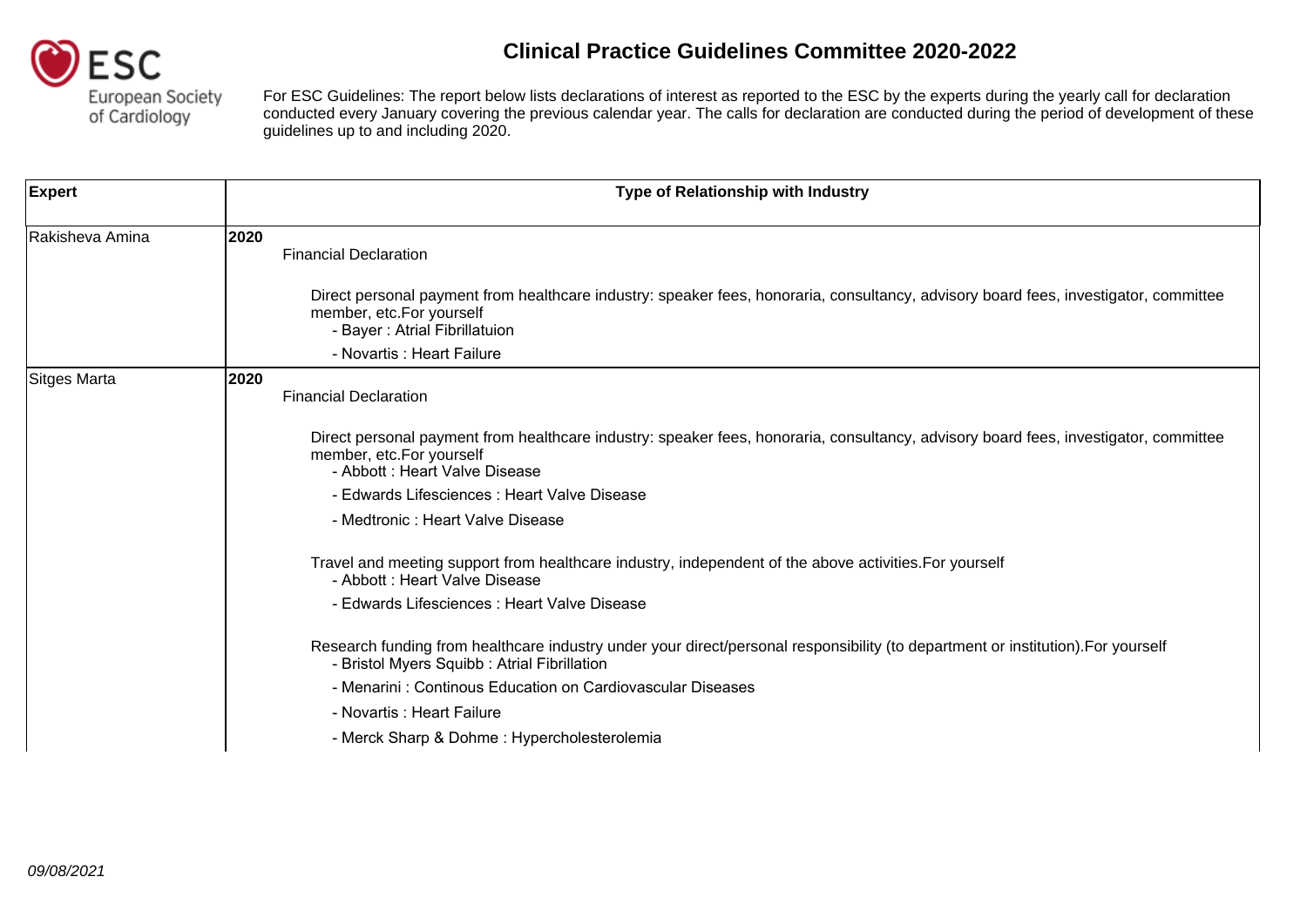# Clinical Practice Guidelines Committee 2020-2022

For ESC Guidelines: The report below lists declarations of interest as reported to the ESC by the experts during the yearly call for declaration conducted every January covering the previous calendar year. The calls for declaration are conducted during the period of development of these guidelines up to and including 2020.

| Expert | Type of Relationship with Industry |
|---|---|
| Rakisheva Amina | **2020**<br>Financial Declaration<br><br>Direct personal payment from healthcare industry: speaker fees, honoraria, consultancy, advisory board fees, investigator, committee member, etc.For yourself<br>- Bayer : Atrial Fibrillatuion<br>- Novartis : Heart Failure |
| Sitges Marta | **2020**<br>Financial Declaration<br><br>Direct personal payment from healthcare industry: speaker fees, honoraria, consultancy, advisory board fees, investigator, committee member, etc.For yourself<br>- Abbott : Heart Valve Disease<br>- Edwards Lifesciences : Heart Valve Disease<br>- Medtronic : Heart Valve Disease<br><br>Travel and meeting support from healthcare industry, independent of the above activities.For yourself<br>- Abbott : Heart Valve Disease<br>- Edwards Lifesciences : Heart Valve Disease<br><br>Research funding from healthcare industry under your direct/personal responsibility (to department or institution).For yourself<br>- Bristol Myers Squibb : Atrial Fibrillation<br>- Menarini : Continous Education on Cardiovascular Diseases<br>- Novartis : Heart Failure<br>- Merck Sharp & Dohme : Hypercholesterolemia |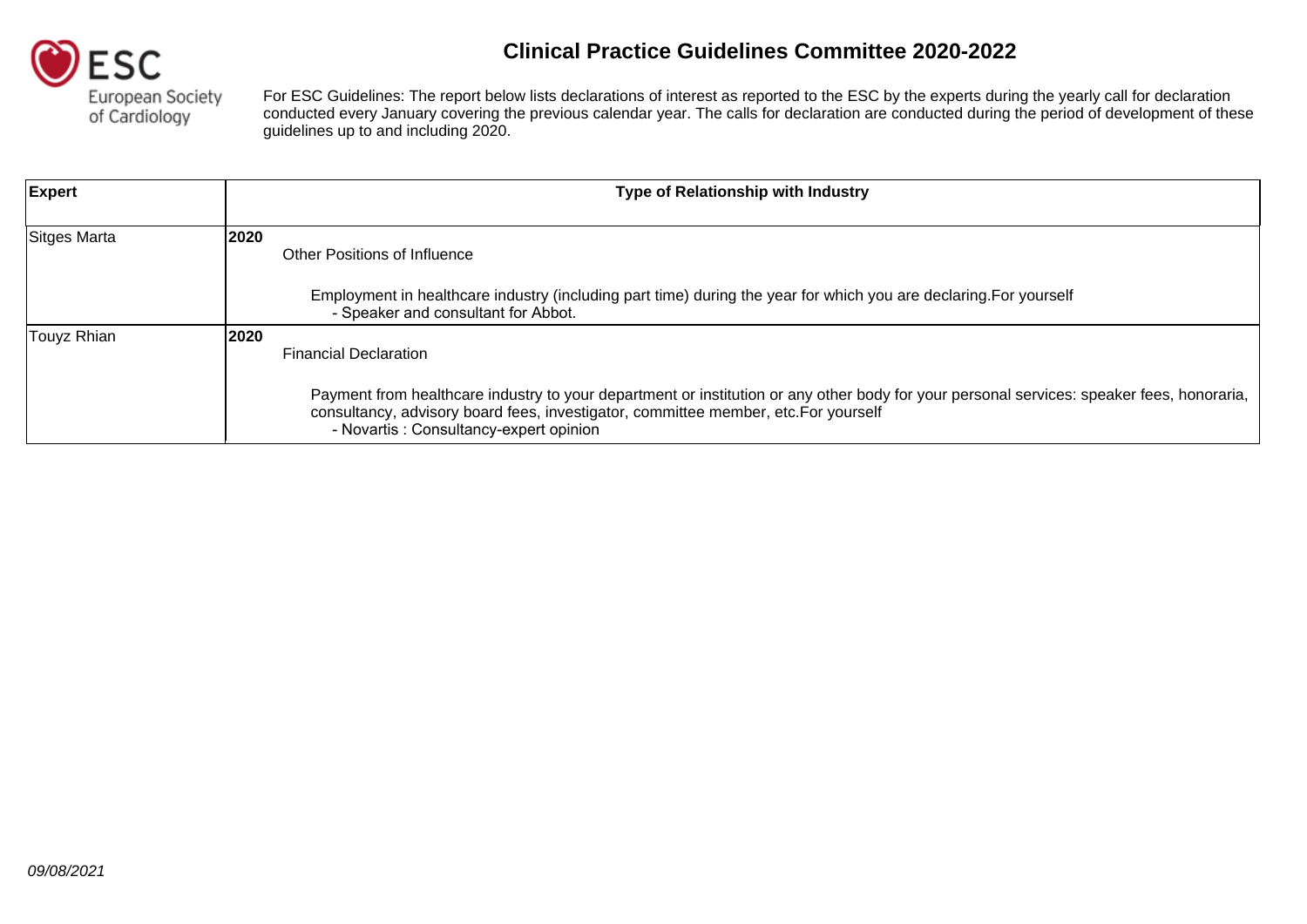# Clinical Practice Guidelines Committee 2020-2022

For ESC Guidelines: The report below lists declarations of interest as reported to the ESC by the experts during the yearly call for declaration conducted every January covering the previous calendar year. The calls for declaration are conducted during the period of development of these guidelines up to and including 2020.

| Expert | Type of Relationship with Industry |
|---|---|
| Sitges Marta | **2020**<br>Other Positions of Influence<br><br>Employment in healthcare industry (including part time) during the year for which you are declaring.For yourself<br>- Speaker and consultant for Abbot. |
| Touyz Rhian | **2020**<br>Financial Declaration<br><br>Payment from healthcare industry to your department or institution or any other body for your personal services: speaker fees, honoraria, consultancy, advisory board fees, investigator, committee member, etc.For yourself<br>- Novartis : Consultancy-expert opinion |

*09/08/2021*